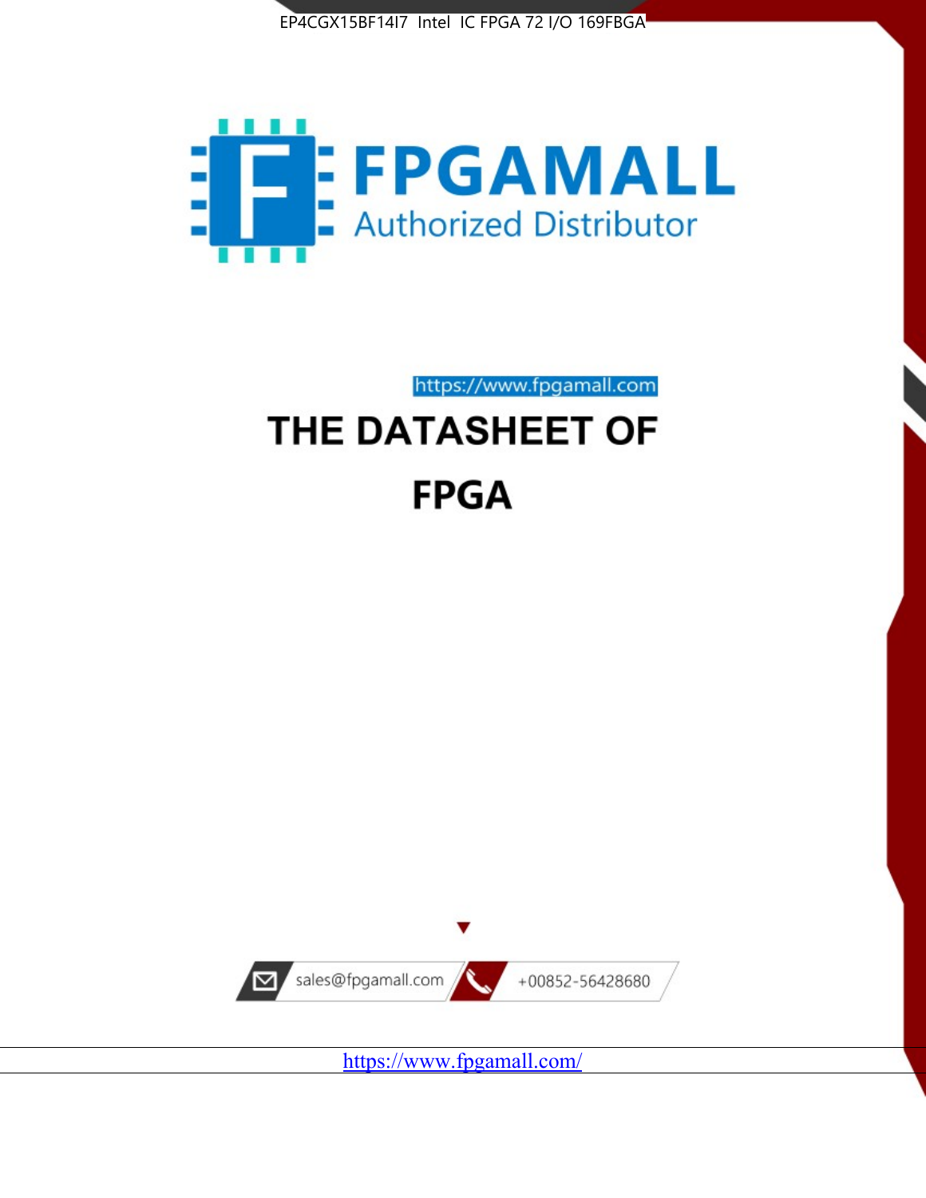EP4CGX15BF14I7 Intel IC FPGA 72 I/O 169FBGA

FPGAMALL
Authorized Distributor

https://www.fpgamall.com

# THE DATASHEET OF

# FPGA

sales@fpgamall.com

+00852-56428680

https://www.fpgamall.com/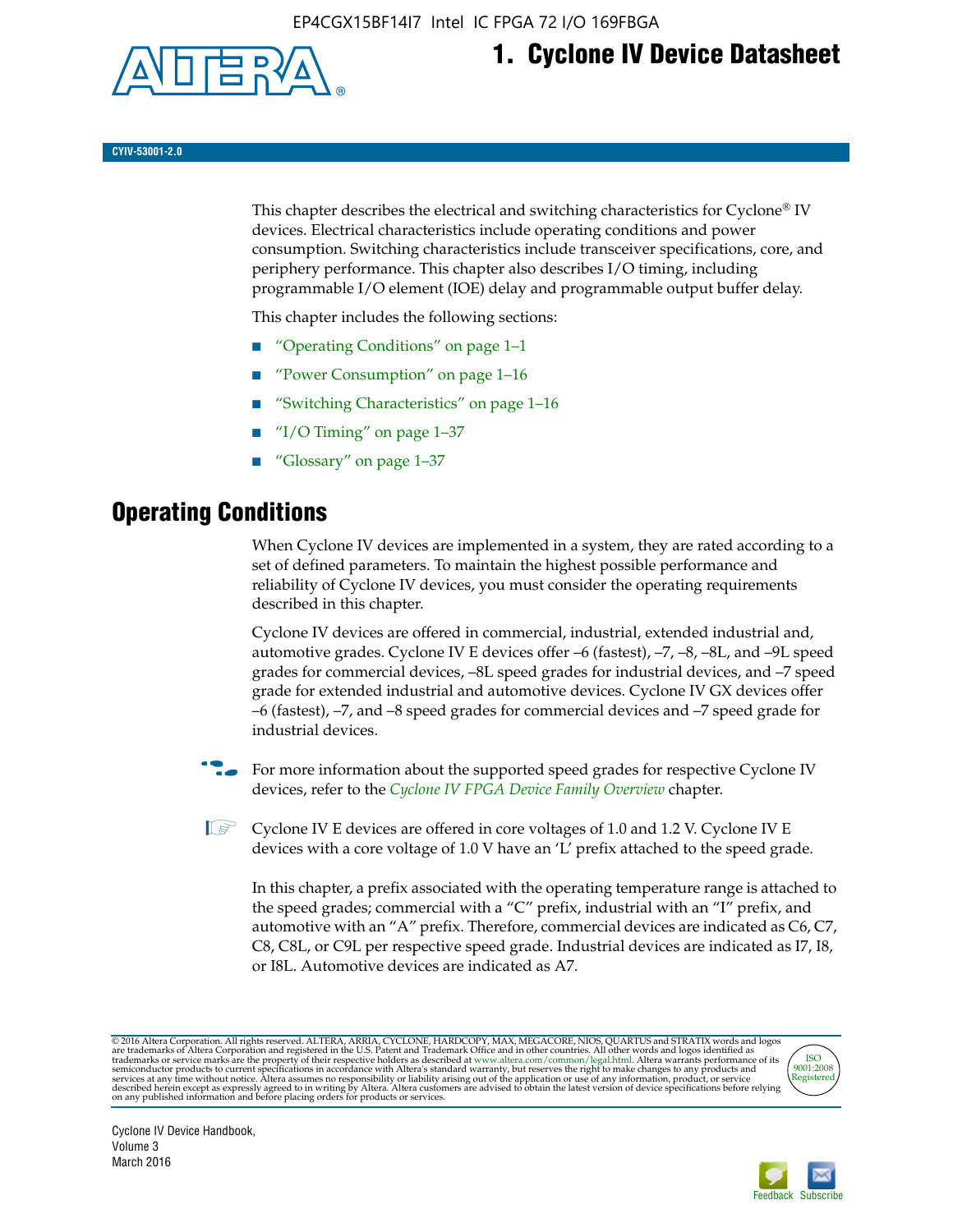# 1. Cyclone IV Device Datasheet

**CYIV-53001-2.0**

This chapter describes the electrical and switching characteristics for Cyclone® IV devices. Electrical characteristics include operating conditions and power consumption. Switching characteristics include transceiver specifications, core, and periphery performance. This chapter also describes I/O timing, including programmable I/O element (IOE) delay and programmable output buffer delay.

This chapter includes the following sections:

- "Operating Conditions" on page 1–1
- "Power Consumption" on page 1–16
- "Switching Characteristics" on page 1–16
- "I/O Timing" on page 1–37
- "Glossary" on page 1–37

## Operating Conditions

When Cyclone IV devices are implemented in a system, they are rated according to a set of defined parameters. To maintain the highest possible performance and reliability of Cyclone IV devices, you must consider the operating requirements described in this chapter.

Cyclone IV devices are offered in commercial, industrial, extended industrial and, automotive grades. Cyclone IV E devices offer –6 (fastest), –7, –8, –8L, and –9L speed grades for commercial devices, –8L speed grades for industrial devices, and –7 speed grade for extended industrial and automotive devices. Cyclone IV GX devices offer –6 (fastest), –7, and –8 speed grades for commercial devices and –7 speed grade for industrial devices.

For more information about the supported speed grades for respective Cyclone IV devices, refer to the *Cyclone IV FPGA Device Family Overview* chapter.

Cyclone IV E devices are offered in core voltages of 1.0 and 1.2 V. Cyclone IV E devices with a core voltage of 1.0 V have an 'L' prefix attached to the speed grade.

In this chapter, a prefix associated with the operating temperature range is attached to the speed grades; commercial with a "C" prefix, industrial with an "I" prefix, and automotive with an "A" prefix. Therefore, commercial devices are indicated as C6, C7, C8, C8L, or C9L per respective speed grade. Industrial devices are indicated as I7, I8, or I8L. Automotive devices are indicated as A7.

© 2016 Altera Corporation. All rights reserved. ALTERA, ARRIA, CYCLONE, HARDCOPY, MAX, MEGACORE, NIOS, QUARTUS and STRATIX words and logos are trademarks of Altera Corporation and registered in the U.S. Patent and Trademark Office and in other countries. All other words and logos identified as trademarks or service marks are the property of their respective holders as described at www.altera.com/common/legal.html. Altera warrants performance of its semiconductor products to current specifications in accordance with Altera's standard warranty, but reserves the right to make changes to any products and services at any time without notice. Altera assumes no responsibility or liability arising out of the application or use of any information, product, or service described herein except as expressly agreed to in writing by Altera. Altera customers are advised to obtain the latest version of device specifications before relying on any published information and before placing orders for products or services.

Cyclone IV Device Handbook,
Volume 3
March 2016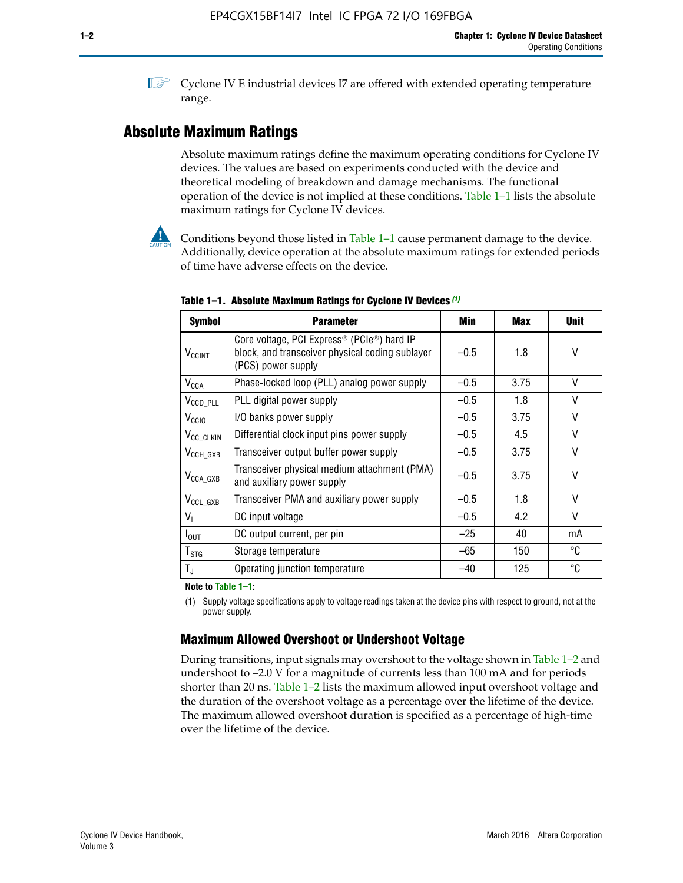Cyclone IV E industrial devices I7 are offered with extended operating temperature range.

## Absolute Maximum Ratings

Absolute maximum ratings define the maximum operating conditions for Cyclone IV devices. The values are based on experiments conducted with the device and theoretical modeling of breakdown and damage mechanisms. The functional operation of the device is not implied at these conditions. Table 1–1 lists the absolute maximum ratings for Cyclone IV devices.

Conditions beyond those listed in Table 1–1 cause permanent damage to the device. Additionally, device operation at the absolute maximum ratings for extended periods of time have adverse effects on the device.

**Table 1–1. Absolute Maximum Ratings for Cyclone IV Devices (1)**

| Symbol | Parameter | Min | Max | Unit |
|---|---|---|---|---|
| $V_{CCINT}$ | Core voltage, PCI Express® (PCIe®) hard IP block, and transceiver physical coding sublayer (PCS) power supply | –0.5 | 1.8 | V |
| $V_{CCA}$ | Phase-locked loop (PLL) analog power supply | –0.5 | 3.75 | V |
| $V_{CCD\_PLL}$ | PLL digital power supply | –0.5 | 1.8 | V |
| $V_{CCIO}$ | I/O banks power supply | –0.5 | 3.75 | V |
| $V_{CC\_CLKIN}$ | Differential clock input pins power supply | –0.5 | 4.5 | V |
| $V_{CCH\_GXB}$ | Transceiver output buffer power supply | –0.5 | 3.75 | V |
| $V_{CCA\_GXB}$ | Transceiver physical medium attachment (PMA) and auxiliary power supply | –0.5 | 3.75 | V |
| $V_{CCL\_GXB}$ | Transceiver PMA and auxiliary power supply | –0.5 | 1.8 | V |
| $V_I$ | DC input voltage | –0.5 | 4.2 | V |
| $I_{OUT}$ | DC output current, per pin | –25 | 40 | mA |
| $T_{STG}$ | Storage temperature | –65 | 150 | °C |
| $T_J$ | Operating junction temperature | –40 | 125 | °C |

**Note to Table 1–1:**

(1) Supply voltage specifications apply to voltage readings taken at the device pins with respect to ground, not at the power supply.

### Maximum Allowed Overshoot or Undershoot Voltage

During transitions, input signals may overshoot to the voltage shown in Table 1–2 and undershoot to –2.0 V for a magnitude of currents less than 100 mA and for periods shorter than 20 ns. Table 1–2 lists the maximum allowed input overshoot voltage and the duration of the overshoot voltage as a percentage over the lifetime of the device. The maximum allowed overshoot duration is specified as a percentage of high-time over the lifetime of the device.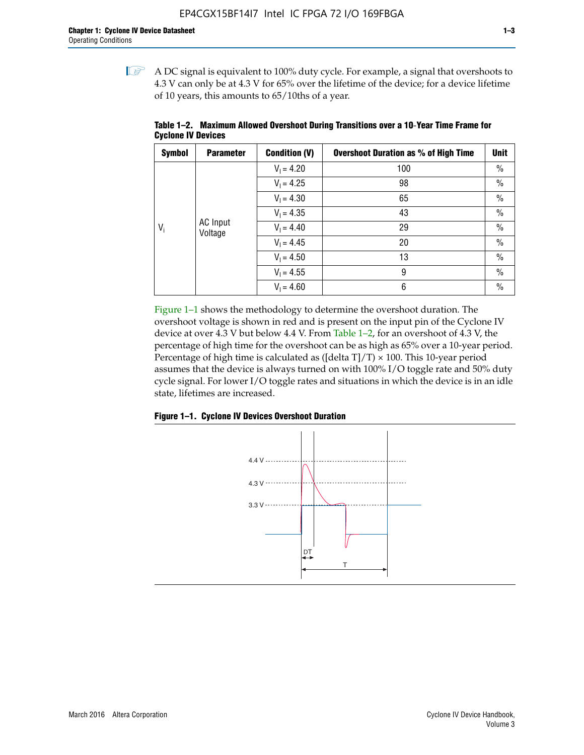A DC signal is equivalent to 100% duty cycle. For example, a signal that overshoots to 4.3 V can only be at 4.3 V for 65% over the lifetime of the device; for a device lifetime of 10 years, this amounts to 65/10ths of a year.

**Table 1–2. Maximum Allowed Overshoot During Transitions over a 10-Year Time Frame for Cyclone IV Devices**

| Symbol | Parameter | Condition (V) | Overshoot Duration as % of High Time | Unit |
|---|---|---|---|---|
| $V_i$ | AC Input Voltage | $V_I = 4.20$ | 100 | % |
| | | $V_I = 4.25$ | 98 | % |
| | | $V_I = 4.30$ | 65 | % |
| | | $V_I = 4.35$ | 43 | % |
| | | $V_I = 4.40$ | 29 | % |
| | | $V_I = 4.45$ | 20 | % |
| | | $V_I = 4.50$ | 13 | % |
| | | $V_I = 4.55$ | 9 | % |
| | | $V_I = 4.60$ | 6 | % |

Figure 1–1 shows the methodology to determine the overshoot duration. The overshoot voltage is shown in red and is present on the input pin of the Cyclone IV device at over 4.3 V but below 4.4 V. From Table 1–2, for an overshoot of 4.3 V, the percentage of high time for the overshoot can be as high as 65% over a 10-year period. Percentage of high time is calculated as ([delta T]/T) × 100. This 10-year period assumes that the device is always turned on with 100% I/O toggle rate and 50% duty cycle signal. For lower I/O toggle rates and situations in which the device is in an idle state, lifetimes are increased.

**Figure 1–1. Cyclone IV Devices Overshoot Duration**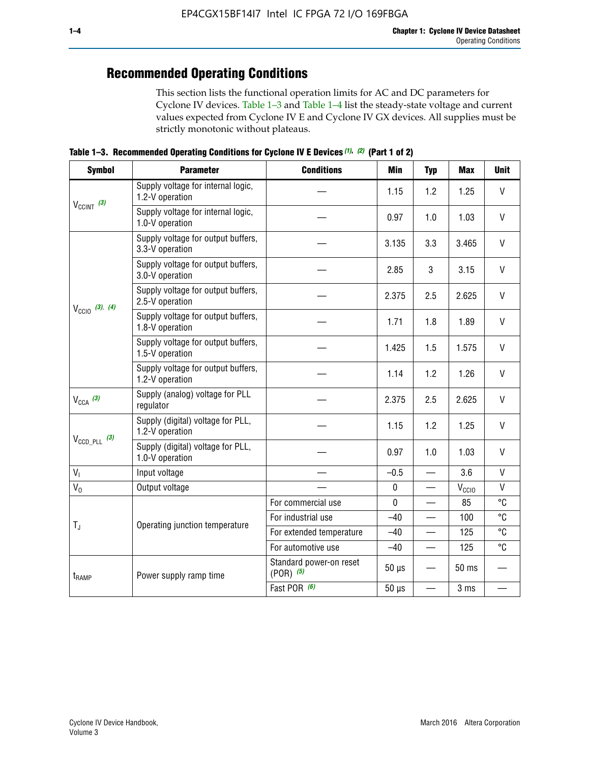## Recommended Operating Conditions

This section lists the functional operation limits for AC and DC parameters for Cyclone IV devices. Table 1–3 and Table 1–4 list the steady-state voltage and current values expected from Cyclone IV E and Cyclone IV GX devices. All supplies must be strictly monotonic without plateaus.

**Table 1–3. Recommended Operating Conditions for Cyclone IV E Devices (1), (2) (Part 1 of 2)**

| Symbol | Parameter | Conditions | Min | Typ | Max | Unit |
|---|---|---|---|---|---|---|
| $V_{CCINT}$ (3) | Supply voltage for internal logic, 1.2-V operation | — | 1.15 | 1.2 | 1.25 | V |
| | Supply voltage for internal logic, 1.0-V operation | — | 0.97 | 1.0 | 1.03 | V |
| $V_{CCIO}$ (3), (4) | Supply voltage for output buffers, 3.3-V operation | — | 3.135 | 3.3 | 3.465 | V |
| | Supply voltage for output buffers, 3.0-V operation | — | 2.85 | 3 | 3.15 | V |
| | Supply voltage for output buffers, 2.5-V operation | — | 2.375 | 2.5 | 2.625 | V |
| | Supply voltage for output buffers, 1.8-V operation | — | 1.71 | 1.8 | 1.89 | V |
| | Supply voltage for output buffers, 1.5-V operation | — | 1.425 | 1.5 | 1.575 | V |
| | Supply voltage for output buffers, 1.2-V operation | — | 1.14 | 1.2 | 1.26 | V |
| $V_{CCA}$ (3) | Supply (analog) voltage for PLL regulator | — | 2.375 | 2.5 | 2.625 | V |
| $V_{CCD\_PLL}$ (3) | Supply (digital) voltage for PLL, 1.2-V operation | — | 1.15 | 1.2 | 1.25 | V |
| | Supply (digital) voltage for PLL, 1.0-V operation | — | 0.97 | 1.0 | 1.03 | V |
| $V_I$ | Input voltage | — | –0.5 | — | 3.6 | V |
| $V_O$ | Output voltage | — | 0 | — | $V_{CCIO}$ | V |
| $T_J$ | Operating junction temperature | For commercial use | 0 | — | 85 | °C |
| | | For industrial use | –40 | — | 100 | °C |
| | | For extended temperature | –40 | — | 125 | °C |
| | | For automotive use | –40 | — | 125 | °C |
| $t_{RAMP}$ | Power supply ramp time | Standard power-on reset (POR) (5) | 50 µs | — | 50 ms | — |
| | | Fast POR (6) | 50 µs | — | 3 ms | — |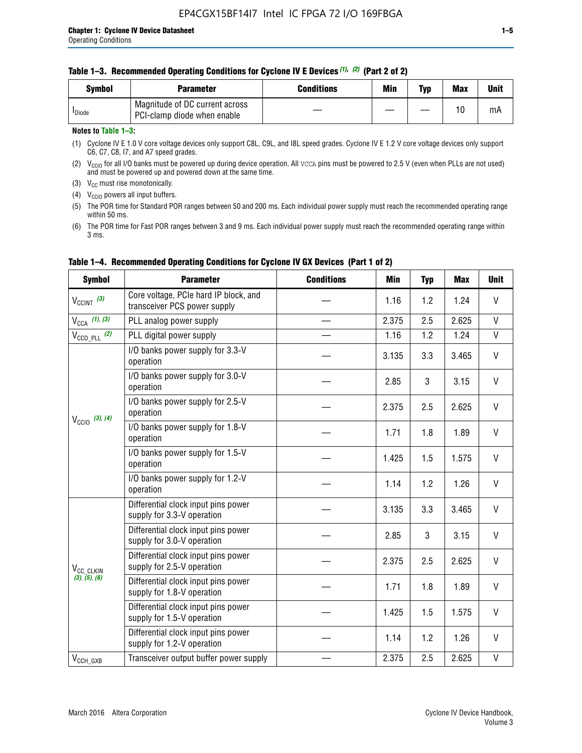**Table 1–3. Recommended Operating Conditions for Cyclone IV E Devices (1), (2) (Part 2 of 2)**

| Symbol | Parameter | Conditions | Min | Typ | Max | Unit |
|---|---|---|---|---|---|---|
| $I_{Diode}$ | Magnitude of DC current across PCI-clamp diode when enable | — | — | — | 10 | mA |

**Notes to Table 1–3:**

(1) Cyclone IV E 1.0 V core voltage devices only support C8L, C9L, and I8L speed grades. Cyclone IV E 1.2 V core voltage devices only support C6, C7, C8, I7, and A7 speed grades.

(2) $V_{CCIO}$ for all I/O banks must be powered up during device operation. All VCCA pins must be powered to 2.5 V (even when PLLs are not used) and must be powered up and powered down at the same time.

(3) $V_{CC}$ must rise monotonically.

(4) $V_{CCIO}$ powers all input buffers.

(5) The POR time for Standard POR ranges between 50 and 200 ms. Each individual power supply must reach the recommended operating range within 50 ms.

(6) The POR time for Fast POR ranges between 3 and 9 ms. Each individual power supply must reach the recommended operating range within 3 ms.

**Table 1–4. Recommended Operating Conditions for Cyclone IV GX Devices (Part 1 of 2)**

| Symbol | Parameter | Conditions | Min | Typ | Max | Unit |
|---|---|---|---|---|---|---|
| $V_{CCINT}$ (3) | Core voltage, PCIe hard IP block, and transceiver PCS power supply | — | 1.16 | 1.2 | 1.24 | V |
| $V_{CCA}$ (1), (3) | PLL analog power supply | — | 2.375 | 2.5 | 2.625 | V |
| $V_{CCD\_PLL}$ (2) | PLL digital power supply | — | 1.16 | 1.2 | 1.24 | V |
| $V_{CCIO}$ (3), (4) | I/O banks power supply for 3.3-V operation | — | 3.135 | 3.3 | 3.465 | V |
| | I/O banks power supply for 3.0-V operation | — | 2.85 | 3 | 3.15 | V |
| | I/O banks power supply for 2.5-V operation | — | 2.375 | 2.5 | 2.625 | V |
| | I/O banks power supply for 1.8-V operation | — | 1.71 | 1.8 | 1.89 | V |
| | I/O banks power supply for 1.5-V operation | — | 1.425 | 1.5 | 1.575 | V |
| | I/O banks power supply for 1.2-V operation | — | 1.14 | 1.2 | 1.26 | V |
| $V_{CC\_CLKIN}$ (3), (5), (6) | Differential clock input pins power supply for 3.3-V operation | — | 3.135 | 3.3 | 3.465 | V |
| | Differential clock input pins power supply for 3.0-V operation | — | 2.85 | 3 | 3.15 | V |
| | Differential clock input pins power supply for 2.5-V operation | — | 2.375 | 2.5 | 2.625 | V |
| | Differential clock input pins power supply for 1.8-V operation | — | 1.71 | 1.8 | 1.89 | V |
| | Differential clock input pins power supply for 1.5-V operation | — | 1.425 | 1.5 | 1.575 | V |
| | Differential clock input pins power supply for 1.2-V operation | — | 1.14 | 1.2 | 1.26 | V |
| $V_{CCH\_GXB}$ | Transceiver output buffer power supply | — | 2.375 | 2.5 | 2.625 | V |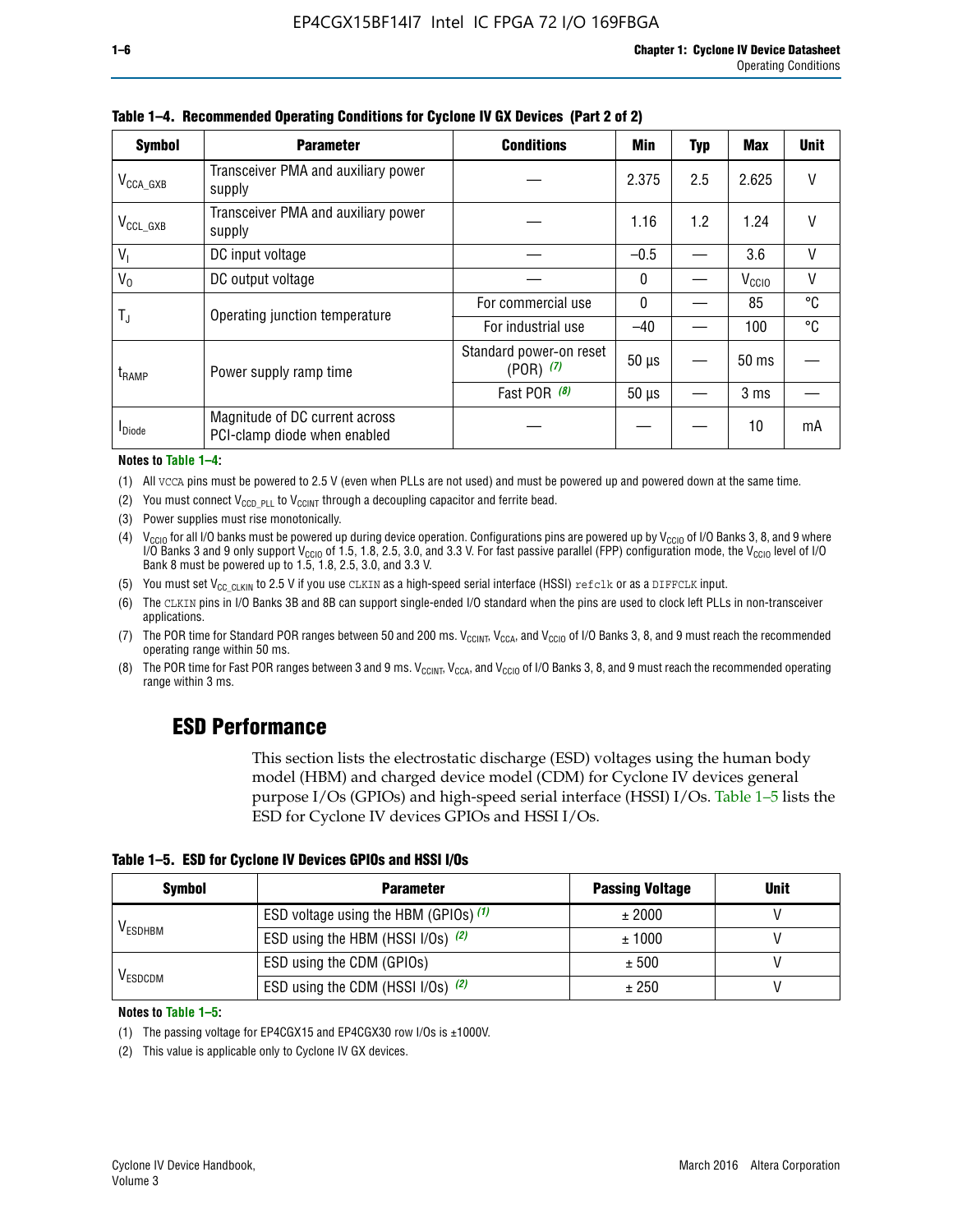**Table 1–4. Recommended Operating Conditions for Cyclone IV GX Devices (Part 2 of 2)**

| Symbol | Parameter | Conditions | Min | Typ | Max | Unit |
|---|---|---|---|---|---|---|
| $V_{CCA\_GXB}$ | Transceiver PMA and auxiliary power supply | — | 2.375 | 2.5 | 2.625 | V |
| $V_{CCL\_GXB}$ | Transceiver PMA and auxiliary power supply | — | 1.16 | 1.2 | 1.24 | V |
| $V_I$ | DC input voltage | — | –0.5 | — | 3.6 | V |
| $V_O$ | DC output voltage | — | 0 | — | $V_{CCIO}$ | V |
| $T_J$ | Operating junction temperature | For commercial use | 0 | — | 85 | °C |
| | | For industrial use | –40 | — | 100 | °C |
| $t_{RAMP}$ | Power supply ramp time | Standard power-on reset (POR) *(7)* | 50 µs | — | 50 ms | — |
| | | Fast POR *(8)* | 50 µs | — | 3 ms | — |
| $I_{Diode}$ | Magnitude of DC current across PCI-clamp diode when enabled | — | — | — | 10 | mA |

**Notes to Table 1–4:**

(1) All VCCA pins must be powered to 2.5 V (even when PLLs are not used) and must be powered up and powered down at the same time.

(2) You must connect $V_{CCD\_PLL}$ to $V_{CCINT}$ through a decoupling capacitor and ferrite bead.

(3) Power supplies must rise monotonically.

(4) $V_{CCIO}$ for all I/O banks must be powered up during device operation. Configurations pins are powered up by $V_{CCIO}$ of I/O Banks 3, 8, and 9 where I/O Banks 3 and 9 only support $V_{CCIO}$ of 1.5, 1.8, 2.5, 3.0, and 3.3 V. For fast passive parallel (FPP) configuration mode, the $V_{CCIO}$ level of I/O Bank 8 must be powered up to 1.5, 1.8, 2.5, 3.0, and 3.3 V.

(5) You must set $V_{CC\_CLKIN}$ to 2.5 V if you use CLKIN as a high-speed serial interface (HSSI) refclk or as a DIFFCLK input.

(6) The CLKIN pins in I/O Banks 3B and 8B can support single-ended I/O standard when the pins are used to clock left PLLs in non-transceiver applications.

(7) The POR time for Standard POR ranges between 50 and 200 ms. $V_{CCINT}$, $V_{CCA}$, and $V_{CCIO}$ of I/O Banks 3, 8, and 9 must reach the recommended operating range within 50 ms.

(8) The POR time for Fast POR ranges between 3 and 9 ms. $V_{CCINT}$, $V_{CCA}$, and $V_{CCIO}$ of I/O Banks 3, 8, and 9 must reach the recommended operating range within 3 ms.

## ESD Performance

This section lists the electrostatic discharge (ESD) voltages using the human body model (HBM) and charged device model (CDM) for Cyclone IV devices general purpose I/Os (GPIOs) and high-speed serial interface (HSSI) I/Os. Table 1–5 lists the ESD for Cyclone IV devices GPIOs and HSSI I/Os.

**Table 1–5. ESD for Cyclone IV Devices GPIOs and HSSI I/Os**

| Symbol | Parameter | Passing Voltage | Unit |
|---|---|---|---|
| $V_{ESDHBM}$ | ESD voltage using the HBM (GPIOs) *(1)* | ± 2000 | V |
| | ESD using the HBM (HSSI I/Os) *(2)* | ± 1000 | V |
| $V_{ESDCDM}$ | ESD using the CDM (GPIOs) | ± 500 | V |
| | ESD using the CDM (HSSI I/Os) *(2)* | ± 250 | V |

**Notes to Table 1–5:**

(1) The passing voltage for EP4CGX15 and EP4CGX30 row I/Os is ±1000V.

(2) This value is applicable only to Cyclone IV GX devices.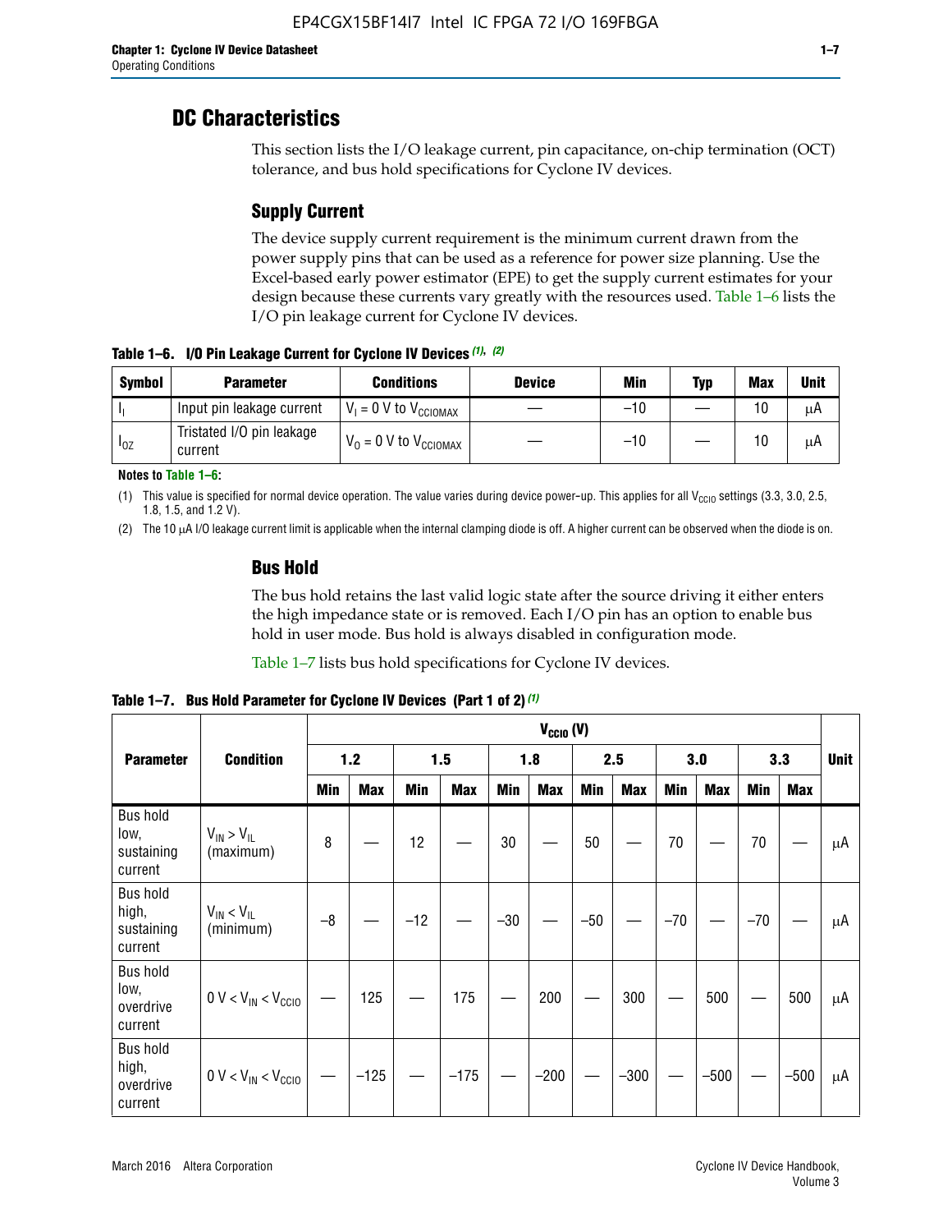# DC Characteristics

This section lists the I/O leakage current, pin capacitance, on-chip termination (OCT) tolerance, and bus hold specifications for Cyclone IV devices.

## Supply Current

The device supply current requirement is the minimum current drawn from the power supply pins that can be used as a reference for power size planning. Use the Excel-based early power estimator (EPE) to get the supply current estimates for your design because these currents vary greatly with the resources used. Table 1–6 lists the I/O pin leakage current for Cyclone IV devices.

**Table 1–6. I/O Pin Leakage Current for Cyclone IV Devices** *(1)*, *(2)*

| Symbol | Parameter | Conditions | Device | Min | Typ | Max | Unit |
|---|---|---|---|---|---|---|---|
| $I_I$ | Input pin leakage current | $V_I$ = 0 V to $V_{CCIOMAX}$ | — | –10 | — | 10 | µA |
| $I_{OZ}$ | Tristated I/O pin leakage current | $V_O$ = 0 V to $V_{CCIOMAX}$ | — | –10 | — | 10 | µA |

**Notes to Table 1–6:**

(1) This value is specified for normal device operation. The value varies during device power-up. This applies for all $V_{CCIO}$ settings (3.3, 3.0, 2.5, 1.8, 1.5, and 1.2 V).

(2) The 10 µA I/O leakage current limit is applicable when the internal clamping diode is off. A higher current can be observed when the diode is on.

## Bus Hold

The bus hold retains the last valid logic state after the source driving it either enters the high impedance state or is removed. Each I/O pin has an option to enable bus hold in user mode. Bus hold is always disabled in configuration mode.

Table 1–7 lists bus hold specifications for Cyclone IV devices.

**Table 1–7. Bus Hold Parameter for Cyclone IV Devices (Part 1 of 2)** *(1)*

| Parameter | Condition | $V_{CCIO}$ (V) | | | | | | | | | | | | Unit |
|---|---|---|---|---|---|---|---|---|---|---|---|---|---|---|
| | | 1.2 | | 1.5 | | 1.8 | | 2.5 | | 3.0 | | 3.3 | | |
| | | Min | Max | Min | Max | Min | Max | Min | Max | Min | Max | Min | Max | |
| Bus hold low, sustaining current | $V_{IN} > V_{IL}$ (maximum) | 8 | — | 12 | — | 30 | — | 50 | — | 70 | — | 70 | — | µA |
| Bus hold high, sustaining current | $V_{IN} < V_{IL}$ (minimum) | –8 | — | –12 | — | –30 | — | –50 | — | –70 | — | –70 | — | µA |
| Bus hold low, overdrive current | 0 V < $V_{IN}$ < $V_{CCIO}$ | — | 125 | — | 175 | — | 200 | — | 300 | — | 500 | — | 500 | µA |
| Bus hold high, overdrive current | 0 V < $V_{IN}$ < $V_{CCIO}$ | — | –125 | — | –175 | — | –200 | — | –300 | — | –500 | — | –500 | µA |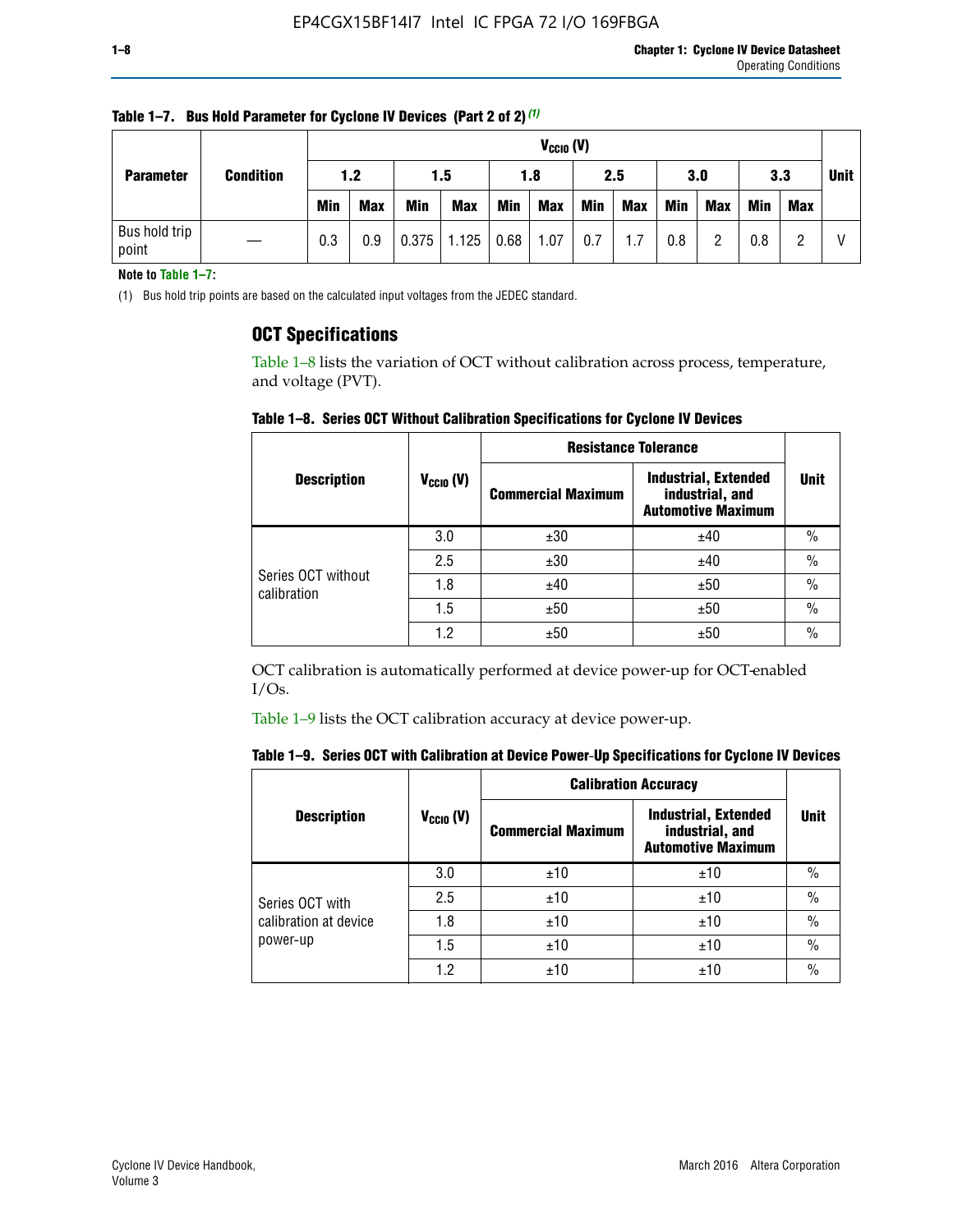**Table 1–7. Bus Hold Parameter for Cyclone IV Devices (Part 2 of 2)** [(1)]

| Parameter | Condition | $V_{CCIO}$ (V) | | | | | | | | | | | | Unit |
|---|---|---|---|---|---|---|---|---|---|---|---|---|---|---|
| | | 1.2 | | 1.5 | | 1.8 | | 2.5 | | 3.0 | | 3.3 | | |
| | | Min | Max | Min | Max | Min | Max | Min | Max | Min | Max | Min | Max | |
| Bus hold trip point | — | 0.3 | 0.9 | 0.375 | 1.125 | 0.68 | 1.07 | 0.7 | 1.7 | 0.8 | 2 | 0.8 | 2 | V |

**Note to Table 1–7:**

(1) Bus hold trip points are based on the calculated input voltages from the JEDEC standard.

## OCT Specifications

Table 1–8 lists the variation of OCT without calibration across process, temperature, and voltage (PVT).

**Table 1–8. Series OCT Without Calibration Specifications for Cyclone IV Devices**

| Description | $V_{CCIO}$ (V) | Resistance Tolerance | | Unit |
|---|---|---|---|---|
| | | Commercial Maximum | Industrial, Extended industrial, and Automotive Maximum | |
| Series OCT without calibration | 3.0 | ±30 | ±40 | % |
| | 2.5 | ±30 | ±40 | % |
| | 1.8 | ±40 | ±50 | % |
| | 1.5 | ±50 | ±50 | % |
| | 1.2 | ±50 | ±50 | % |

OCT calibration is automatically performed at device power-up for OCT-enabled I/Os.

Table 1–9 lists the OCT calibration accuracy at device power-up.

**Table 1–9. Series OCT with Calibration at Device Power-Up Specifications for Cyclone IV Devices**

| Description | $V_{CCIO}$ (V) | Calibration Accuracy | | Unit |
|---|---|---|---|---|
| | | Commercial Maximum | Industrial, Extended industrial, and Automotive Maximum | |
| Series OCT with calibration at device power-up | 3.0 | ±10 | ±10 | % |
| | 2.5 | ±10 | ±10 | % |
| | 1.8 | ±10 | ±10 | % |
| | 1.5 | ±10 | ±10 | % |
| | 1.2 | ±10 | ±10 | % |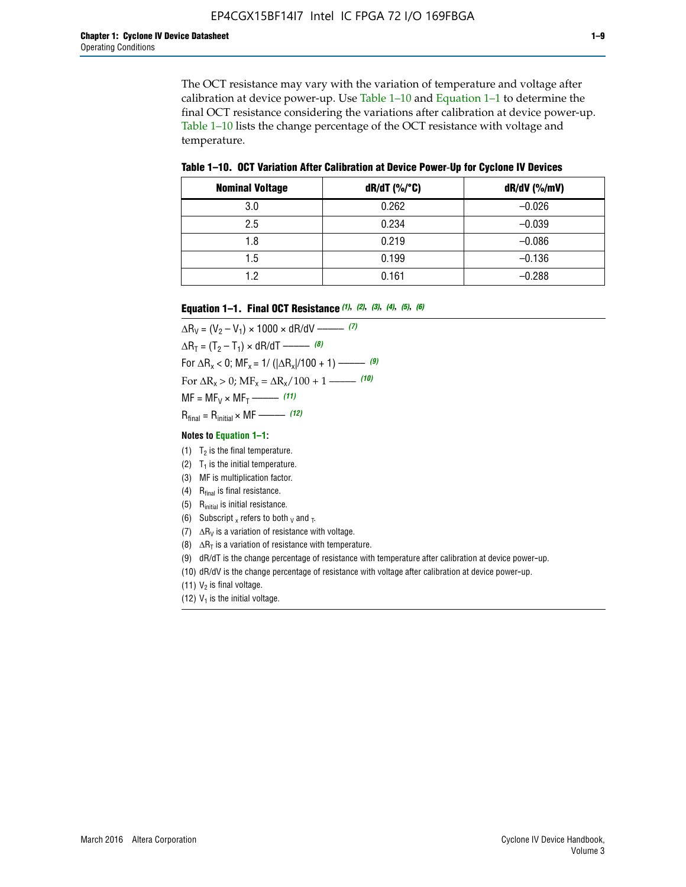The OCT resistance may vary with the variation of temperature and voltage after calibration at device power-up. Use Table 1–10 and Equation 1–1 to determine the final OCT resistance considering the variations after calibration at device power-up. Table 1–10 lists the change percentage of the OCT resistance with voltage and temperature.

**Table 1–10. OCT Variation After Calibration at Device Power-Up for Cyclone IV Devices**

| Nominal Voltage | dR/dT (%/°C) | dR/dV (%/mV) |
|---|---|---|
| 3.0 | 0.262 | –0.026 |
| 2.5 | 0.234 | –0.039 |
| 1.8 | 0.219 | –0.086 |
| 1.5 | 0.199 | –0.136 |
| 1.2 | 0.161 | –0.288 |

**Equation 1–1. Final OCT Resistance** *(1)*, *(2)*, *(3)*, *(4)*, *(5)*, *(6)*

$$\Delta R_V = (V_2 - V_1) \times 1000 \times dR/dV \text{ ——— } (7)$$

$$\Delta R_T = (T_2 - T_1) \times dR/dT \text{ ——— } (8)$$

$$\text{For } \Delta R_x < 0;\ MF_x = 1/(|\Delta R_x|/100 + 1) \text{ ——— } (9)$$

$$\text{For } \Delta R_x > 0;\ MF_x = \Delta R_x/100 + 1 \text{ ——— } (10)$$

$$MF = MF_V \times MF_T \text{ ——— } (11)$$

$$R_{final} = R_{initial} \times MF \text{ ——— } (12)$$

**Notes to Equation 1–1:**

(1) $T_2$ is the final temperature.

(2) $T_1$ is the initial temperature.

(3) MF is multiplication factor.

(4) $R_{final}$ is final resistance.

(5) $R_{initial}$ is initial resistance.

(6) Subscript $_x$ refers to both $_V$ and $_T$.

(7) $\Delta R_V$ is a variation of resistance with voltage.

(8) $\Delta R_T$ is a variation of resistance with temperature.

(9) dR/dT is the change percentage of resistance with temperature after calibration at device power-up.

(10) dR/dV is the change percentage of resistance with voltage after calibration at device power-up.

(11) $V_2$ is final voltage.

(12) $V_1$ is the initial voltage.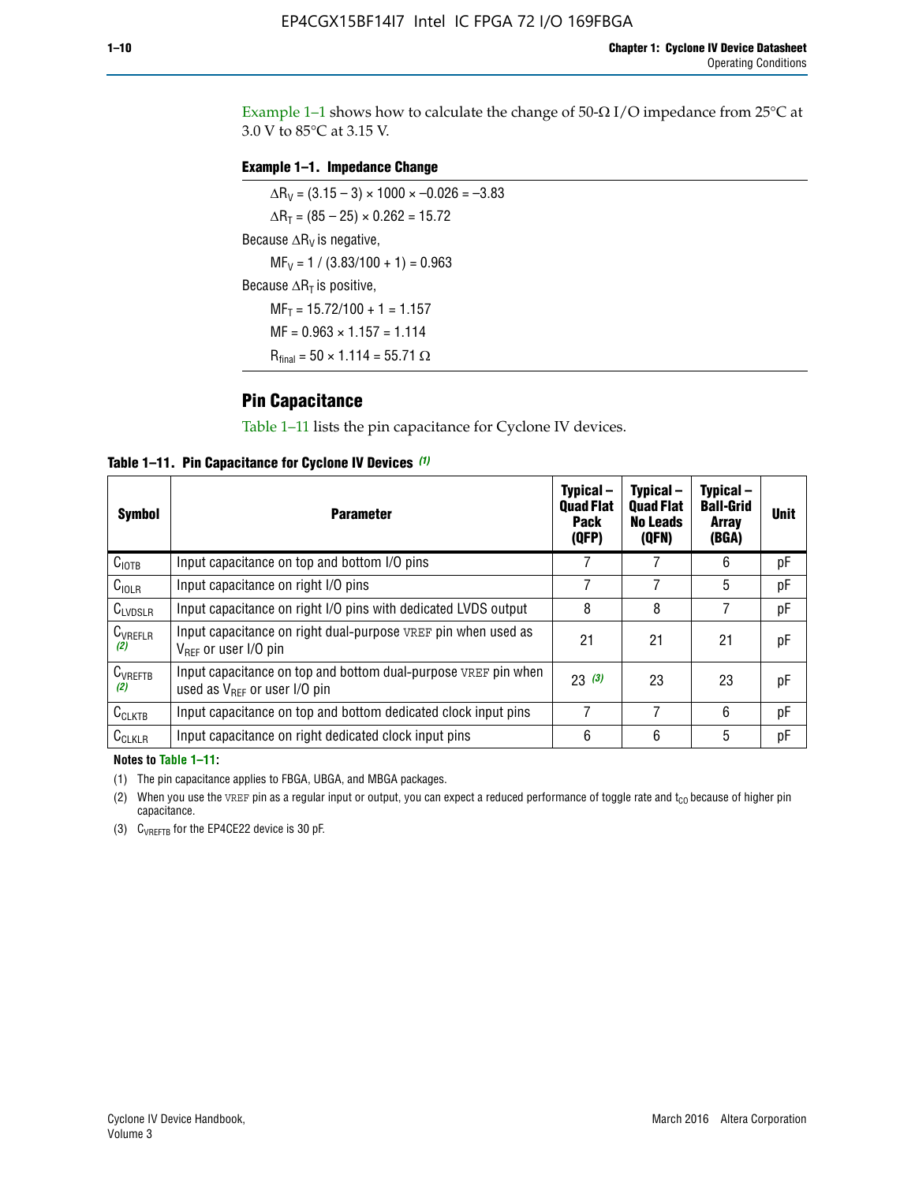Example 1–1 shows how to calculate the change of 50-Ω I/O impedance from 25°C at 3.0 V to 85°C at 3.15 V.

**Example 1–1. Impedance Change**

$\Delta R_V = (3.15 - 3) \times 1000 \times -0.026 = -3.83$

$\Delta R_T = (85 - 25) \times 0.262 = 15.72$

Because $\Delta R_V$ is negative,

$MF_V = 1 / (3.83/100 + 1) = 0.963$

Because $\Delta R_T$ is positive,

$MF_T = 15.72/100 + 1 = 1.157$

$MF = 0.963 \times 1.157 = 1.114$

$R_{final} = 50 \times 1.114 = 55.71\ \Omega$

## Pin Capacitance

Table 1–11 lists the pin capacitance for Cyclone IV devices.

**Table 1–11. Pin Capacitance for Cyclone IV Devices** *(1)*

| Symbol | Parameter | Typical – Quad Flat Pack (QFP) | Typical – Quad Flat No Leads (QFN) | Typical – Ball-Grid Array (BGA) | Unit |
|---|---|---|---|---|---|
| $C_{IOTB}$ | Input capacitance on top and bottom I/O pins | 7 | 7 | 6 | pF |
| $C_{IOLR}$ | Input capacitance on right I/O pins | 7 | 7 | 5 | pF |
| $C_{LVDSLR}$ | Input capacitance on right I/O pins with dedicated LVDS output | 8 | 8 | 7 | pF |
| $C_{VREFLR}$ *(2)* | Input capacitance on right dual-purpose VREF pin when used as $V_{REF}$ or user I/O pin | 21 | 21 | 21 | pF |
| $C_{VREFTB}$ *(2)* | Input capacitance on top and bottom dual-purpose VREF pin when used as $V_{REF}$ or user I/O pin | 23 *(3)* | 23 | 23 | pF |
| $C_{CLKTB}$ | Input capacitance on top and bottom dedicated clock input pins | 7 | 7 | 6 | pF |
| $C_{CLKLR}$ | Input capacitance on right dedicated clock input pins | 6 | 6 | 5 | pF |

**Notes to Table 1–11:**

(1) The pin capacitance applies to FBGA, UBGA, and MBGA packages.

(2) When you use the VREF pin as a regular input or output, you can expect a reduced performance of toggle rate and $t_{CO}$ because of higher pin capacitance.

(3) $C_{VREFTB}$ for the EP4CE22 device is 30 pF.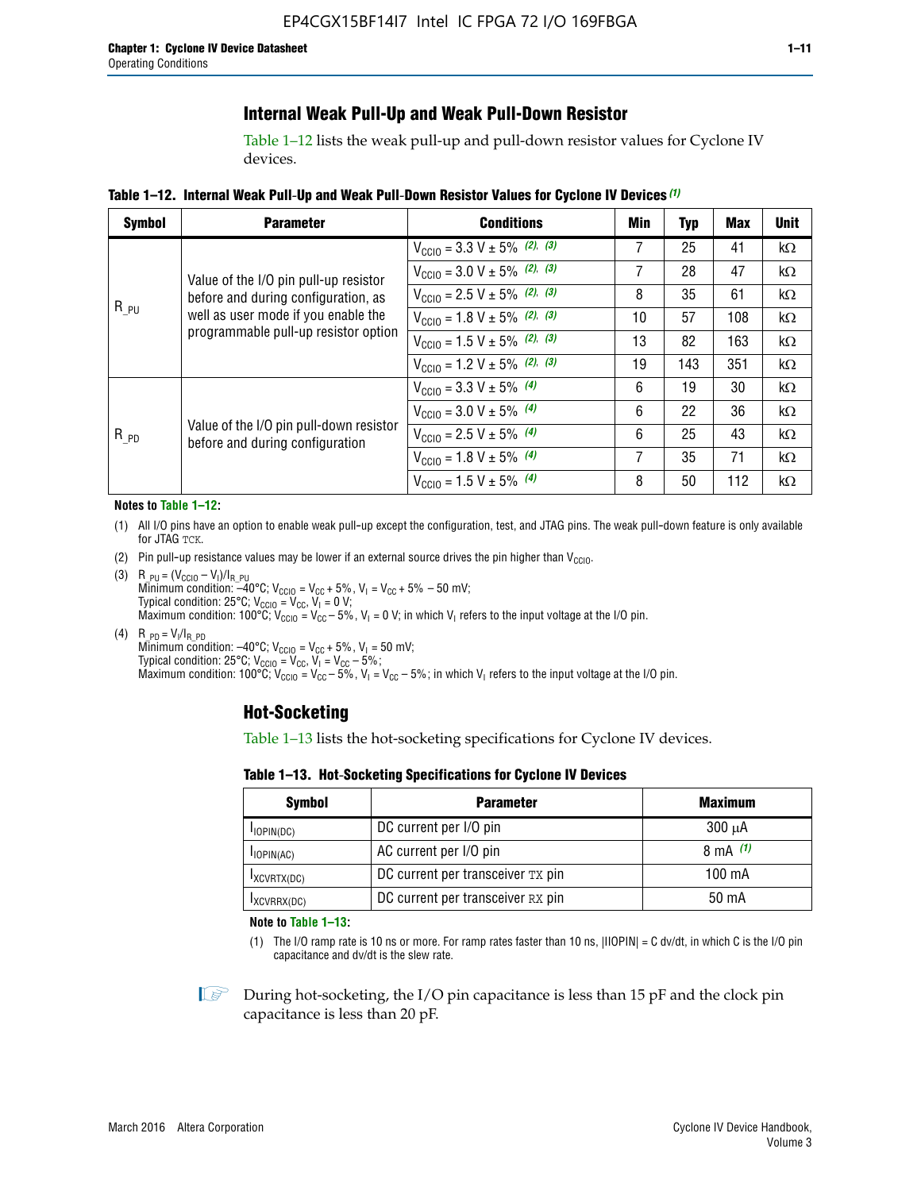## Internal Weak Pull-Up and Weak Pull-Down Resistor

Table 1–12 lists the weak pull-up and pull-down resistor values for Cyclone IV devices.

**Table 1–12. Internal Weak Pull-Up and Weak Pull-Down Resistor Values for Cyclone IV Devices** *(1)*

| Symbol | Parameter | Conditions | Min | Typ | Max | Unit |
|---|---|---|---|---|---|---|
| $R_{\_PU}$ | Value of the I/O pin pull-up resistor before and during configuration, as well as user mode if you enable the programmable pull-up resistor option | $V_{CCIO}$ = 3.3 V ± 5% *(2)*, *(3)* | 7 | 25 | 41 | kΩ |
| | | $V_{CCIO}$ = 3.0 V ± 5% *(2)*, *(3)* | 7 | 28 | 47 | kΩ |
| | | $V_{CCIO}$ = 2.5 V ± 5% *(2)*, *(3)* | 8 | 35 | 61 | kΩ |
| | | $V_{CCIO}$ = 1.8 V ± 5% *(2)*, *(3)* | 10 | 57 | 108 | kΩ |
| | | $V_{CCIO}$ = 1.5 V ± 5% *(2)*, *(3)* | 13 | 82 | 163 | kΩ |
| | | $V_{CCIO}$ = 1.2 V ± 5% *(2)*, *(3)* | 19 | 143 | 351 | kΩ |
| $R_{\_PD}$ | Value of the I/O pin pull-down resistor before and during configuration | $V_{CCIO}$ = 3.3 V ± 5% *(4)* | 6 | 19 | 30 | kΩ |
| | | $V_{CCIO}$ = 3.0 V ± 5% *(4)* | 6 | 22 | 36 | kΩ |
| | | $V_{CCIO}$ = 2.5 V ± 5% *(4)* | 6 | 25 | 43 | kΩ |
| | | $V_{CCIO}$ = 1.8 V ± 5% *(4)* | 7 | 35 | 71 | kΩ |
| | | $V_{CCIO}$ = 1.5 V ± 5% *(4)* | 8 | 50 | 112 | kΩ |

**Notes to Table 1–12:**

(1) All I/O pins have an option to enable weak pull-up except the configuration, test, and JTAG pins. The weak pull-down feature is only available for JTAG TCK.

(2) Pin pull-up resistance values may be lower if an external source drives the pin higher than $V_{CCIO}$.

(3) $R_{\_PU} = (V_{CCIO} - V_I)/I_{R\_PU}$
Minimum condition: –40°C; $V_{CCIO} = V_{CC} + 5\%$, $V_I = V_{CC} + 5\% - 50$ mV;
Typical condition: 25°C; $V_{CCIO} = V_{CC}$, $V_I = 0$ V;
Maximum condition: 100°C; $V_{CCIO} = V_{CC} - 5\%$, $V_I = 0$ V; in which $V_I$ refers to the input voltage at the I/O pin.

(4) $R_{\_PD} = V_I/I_{R\_PD}$
Minimum condition: –40°C; $V_{CCIO} = V_{CC} + 5\%$, $V_I = 50$ mV;
Typical condition: 25°C; $V_{CCIO} = V_{CC}$, $V_I = V_{CC} - 5\%$;
Maximum condition: 100°C; $V_{CCIO} = V_{CC} - 5\%$, $V_I = V_{CC} - 5\%$; in which $V_I$ refers to the input voltage at the I/O pin.

## Hot-Socketing

Table 1–13 lists the hot-socketing specifications for Cyclone IV devices.

**Table 1–13. Hot-Socketing Specifications for Cyclone IV Devices**

| Symbol | Parameter | Maximum |
|---|---|---|
| $I_{IOPIN(DC)}$ | DC current per I/O pin | 300 μA |
| $I_{IOPIN(AC)}$ | AC current per I/O pin | 8 mA *(1)* |
| $I_{XCVRTX(DC)}$ | DC current per transceiver TX pin | 100 mA |
| $I_{XCVRRX(DC)}$ | DC current per transceiver RX pin | 50 mA |

**Note to Table 1–13:**

(1) The I/O ramp rate is 10 ns or more. For ramp rates faster than 10 ns, |IIOPIN| = C dv/dt, in which C is the I/O pin capacitance and dv/dt is the slew rate.

During hot-socketing, the I/O pin capacitance is less than 15 pF and the clock pin capacitance is less than 20 pF.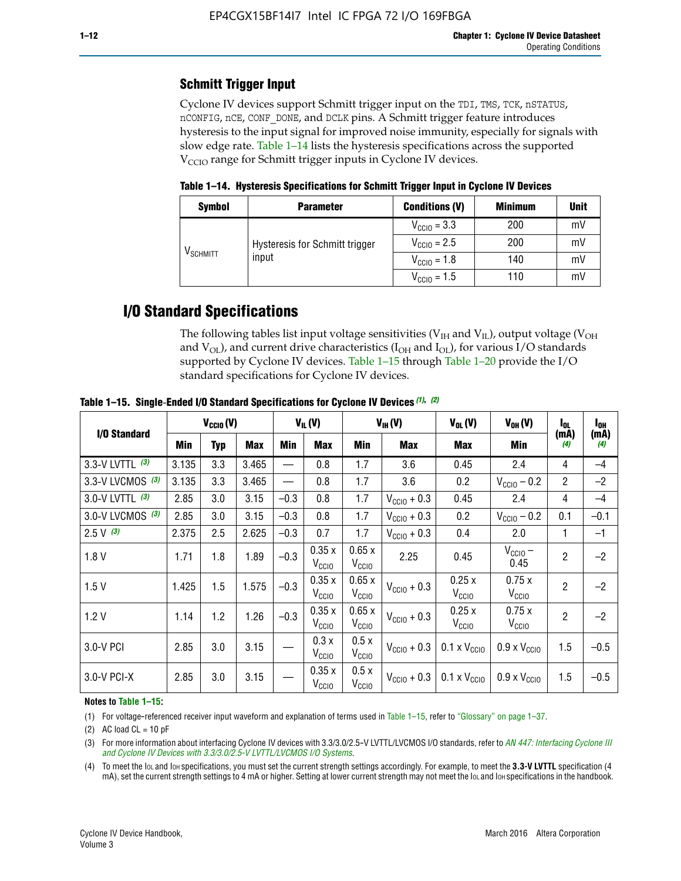## Schmitt Trigger Input

Cyclone IV devices support Schmitt trigger input on the TDI, TMS, TCK, nSTATUS, nCONFIG, nCE, CONF_DONE, and DCLK pins. A Schmitt trigger feature introduces hysteresis to the input signal for improved noise immunity, especially for signals with slow edge rate. Table 1–14 lists the hysteresis specifications across the supported $V_{CCIO}$ range for Schmitt trigger inputs in Cyclone IV devices.

**Table 1–14. Hysteresis Specifications for Schmitt Trigger Input in Cyclone IV Devices**

| Symbol | Parameter | Conditions (V) | Minimum | Unit |
|---|---|---|---|---|
| $V_{SCHMITT}$ | Hysteresis for Schmitt trigger input | $V_{CCIO}$ = 3.3 | 200 | mV |
| | | $V_{CCIO}$ = 2.5 | 200 | mV |
| | | $V_{CCIO}$ = 1.8 | 140 | mV |
| | | $V_{CCIO}$ = 1.5 | 110 | mV |

# I/O Standard Specifications

The following tables list input voltage sensitivities ($V_{IH}$ and $V_{IL}$), output voltage ($V_{OH}$ and $V_{OL}$), and current drive characteristics ($I_{OH}$ and $I_{OL}$), for various I/O standards supported by Cyclone IV devices. Table 1–15 through Table 1–20 provide the I/O standard specifications for Cyclone IV devices.

**Table 1–15. Single-Ended I/O Standard Specifications for Cyclone IV Devices (1), (2)**

| I/O Standard | $V_{CCIO}$ (V) | | | $V_{IL}$ (V) | | $V_{IH}$ (V) | | $V_{OL}$ (V) | $V_{OH}$ (V) | $I_{OL}$ (mA) (4) | $I_{OH}$ (mA) (4) |
|---|---|---|---|---|---|---|---|---|---|---|---|
| | Min | Typ | Max | Min | Max | Min | Max | Max | Min | | |
| 3.3-V LVTTL (3) | 3.135 | 3.3 | 3.465 | — | 0.8 | 1.7 | 3.6 | 0.45 | 2.4 | 4 | –4 |
| 3.3-V LVCMOS (3) | 3.135 | 3.3 | 3.465 | — | 0.8 | 1.7 | 3.6 | 0.2 | $V_{CCIO}$ – 0.2 | 2 | –2 |
| 3.0-V LVTTL (3) | 2.85 | 3.0 | 3.15 | –0.3 | 0.8 | 1.7 | $V_{CCIO}$ + 0.3 | 0.45 | 2.4 | 4 | –4 |
| 3.0-V LVCMOS (3) | 2.85 | 3.0 | 3.15 | –0.3 | 0.8 | 1.7 | $V_{CCIO}$ + 0.3 | 0.2 | $V_{CCIO}$ – 0.2 | 0.1 | –0.1 |
| 2.5 V (3) | 2.375 | 2.5 | 2.625 | –0.3 | 0.7 | 1.7 | $V_{CCIO}$ + 0.3 | 0.4 | 2.0 | 1 | –1 |
| 1.8 V | 1.71 | 1.8 | 1.89 | –0.3 | 0.35 x $V_{CCIO}$ | 0.65 x $V_{CCIO}$ | 2.25 | 0.45 | $V_{CCIO}$ – 0.45 | 2 | –2 |
| 1.5 V | 1.425 | 1.5 | 1.575 | –0.3 | 0.35 x $V_{CCIO}$ | 0.65 x $V_{CCIO}$ | $V_{CCIO}$ + 0.3 | 0.25 x $V_{CCIO}$ | 0.75 x $V_{CCIO}$ | 2 | –2 |
| 1.2 V | 1.14 | 1.2 | 1.26 | –0.3 | 0.35 x $V_{CCIO}$ | 0.65 x $V_{CCIO}$ | $V_{CCIO}$ + 0.3 | 0.25 x $V_{CCIO}$ | 0.75 x $V_{CCIO}$ | 2 | –2 |
| 3.0-V PCI | 2.85 | 3.0 | 3.15 | — | 0.3 x $V_{CCIO}$ | 0.5 x $V_{CCIO}$ | $V_{CCIO}$ + 0.3 | 0.1 x $V_{CCIO}$ | 0.9 x $V_{CCIO}$ | 1.5 | –0.5 |
| 3.0-V PCI-X | 2.85 | 3.0 | 3.15 | — | 0.35 x $V_{CCIO}$ | 0.5 x $V_{CCIO}$ | $V_{CCIO}$ + 0.3 | 0.1 x $V_{CCIO}$ | 0.9 x $V_{CCIO}$ | 1.5 | –0.5 |

**Notes to Table 1–15:**

(1) For voltage-referenced receiver input waveform and explanation of terms used in Table 1–15, refer to "Glossary" on page 1–37.

(2) AC load CL = 10 pF

(3) For more information about interfacing Cyclone IV devices with 3.3/3.0/2.5-V LVTTL/LVCMOS I/O standards, refer to *AN 447: Interfacing Cyclone III and Cyclone IV Devices with 3.3/3.0/2.5-V LVTTL/LVCMOS I/O Systems*.

(4) To meet the IOL and IOH specifications, you must set the current strength settings accordingly. For example, to meet the **3.3-V LVTTL** specification (4 mA), set the current strength settings to 4 mA or higher. Setting at lower current strength may not meet the IOL and IOH specifications in the handbook.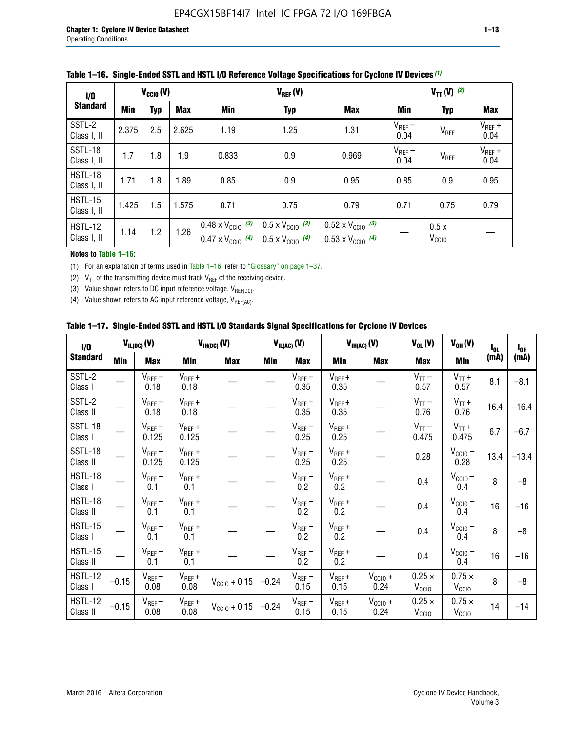**Table 1–16. Single-Ended SSTL and HSTL I/O Reference Voltage Specifications for Cyclone IV Devices (1)**

| I/O Standard | $V_{CCIO}$ (V) | | | $V_{REF}$ (V) | | | $V_{TT}$ (V) (2) | | |
|---|---|---|---|---|---|---|---|---|---|
| | Min | Typ | Max | Min | Typ | Max | Min | Typ | Max |
| SSTL-2 Class I, II | 2.375 | 2.5 | 2.625 | 1.19 | 1.25 | 1.31 | $V_{REF}$ – 0.04 | $V_{REF}$ | $V_{REF}$ + 0.04 |
| SSTL-18 Class I, II | 1.7 | 1.8 | 1.9 | 0.833 | 0.9 | 0.969 | $V_{REF}$ – 0.04 | $V_{REF}$ | $V_{REF}$ + 0.04 |
| HSTL-18 Class I, II | 1.71 | 1.8 | 1.89 | 0.85 | 0.9 | 0.95 | 0.85 | 0.9 | 0.95 |
| HSTL-15 Class I, II | 1.425 | 1.5 | 1.575 | 0.71 | 0.75 | 0.79 | 0.71 | 0.75 | 0.79 |
| HSTL-12 Class I, II | 1.14 | 1.2 | 1.26 | 0.48 x $V_{CCIO}$ (3) / 0.47 x $V_{CCIO}$ (4) | 0.5 x $V_{CCIO}$ (3) / 0.5 x $V_{CCIO}$ (4) | 0.52 x $V_{CCIO}$ (3) / 0.53 x $V_{CCIO}$ (4) | — | 0.5 x $V_{CCIO}$ | — |

**Notes to Table 1–16:**

(1) For an explanation of terms used in Table 1–16, refer to "Glossary" on page 1–37.

(2) $V_{TT}$ of the transmitting device must track $V_{REF}$ of the receiving device.

(3) Value shown refers to DC input reference voltage, $V_{REF(DC)}$.

(4) Value shown refers to AC input reference voltage, $V_{REF(AC)}$.

**Table 1–17. Single-Ended SSTL and HSTL I/O Standards Signal Specifications for Cyclone IV Devices**

| I/O Standard | $V_{IL(DC)}$ (V) | | $V_{IH(DC)}$ (V) | | $V_{IL(AC)}$ (V) | | $V_{IH(AC)}$ (V) | | $V_{OL}$ (V) | $V_{OH}$ (V) | $I_{OL}$ (mA) | $I_{OH}$ (mA) |
|---|---|---|---|---|---|---|---|---|---|---|---|---|
| | Min | Max | Min | Max | Min | Max | Min | Max | Max | Min | | |
| SSTL-2 Class I | — | $V_{REF}$ – 0.18 | $V_{REF}$ + 0.18 | — | — | $V_{REF}$ – 0.35 | $V_{REF}$ + 0.35 | — | $V_{TT}$ – 0.57 | $V_{TT}$ + 0.57 | 8.1 | –8.1 |
| SSTL-2 Class II | — | $V_{REF}$ – 0.18 | $V_{REF}$ + 0.18 | — | — | $V_{REF}$ – 0.35 | $V_{REF}$ + 0.35 | — | $V_{TT}$ – 0.76 | $V_{TT}$ + 0.76 | 16.4 | –16.4 |
| SSTL-18 Class I | — | $V_{REF}$ – 0.125 | $V_{REF}$ + 0.125 | — | — | $V_{REF}$ – 0.25 | $V_{REF}$ + 0.25 | — | $V_{TT}$ – 0.475 | $V_{TT}$ + 0.475 | 6.7 | –6.7 |
| SSTL-18 Class II | — | $V_{REF}$ – 0.125 | $V_{REF}$ + 0.125 | — | — | $V_{REF}$ – 0.25 | $V_{REF}$ + 0.25 | — | 0.28 | $V_{CCIO}$ – 0.28 | 13.4 | –13.4 |
| HSTL-18 Class I | — | $V_{REF}$ – 0.1 | $V_{REF}$ + 0.1 | — | — | $V_{REF}$ – 0.2 | $V_{REF}$ + 0.2 | — | 0.4 | $V_{CCIO}$ – 0.4 | 8 | –8 |
| HSTL-18 Class II | — | $V_{REF}$ – 0.1 | $V_{REF}$ + 0.1 | — | — | $V_{REF}$ – 0.2 | $V_{REF}$ + 0.2 | — | 0.4 | $V_{CCIO}$ – 0.4 | 16 | –16 |
| HSTL-15 Class I | — | $V_{REF}$ – 0.1 | $V_{REF}$ + 0.1 | — | — | $V_{REF}$ – 0.2 | $V_{REF}$ + 0.2 | — | 0.4 | $V_{CCIO}$ – 0.4 | 8 | –8 |
| HSTL-15 Class II | — | $V_{REF}$ – 0.1 | $V_{REF}$ + 0.1 | — | — | $V_{REF}$ – 0.2 | $V_{REF}$ + 0.2 | — | 0.4 | $V_{CCIO}$ – 0.4 | 16 | –16 |
| HSTL-12 Class I | –0.15 | $V_{REF}$ – 0.08 | $V_{REF}$ + 0.08 | $V_{CCIO}$ + 0.15 | –0.24 | $V_{REF}$ – 0.15 | $V_{REF}$ + 0.15 | $V_{CCIO}$ + 0.24 | 0.25 × $V_{CCIO}$ | 0.75 × $V_{CCIO}$ | 8 | –8 |
| HSTL-12 Class II | –0.15 | $V_{REF}$ – 0.08 | $V_{REF}$ + 0.08 | $V_{CCIO}$ + 0.15 | –0.24 | $V_{REF}$ – 0.15 | $V_{REF}$ + 0.15 | $V_{CCIO}$ + 0.24 | 0.25 × $V_{CCIO}$ | 0.75 × $V_{CCIO}$ | 14 | –14 |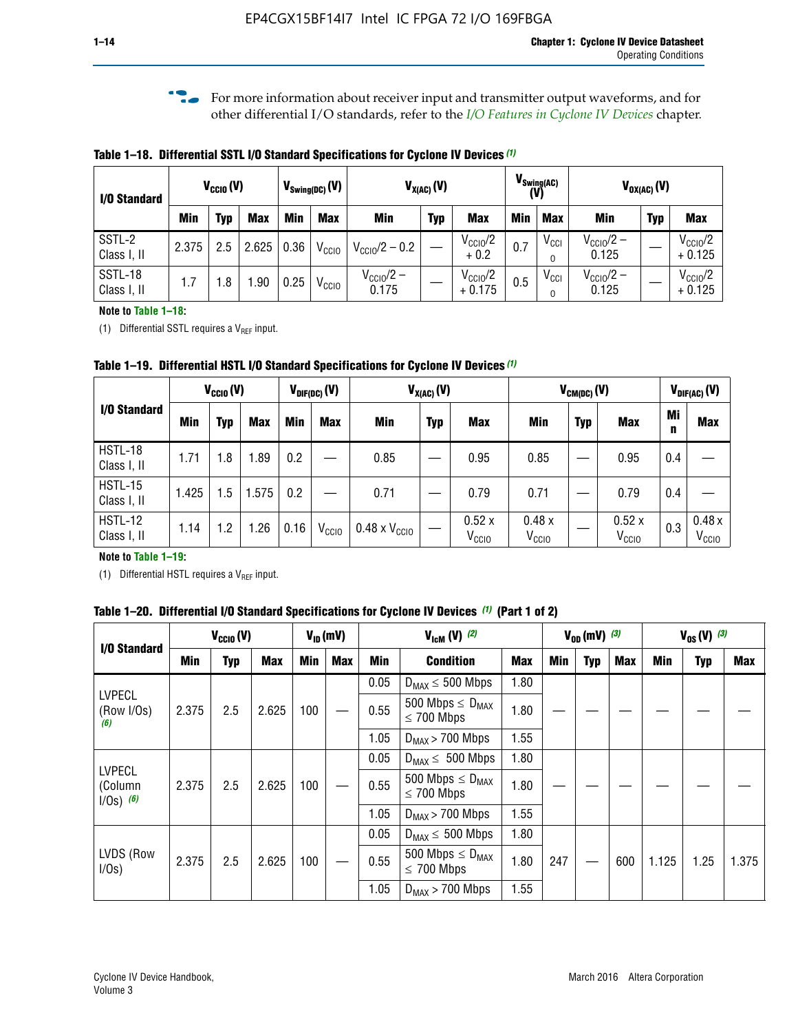For more information about receiver input and transmitter output waveforms, and for other differential I/O standards, refer to the *I/O Features in Cyclone IV Devices* chapter.

**Table 1–18. Differential SSTL I/O Standard Specifications for Cyclone IV Devices (1)**

| I/O Standard | $V_{CCIO}$ (V) | | | $V_{Swing(DC)}$ (V) | | $V_{X(AC)}$ (V) | | | $V_{Swing(AC)}$ (V) | | $V_{OX(AC)}$ (V) | | |
|---|---|---|---|---|---|---|---|---|---|---|---|---|---|
| | Min | Typ | Max | Min | Max | Min | Typ | Max | Min | Max | Min | Typ | Max |
| SSTL-2 Class I, II | 2.375 | 2.5 | 2.625 | 0.36 | $V_{CCIO}$ | $V_{CCIO}/2 - 0.2$ | — | $V_{CCIO}/2 + 0.2$ | 0.7 | $V_{CCIO}$ | $V_{CCIO}/2 - 0.125$ | — | $V_{CCIO}/2 + 0.125$ |
| SSTL-18 Class I, II | 1.7 | 1.8 | 1.90 | 0.25 | $V_{CCIO}$ | $V_{CCIO}/2 - 0.175$ | — | $V_{CCIO}/2 + 0.175$ | 0.5 | $V_{CCIO}$ | $V_{CCIO}/2 - 0.125$ | — | $V_{CCIO}/2 + 0.125$ |

**Note to Table 1–18:**

(1) Differential SSTL requires a $V_{REF}$ input.

**Table 1–19. Differential HSTL I/O Standard Specifications for Cyclone IV Devices (1)**

| I/O Standard | $V_{CCIO}$ (V) | | | $V_{DIF(DC)}$ (V) | | $V_{X(AC)}$ (V) | | | $V_{CM(DC)}$ (V) | | | $V_{DIF(AC)}$ (V) | |
|---|---|---|---|---|---|---|---|---|---|---|---|---|---|
| | Min | Typ | Max | Min | Max | Min | Typ | Max | Min | Typ | Max | Min | Max |
| HSTL-18 Class I, II | 1.71 | 1.8 | 1.89 | 0.2 | — | 0.85 | — | 0.95 | 0.85 | — | 0.95 | 0.4 | — |
| HSTL-15 Class I, II | 1.425 | 1.5 | 1.575 | 0.2 | — | 0.71 | — | 0.79 | 0.71 | — | 0.79 | 0.4 | — |
| HSTL-12 Class I, II | 1.14 | 1.2 | 1.26 | 0.16 | $V_{CCIO}$ | 0.48 x $V_{CCIO}$ | — | 0.52 x $V_{CCIO}$ | 0.48 x $V_{CCIO}$ | — | 0.52 x $V_{CCIO}$ | 0.3 | 0.48 x $V_{CCIO}$ |

**Note to Table 1–19:**

(1) Differential HSTL requires a $V_{REF}$ input.

**Table 1–20. Differential I/O Standard Specifications for Cyclone IV Devices (1) (Part 1 of 2)**

| I/O Standard | $V_{CCIO}$ (V) | | | $V_{ID}$ (mV) | | $V_{IcM}$ (V) (2) | | | $V_{OD}$ (mV) (3) | | | $V_{OS}$ (V) (3) | | |
|---|---|---|---|---|---|---|---|---|---|---|---|---|---|---|
| | Min | Typ | Max | Min | Max | Min | Condition | Max | Min | Typ | Max | Min | Typ | Max |
| LVPECL (Row I/Os) (6) | 2.375 | 2.5 | 2.625 | 100 | — | 0.05 | $D_{MAX} \leq 500$ Mbps | 1.80 | — | — | — | — | — | — |
| | | | | | | 0.55 | 500 Mbps $\leq D_{MAX} \leq 700$ Mbps | 1.80 | | | | | | |
| | | | | | | 1.05 | $D_{MAX} > 700$ Mbps | 1.55 | | | | | | |
| LVPECL (Column I/Os) (6) | 2.375 | 2.5 | 2.625 | 100 | — | 0.05 | $D_{MAX} \leq 500$ Mbps | 1.80 | — | — | — | — | — | — |
| | | | | | | 0.55 | 500 Mbps $\leq D_{MAX} \leq 700$ Mbps | 1.80 | | | | | | |
| | | | | | | 1.05 | $D_{MAX} > 700$ Mbps | 1.55 | | | | | | |
| LVDS (Row I/Os) | 2.375 | 2.5 | 2.625 | 100 | — | 0.05 | $D_{MAX} \leq 500$ Mbps | 1.80 | 247 | — | 600 | 1.125 | 1.25 | 1.375 |
| | | | | | | 0.55 | 500 Mbps $\leq D_{MAX} \leq 700$ Mbps | 1.80 | | | | | | |
| | | | | | | 1.05 | $D_{MAX} > 700$ Mbps | 1.55 | | | | | | |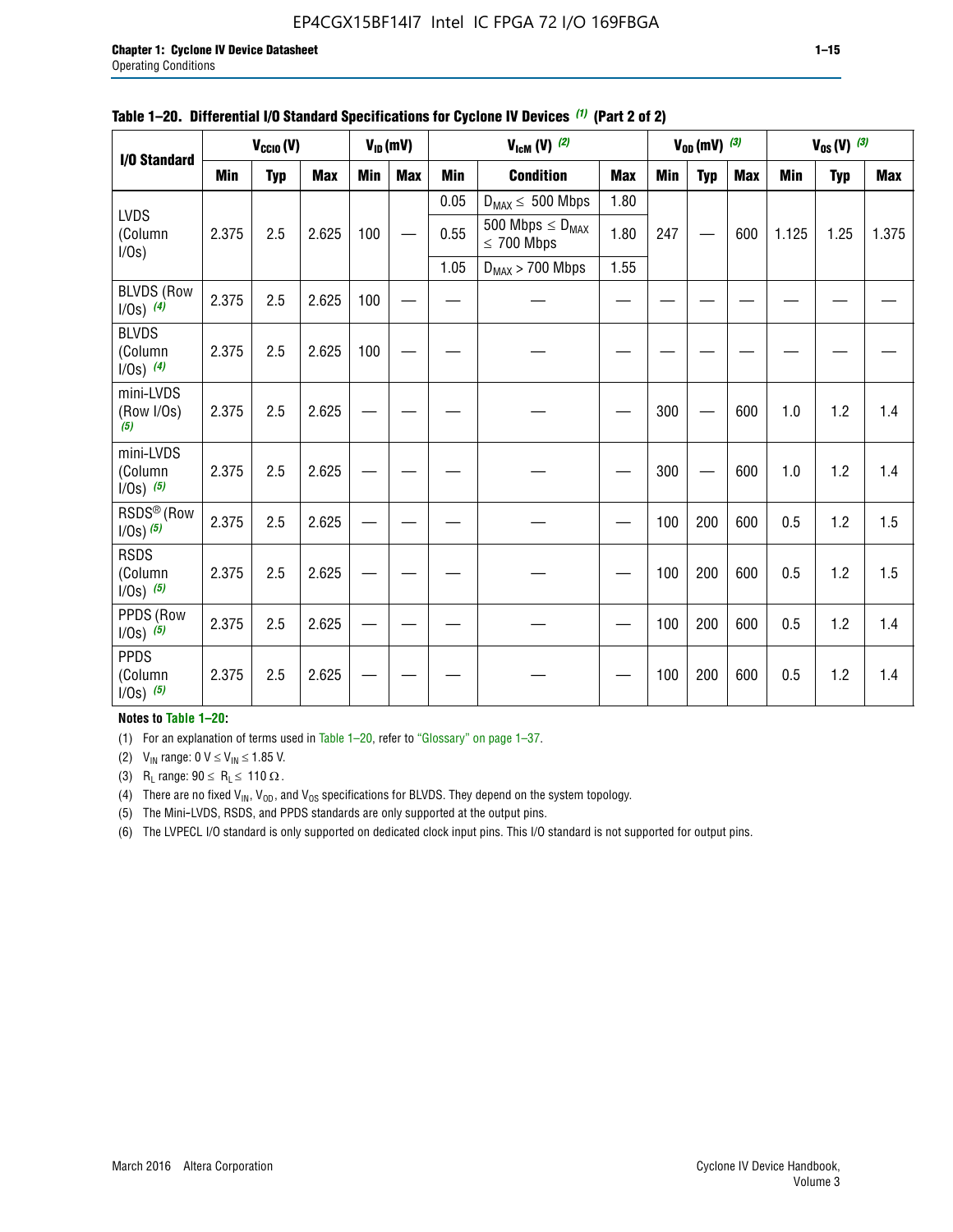**Table 1–20. Differential I/O Standard Specifications for Cyclone IV Devices (1) (Part 2 of 2)**

| I/O Standard | $V_{CCIO}$ (V) | | | $V_{ID}$ (mV) | | $V_{IcM}$ (V) (2) | | | $V_{OD}$ (mV) (3) | | | $V_{OS}$ (V) (3) | | |
|---|---|---|---|---|---|---|---|---|---|---|---|---|---|---|
| | Min | Typ | Max | Min | Max | Min | Condition | Max | Min | Typ | Max | Min | Typ | Max |
| LVDS (Column I/Os) | 2.375 | 2.5 | 2.625 | 100 | — | 0.05 | $D_{MAX} \leq$ 500 Mbps | 1.80 | 247 | — | 600 | 1.125 | 1.25 | 1.375 |
| | | | | | | 0.55 | 500 Mbps $\leq D_{MAX} \leq$ 700 Mbps | 1.80 | | | | | | |
| | | | | | | 1.05 | $D_{MAX}$ > 700 Mbps | 1.55 | | | | | | |
| BLVDS (Row I/Os) (4) | 2.375 | 2.5 | 2.625 | 100 | — | — | — | — | — | — | — | — | — | — |
| BLVDS (Column I/Os) (4) | 2.375 | 2.5 | 2.625 | 100 | — | — | — | — | — | — | — | — | — | — |
| mini-LVDS (Row I/Os) (5) | 2.375 | 2.5 | 2.625 | — | — | — | — | — | 300 | — | 600 | 1.0 | 1.2 | 1.4 |
| mini-LVDS (Column I/Os) (5) | 2.375 | 2.5 | 2.625 | — | — | — | — | — | 300 | — | 600 | 1.0 | 1.2 | 1.4 |
| RSDS® (Row I/Os) (5) | 2.375 | 2.5 | 2.625 | — | — | — | — | — | 100 | 200 | 600 | 0.5 | 1.2 | 1.5 |
| RSDS (Column I/Os) (5) | 2.375 | 2.5 | 2.625 | — | — | — | — | — | 100 | 200 | 600 | 0.5 | 1.2 | 1.5 |
| PPDS (Row I/Os) (5) | 2.375 | 2.5 | 2.625 | — | — | — | — | — | 100 | 200 | 600 | 0.5 | 1.2 | 1.4 |
| PPDS (Column I/Os) (5) | 2.375 | 2.5 | 2.625 | — | — | — | — | — | 100 | 200 | 600 | 0.5 | 1.2 | 1.4 |

**Notes to Table 1–20:**

(1) For an explanation of terms used in Table 1–20, refer to "Glossary" on page 1–37.

(2) $V_{IN}$ range: $0 \text{ V} \leq V_{IN} \leq 1.85 \text{ V}$.

(3) $R_L$ range: $90 \leq R_L \leq 110\ \Omega$.

(4) There are no fixed $V_{IN}$, $V_{OD}$, and $V_{OS}$ specifications for BLVDS. They depend on the system topology.

(5) The Mini-LVDS, RSDS, and PPDS standards are only supported at the output pins.

(6) The LVPECL I/O standard is only supported on dedicated clock input pins. This I/O standard is not supported for output pins.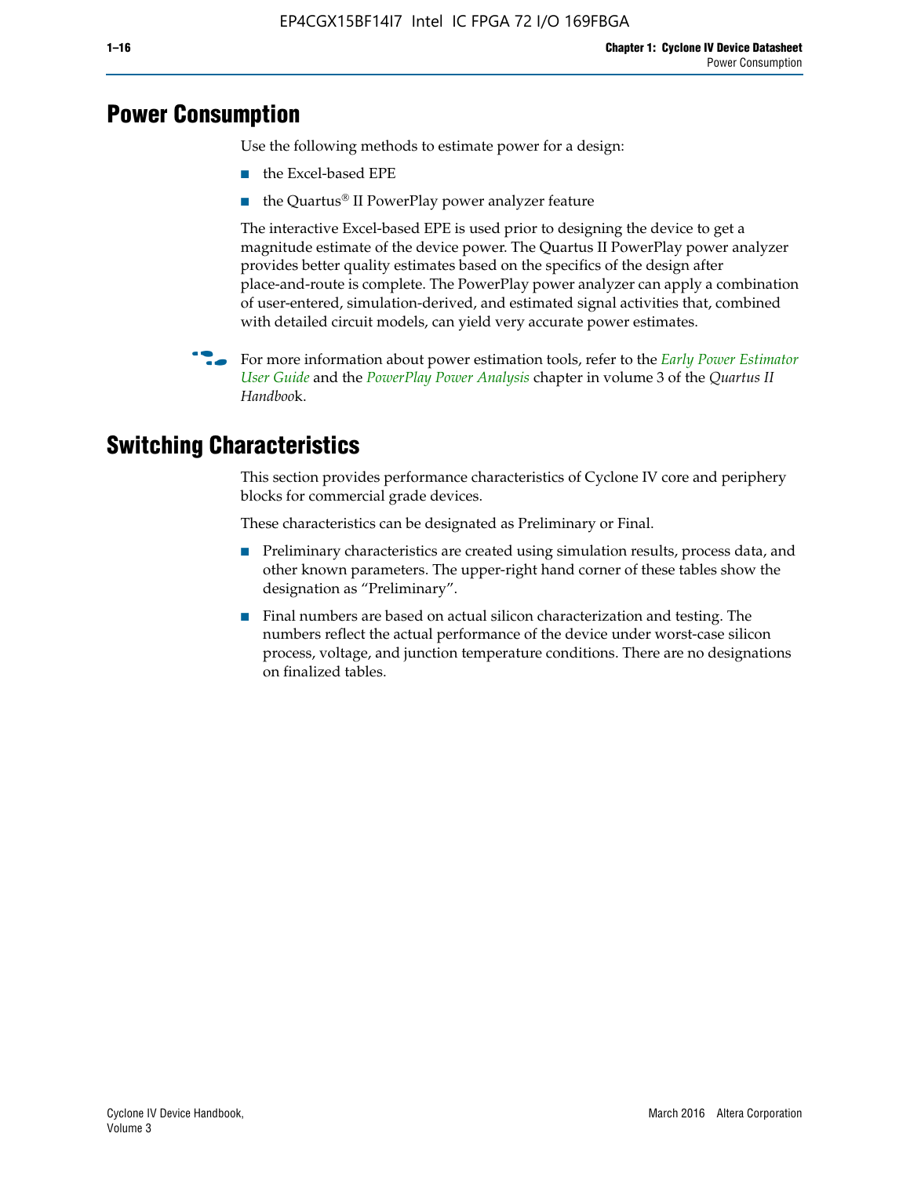## Power Consumption

Use the following methods to estimate power for a design:

- the Excel-based EPE
- the Quartus® II PowerPlay power analyzer feature

The interactive Excel-based EPE is used prior to designing the device to get a magnitude estimate of the device power. The Quartus II PowerPlay power analyzer provides better quality estimates based on the specifics of the design after place-and-route is complete. The PowerPlay power analyzer can apply a combination of user-entered, simulation-derived, and estimated signal activities that, combined with detailed circuit models, can yield very accurate power estimates.

For more information about power estimation tools, refer to the *Early Power Estimator User Guide* and the *PowerPlay Power Analysis* chapter in volume 3 of the *Quartus II Handbook*.

## Switching Characteristics

This section provides performance characteristics of Cyclone IV core and periphery blocks for commercial grade devices.

These characteristics can be designated as Preliminary or Final.

- Preliminary characteristics are created using simulation results, process data, and other known parameters. The upper-right hand corner of these tables show the designation as "Preliminary".
- Final numbers are based on actual silicon characterization and testing. The numbers reflect the actual performance of the device under worst-case silicon process, voltage, and junction temperature conditions. There are no designations on finalized tables.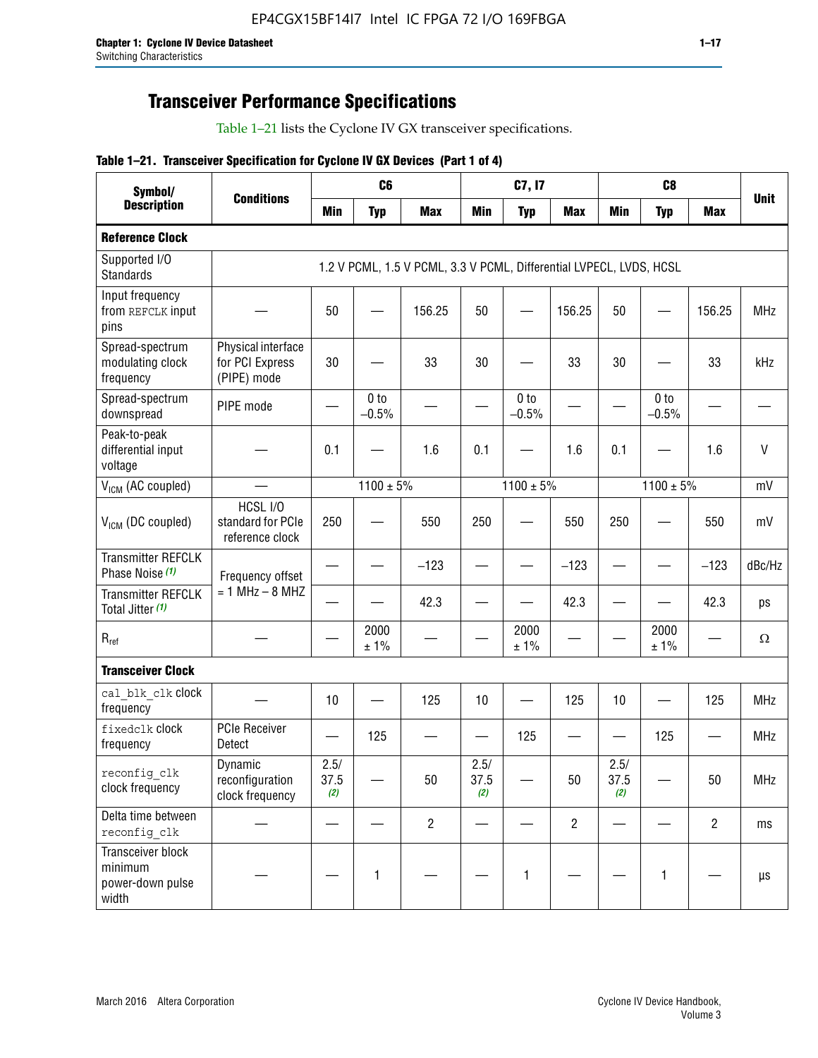# Transceiver Performance Specifications

Table 1–21 lists the Cyclone IV GX transceiver specifications.

**Table 1–21. Transceiver Specification for Cyclone IV GX Devices (Part 1 of 4)**

| Symbol/ Description | Conditions | C6 | | | C7, I7 | | | C8 | | | Unit |
|---|---|---|---|---|---|---|---|---|---|---|---|
| | | Min | Typ | Max | Min | Typ | Max | Min | Typ | Max | |
| **Reference Clock** | | | | | | | | | | | |
| Supported I/O Standards | 1.2 V PCML, 1.5 V PCML, 3.3 V PCML, Differential LVPECL, LVDS, HCSL | | | | | | | | | | |
| Input frequency from REFCLK input pins | — | 50 | — | 156.25 | 50 | — | 156.25 | 50 | — | 156.25 | MHz |
| Spread-spectrum modulating clock frequency | Physical interface for PCI Express (PIPE) mode | 30 | — | 33 | 30 | — | 33 | 30 | — | 33 | kHz |
| Spread-spectrum downspread | PIPE mode | — | 0 to −0.5% | — | — | 0 to −0.5% | — | — | 0 to −0.5% | — | — |
| Peak-to-peak differential input voltage | — | 0.1 | — | 1.6 | 0.1 | — | 1.6 | 0.1 | — | 1.6 | V |
| $V_{ICM}$ (AC coupled) | — | 1100 ± 5% | | | 1100 ± 5% | | | 1100 ± 5% | | | mV |
| $V_{ICM}$ (DC coupled) | HCSL I/O standard for PCIe reference clock | 250 | — | 550 | 250 | — | 550 | 250 | — | 550 | mV |
| Transmitter REFCLK Phase Noise (1) | Frequency offset = 1 MHz – 8 MHZ | — | — | −123 | — | — | −123 | — | — | −123 | dBc/Hz |
| Transmitter REFCLK Total Jitter (1) | | — | — | 42.3 | — | — | 42.3 | — | — | 42.3 | ps |
| $R_{ref}$ | — | — | 2000 ± 1% | — | — | 2000 ± 1% | — | — | 2000 ± 1% | — | Ω |
| **Transceiver Clock** | | | | | | | | | | | |
| cal_blk_clk clock frequency | — | 10 | — | 125 | 10 | — | 125 | 10 | — | 125 | MHz |
| fixedclk clock frequency | PCIe Receiver Detect | — | 125 | — | — | 125 | — | — | 125 | — | MHz |
| reconfig_clk clock frequency | Dynamic reconfiguration clock frequency | 2.5/ 37.5 (2) | — | 50 | 2.5/ 37.5 (2) | — | 50 | 2.5/ 37.5 (2) | — | 50 | MHz |
| Delta time between reconfig_clk | — | — | — | 2 | — | — | 2 | — | — | 2 | ms |
| Transceiver block minimum power-down pulse width | — | — | 1 | — | — | 1 | — | — | 1 | — | µs |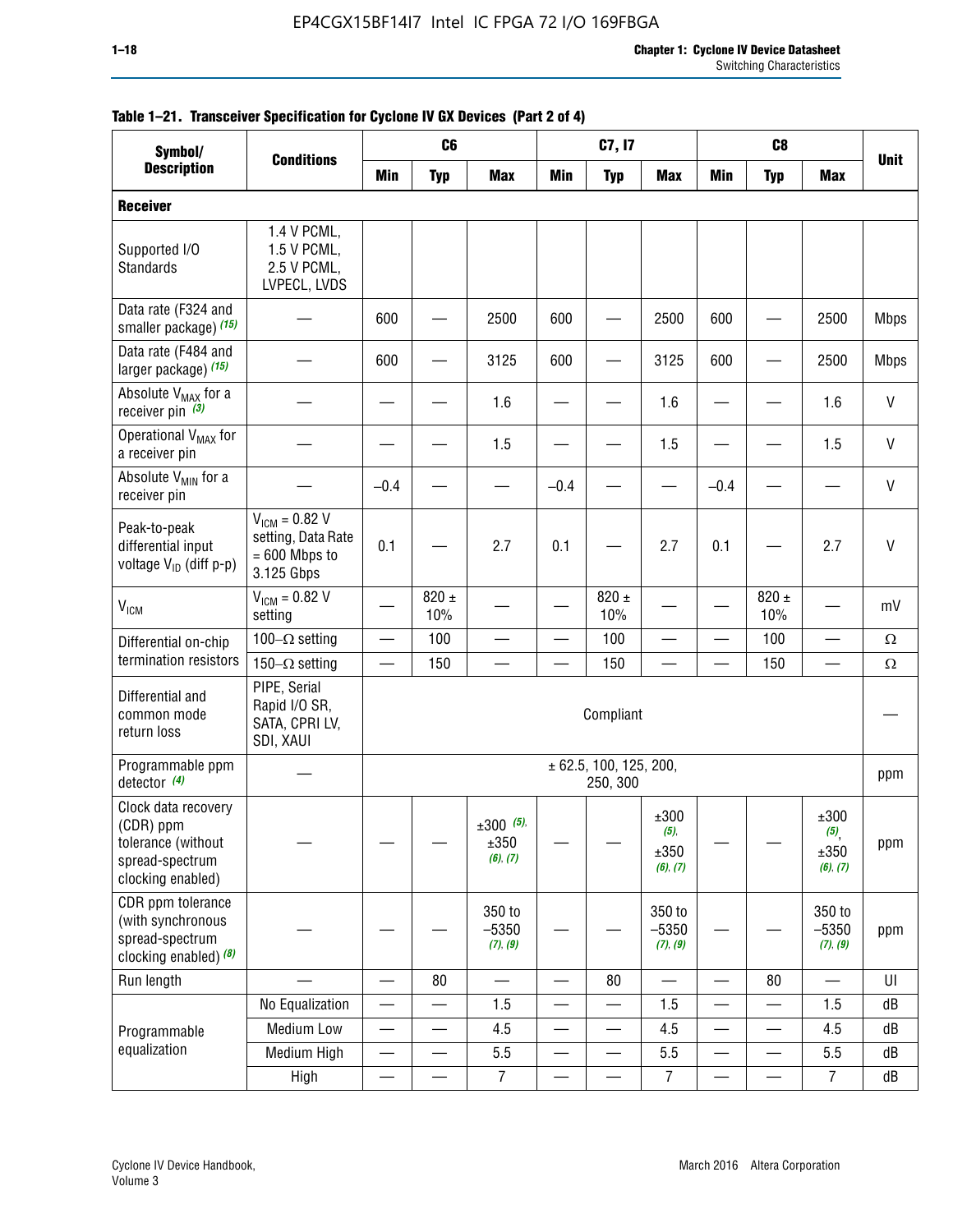**Table 1–21. Transceiver Specification for Cyclone IV GX Devices (Part 2 of 4)**

| Symbol/ Description | Conditions | C6 | | | C7, I7 | | | C8 | | | Unit |
|---|---|---|---|---|---|---|---|---|---|---|---|
| | | Min | Typ | Max | Min | Typ | Max | Min | Typ | Max | |
| **Receiver** | | | | | | | | | | | |
| Supported I/O Standards | 1.4 V PCML, 1.5 V PCML, 2.5 V PCML, LVPECL, LVDS | | | | | | | | | | |
| Data rate (F324 and smaller package) *(15)* | — | 600 | — | 2500 | 600 | — | 2500 | 600 | — | 2500 | Mbps |
| Data rate (F484 and larger package) *(15)* | — | 600 | — | 3125 | 600 | — | 3125 | 600 | — | 2500 | Mbps |
| Absolute $V_{MAX}$ for a receiver pin *(3)* | — | — | — | 1.6 | — | — | 1.6 | — | — | 1.6 | V |
| Operational $V_{MAX}$ for a receiver pin | — | — | — | 1.5 | — | — | 1.5 | — | — | 1.5 | V |
| Absolute $V_{MIN}$ for a receiver pin | — | –0.4 | — | — | –0.4 | — | — | –0.4 | — | — | V |
| Peak-to-peak differential input voltage $V_{ID}$ (diff p-p) | $V_{ICM}$ = 0.82 V setting, Data Rate = 600 Mbps to 3.125 Gbps | 0.1 | — | 2.7 | 0.1 | — | 2.7 | 0.1 | — | 2.7 | V |
| $V_{ICM}$ | $V_{ICM}$ = 0.82 V setting | — | 820 ± 10% | — | — | 820 ± 10% | — | — | 820 ± 10% | — | mV |
| Differential on-chip termination resistors | 100–Ω setting | — | 100 | — | — | 100 | — | — | 100 | — | Ω |
| | 150–Ω setting | — | 150 | — | — | 150 | — | — | 150 | — | Ω |
| Differential and common mode return loss | PIPE, Serial Rapid I/O SR, SATA, CPRI LV, SDI, XAUI | Compliant | | | | | | | | | — |
| Programmable ppm detector *(4)* | — | ± 62.5, 100, 125, 200, 250, 300 | | | | | | | | | ppm |
| Clock data recovery (CDR) ppm tolerance (without spread-spectrum clocking enabled) | — | — | — | ±300 *(5)*, ±350 *(6)*, *(7)* | — | — | ±300 *(5)*, ±350 *(6)*, *(7)* | — | — | ±300 *(5)*, ±350 *(6)*, *(7)* | ppm |
| CDR ppm tolerance (with synchronous spread-spectrum clocking enabled) *(8)* | — | — | — | 350 to –5350 *(7)*, *(9)* | — | — | 350 to –5350 *(7)*, *(9)* | — | — | 350 to –5350 *(7)*, *(9)* | ppm |
| Run length | — | — | 80 | — | — | 80 | — | — | 80 | — | UI |
| Programmable equalization | No Equalization | — | — | 1.5 | — | — | 1.5 | — | — | 1.5 | dB |
| | Medium Low | — | — | 4.5 | — | — | 4.5 | — | — | 4.5 | dB |
| | Medium High | — | — | 5.5 | — | — | 5.5 | — | — | 5.5 | dB |
| | High | — | — | 7 | — | — | 7 | — | — | 7 | dB |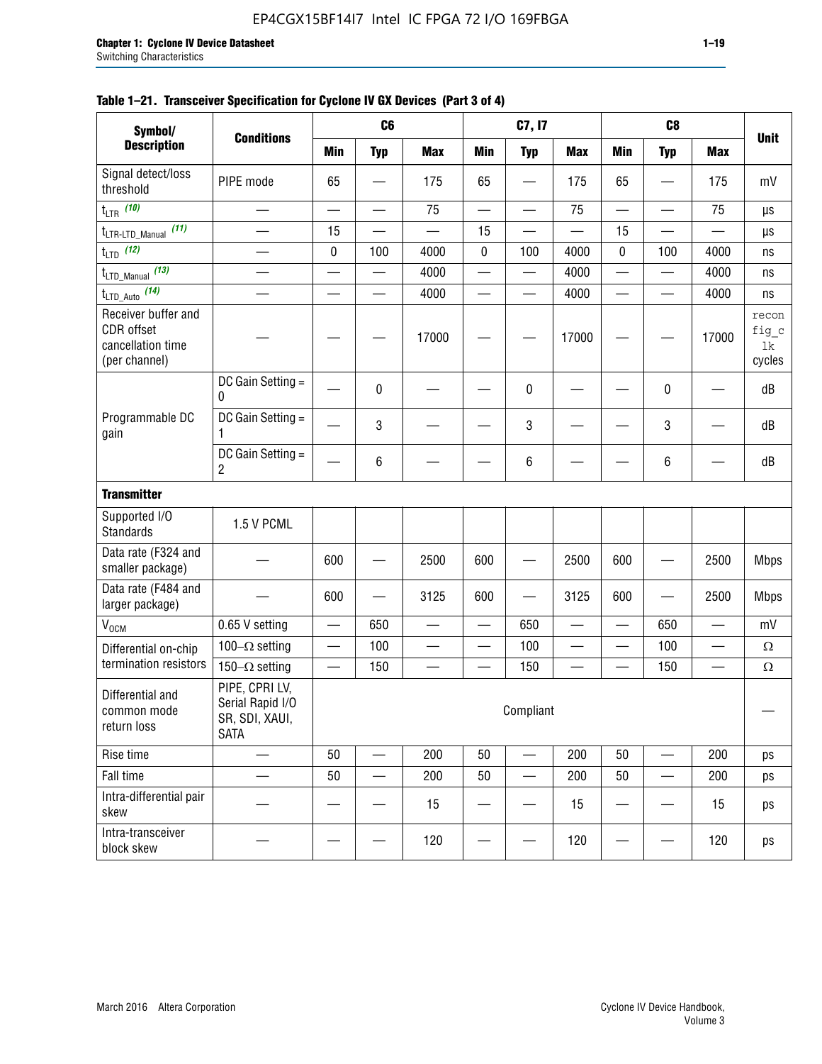**Table 1–21. Transceiver Specification for Cyclone IV GX Devices (Part 3 of 4)**

| Symbol/ Description | Conditions | C6 | | | C7, I7 | | | C8 | | | Unit |
|---|---|---|---|---|---|---|---|---|---|---|---|
| | | Min | Typ | Max | Min | Typ | Max | Min | Typ | Max | |
| Signal detect/loss threshold | PIPE mode | 65 | — | 175 | 65 | — | 175 | 65 | — | 175 | mV |
| $t_{LTR}$ (10) | — | — | — | 75 | — | — | 75 | — | — | 75 | µs |
| $t_{LTR\text{-}LTD\_Manual}$ (11) | — | 15 | — | — | 15 | — | — | 15 | — | — | µs |
| $t_{LTD}$ (12) | — | 0 | 100 | 4000 | 0 | 100 | 4000 | 0 | 100 | 4000 | ns |
| $t_{LTD\_Manual}$ (13) | — | — | — | 4000 | — | — | 4000 | — | — | 4000 | ns |
| $t_{LTD\_Auto}$ (14) | — | — | — | 4000 | — | — | 4000 | — | — | 4000 | ns |
| Receiver buffer and CDR offset cancellation time (per channel) | — | — | — | 17000 | — | — | 17000 | — | — | 17000 | reconfig_clk cycles |
| Programmable DC gain | DC Gain Setting = 0 | — | 0 | — | — | 0 | — | — | 0 | — | dB |
| | DC Gain Setting = 1 | — | 3 | — | — | 3 | — | — | 3 | — | dB |
| | DC Gain Setting = 2 | — | 6 | — | — | 6 | — | — | 6 | — | dB |
| **Transmitter** | | | | | | | | | | | |
| Supported I/O Standards | 1.5 V PCML | | | | | | | | | | |
| Data rate (F324 and smaller package) | — | 600 | — | 2500 | 600 | — | 2500 | 600 | — | 2500 | Mbps |
| Data rate (F484 and larger package) | — | 600 | — | 3125 | 600 | — | 3125 | 600 | — | 2500 | Mbps |
| $V_{OCM}$ | 0.65 V setting | — | 650 | — | — | 650 | — | — | 650 | — | mV |
| Differential on-chip termination resistors | 100–Ω setting | — | 100 | — | — | 100 | — | — | 100 | — | Ω |
| | 150–Ω setting | — | 150 | — | — | 150 | — | — | 150 | — | Ω |
| Differential and common mode return loss | PIPE, CPRI LV, Serial Rapid I/O SR, SDI, XAUI, SATA | Compliant | | | | | | | | | — |
| Rise time | — | 50 | — | 200 | 50 | — | 200 | 50 | — | 200 | ps |
| Fall time | — | 50 | — | 200 | 50 | — | 200 | 50 | — | 200 | ps |
| Intra-differential pair skew | — | — | — | 15 | — | — | 15 | — | — | 15 | ps |
| Intra-transceiver block skew | — | — | — | 120 | — | — | 120 | — | — | 120 | ps |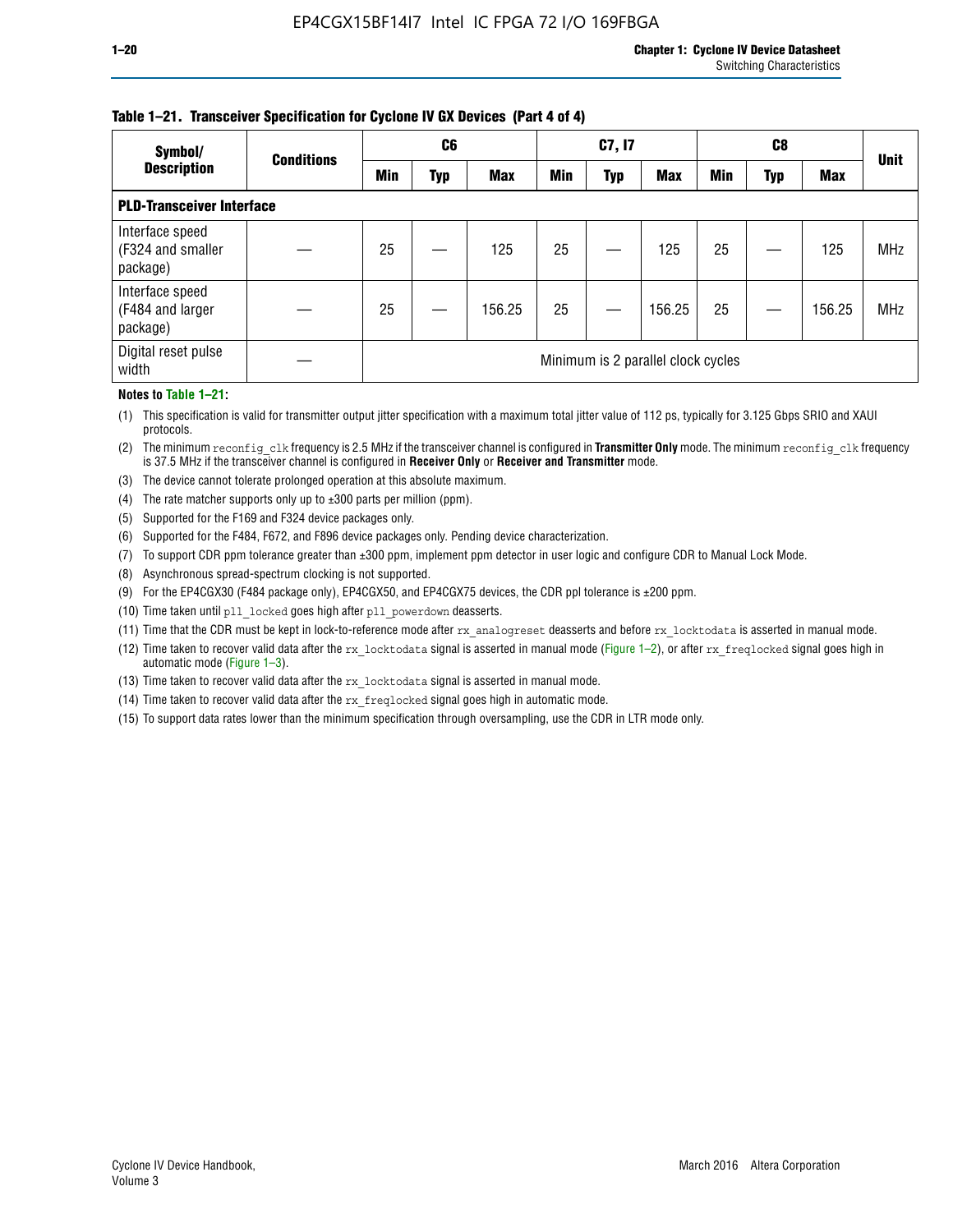**Table 1–21. Transceiver Specification for Cyclone IV GX Devices (Part 4 of 4)**

| Symbol/ Description | Conditions | C6 | | | C7, I7 | | | C8 | | | Unit |
|---|---|---|---|---|---|---|---|---|---|---|---|
| | | Min | Typ | Max | Min | Typ | Max | Min | Typ | Max | |
| **PLD-Transceiver Interface** | | | | | | | | | | | |
| Interface speed (F324 and smaller package) | — | 25 | — | 125 | 25 | — | 125 | 25 | — | 125 | MHz |
| Interface speed (F484 and larger package) | — | 25 | — | 156.25 | 25 | — | 156.25 | 25 | — | 156.25 | MHz |
| Digital reset pulse width | — | Minimum is 2 parallel clock cycles | | | | | | | | | |

**Notes to Table 1–21:**

(1) This specification is valid for transmitter output jitter specification with a maximum total jitter value of 112 ps, typically for 3.125 Gbps SRIO and XAUI protocols.

(2) The minimum `reconfig_clk` frequency is 2.5 MHz if the transceiver channel is configured in **Transmitter Only** mode. The minimum `reconfig_clk` frequency is 37.5 MHz if the transceiver channel is configured in **Receiver Only** or **Receiver and Transmitter** mode.

(3) The device cannot tolerate prolonged operation at this absolute maximum.

(4) The rate matcher supports only up to ±300 parts per million (ppm).

(5) Supported for the F169 and F324 device packages only.

(6) Supported for the F484, F672, and F896 device packages only. Pending device characterization.

(7) To support CDR ppm tolerance greater than ±300 ppm, implement ppm detector in user logic and configure CDR to Manual Lock Mode.

(8) Asynchronous spread-spectrum clocking is not supported.

(9) For the EP4CGX30 (F484 package only), EP4CGX50, and EP4CGX75 devices, the CDR ppl tolerance is ±200 ppm.

(10) Time taken until `pll_locked` goes high after `pll_powerdown` deasserts.

(11) Time that the CDR must be kept in lock-to-reference mode after `rx_analogreset` deasserts and before `rx_locktodata` is asserted in manual mode.

(12) Time taken to recover valid data after the `rx_locktodata` signal is asserted in manual mode (Figure 1–2), or after `rx_freqlocked` signal goes high in automatic mode (Figure 1–3).

(13) Time taken to recover valid data after the `rx_locktodata` signal is asserted in manual mode.

(14) Time taken to recover valid data after the `rx_freqlocked` signal goes high in automatic mode.

(15) To support data rates lower than the minimum specification through oversampling, use the CDR in LTR mode only.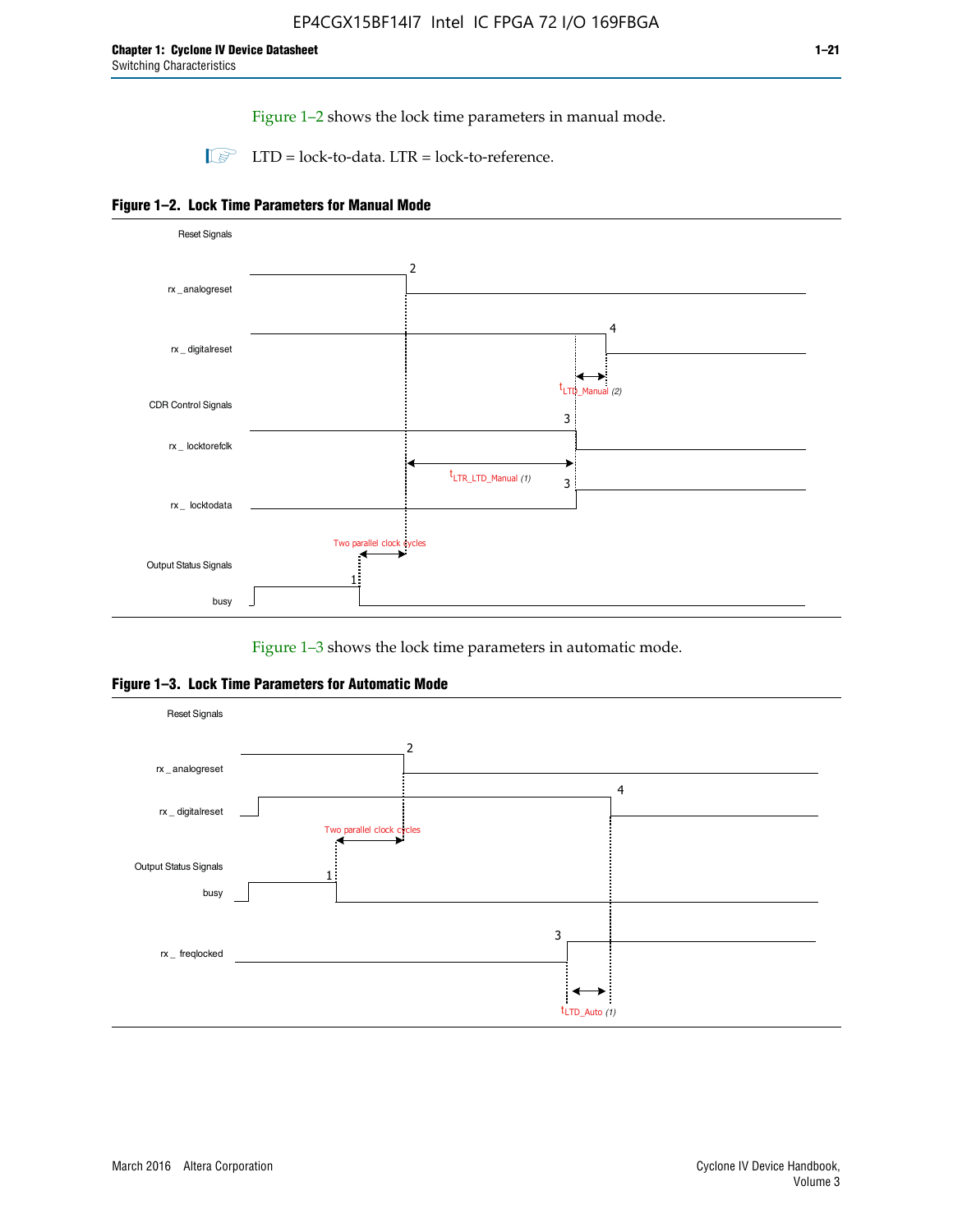Figure 1–2 shows the lock time parameters in manual mode.

LTD = lock-to-data. LTR = lock-to-reference.

**Figure 1–2. Lock Time Parameters for Manual Mode**

Reset Signals

rx_analogreset

rx_digitalreset

$t_{LTD\_Manual}$ (2)

CDR Control Signals

rx_locktorefclk

$t_{LTR\_LTD\_Manual}$ (1)

rx_locktodata

Two parallel clock cycles

Output Status Signals

busy

Figure 1–3 shows the lock time parameters in automatic mode.

**Figure 1–3. Lock Time Parameters for Automatic Mode**

Reset Signals

rx_analogreset

rx_digitalreset

Two parallel clock cycles

Output Status Signals

busy

rx_freqlocked

$t_{LTD\_Auto}$ (1)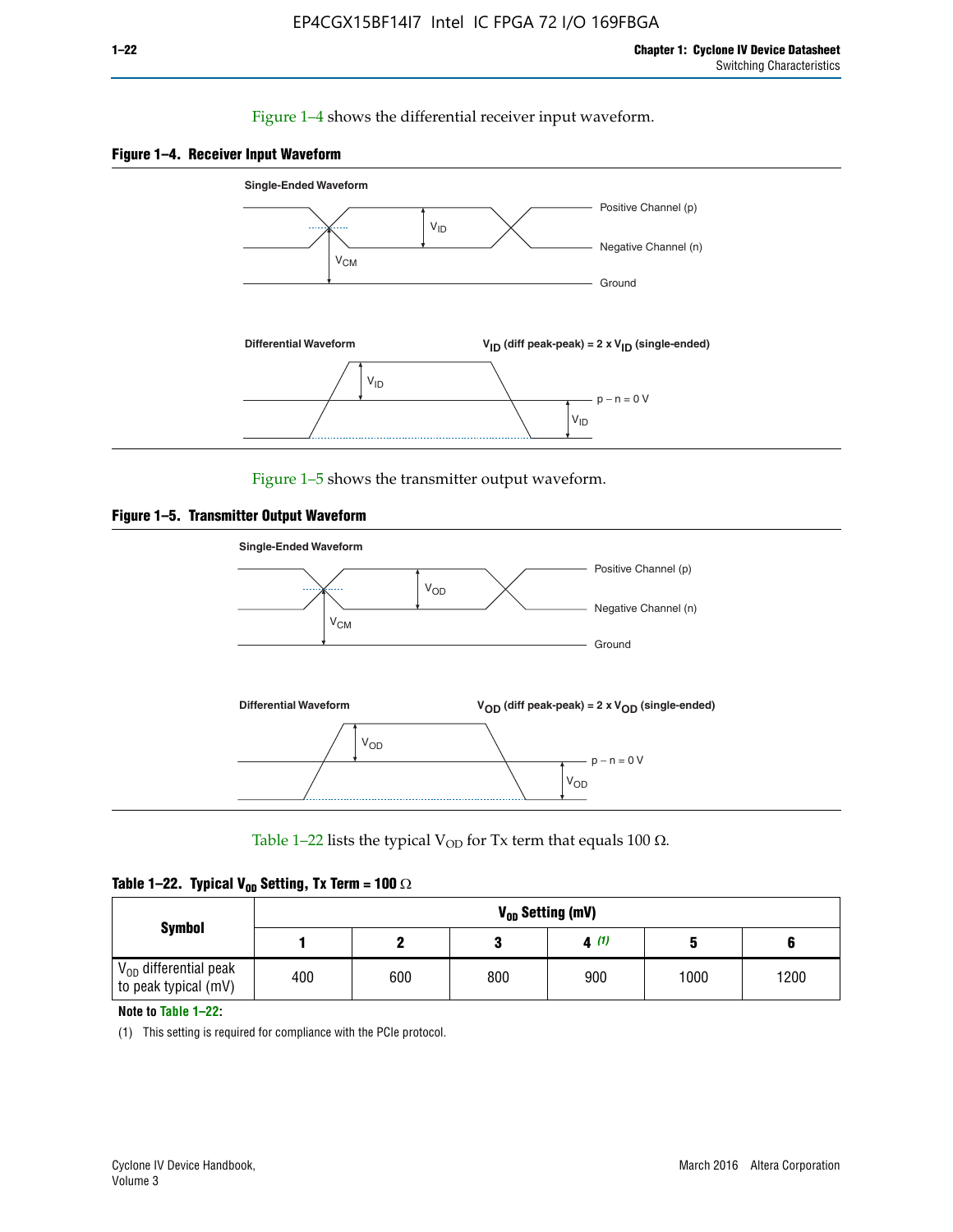Figure 1–4 shows the differential receiver input waveform.

**Figure 1–4. Receiver Input Waveform**

Figure 1–5 shows the transmitter output waveform.

**Figure 1–5. Transmitter Output Waveform**

Table 1–22 lists the typical $V_{OD}$ for Tx term that equals 100 Ω.

**Table 1–22. Typical $V_{OD}$ Setting, Tx Term = 100 Ω**

| Symbol | $V_{OD}$ Setting (mV) | | | | | |
|---|---|---|---|---|---|---|
| | 1 | 2 | 3 | 4 (1) | 5 | 6 |
| $V_{OD}$ differential peak to peak typical (mV) | 400 | 600 | 800 | 900 | 1000 | 1200 |

**Note to Table 1–22:**

(1) This setting is required for compliance with the PCIe protocol.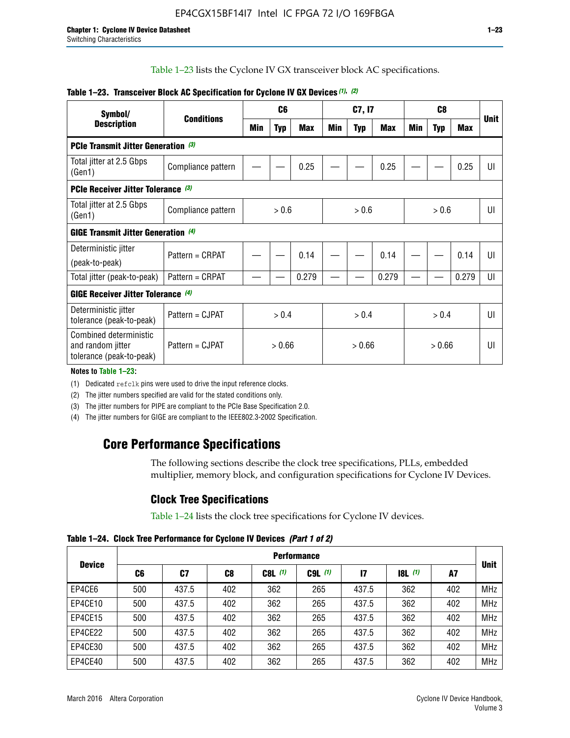Table 1–23 lists the Cyclone IV GX transceiver block AC specifications.

**Table 1–23. Transceiver Block AC Specification for Cyclone IV GX Devices (1), (2)**

| Symbol/ Description | Conditions | C6 | | | C7, I7 | | | C8 | | | Unit |
|---|---|---|---|---|---|---|---|---|---|---|---|
| | | Min | Typ | Max | Min | Typ | Max | Min | Typ | Max | |
| **PCIe Transmit Jitter Generation (3)** | | | | | | | | | | | |
| Total jitter at 2.5 Gbps (Gen1) | Compliance pattern | — | — | 0.25 | — | — | 0.25 | — | — | 0.25 | UI |
| **PCIe Receiver Jitter Tolerance (3)** | | | | | | | | | | | |
| Total jitter at 2.5 Gbps (Gen1) | Compliance pattern | > 0.6 | | | > 0.6 | | | > 0.6 | | | UI |
| **GIGE Transmit Jitter Generation (4)** | | | | | | | | | | | |
| Deterministic jitter (peak-to-peak) | Pattern = CRPAT | — | — | 0.14 | — | — | 0.14 | — | — | 0.14 | UI |
| Total jitter (peak-to-peak) | Pattern = CRPAT | — | — | 0.279 | — | — | 0.279 | — | — | 0.279 | UI |
| **GIGE Receiver Jitter Tolerance (4)** | | | | | | | | | | | |
| Deterministic jitter tolerance (peak-to-peak) | Pattern = CJPAT | > 0.4 | | | > 0.4 | | | > 0.4 | | | UI |
| Combined deterministic and random jitter tolerance (peak-to-peak) | Pattern = CJPAT | > 0.66 | | | > 0.66 | | | > 0.66 | | | UI |

**Notes to Table 1–23:**

(1) Dedicated refclk pins were used to drive the input reference clocks.

(2) The jitter numbers specified are valid for the stated conditions only.

(3) The jitter numbers for PIPE are compliant to the PCIe Base Specification 2.0.

(4) The jitter numbers for GIGE are compliant to the IEEE802.3-2002 Specification.

## Core Performance Specifications

The following sections describe the clock tree specifications, PLLs, embedded multiplier, memory block, and configuration specifications for Cyclone IV Devices.

### Clock Tree Specifications

Table 1–24 lists the clock tree specifications for Cyclone IV devices.

**Table 1–24. Clock Tree Performance for Cyclone IV Devices (Part 1 of 2)**

| Device | Performance | | | | | | | | Unit |
|---|---|---|---|---|---|---|---|---|---|
| | C6 | C7 | C8 | C8L (1) | C9L (1) | I7 | I8L (1) | A7 | |
| EP4CE6 | 500 | 437.5 | 402 | 362 | 265 | 437.5 | 362 | 402 | MHz |
| EP4CE10 | 500 | 437.5 | 402 | 362 | 265 | 437.5 | 362 | 402 | MHz |
| EP4CE15 | 500 | 437.5 | 402 | 362 | 265 | 437.5 | 362 | 402 | MHz |
| EP4CE22 | 500 | 437.5 | 402 | 362 | 265 | 437.5 | 362 | 402 | MHz |
| EP4CE30 | 500 | 437.5 | 402 | 362 | 265 | 437.5 | 362 | 402 | MHz |
| EP4CE40 | 500 | 437.5 | 402 | 362 | 265 | 437.5 | 362 | 402 | MHz |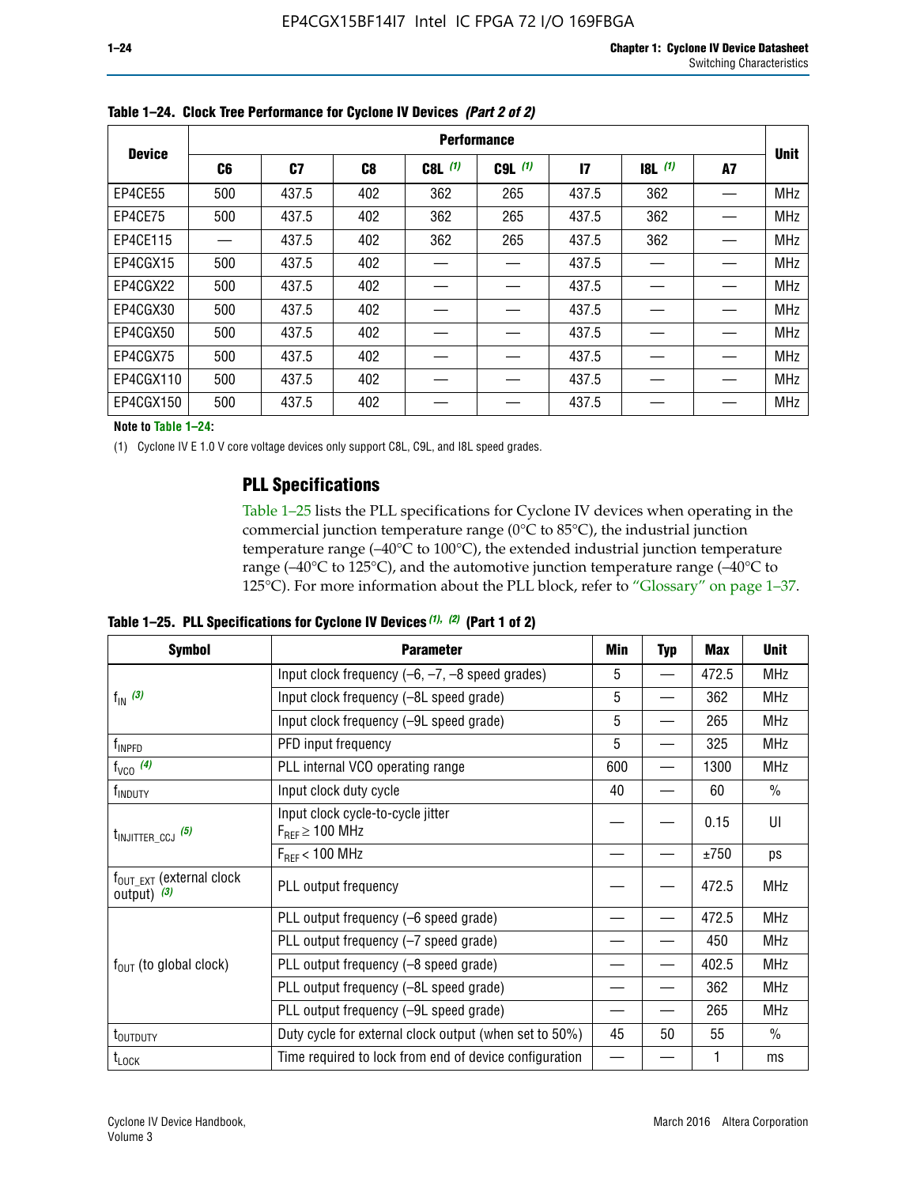**Table 1–24. Clock Tree Performance for Cyclone IV Devices *(Part 2 of 2)***

| Device | Performance | | | | | | | | Unit |
|---|---|---|---|---|---|---|---|---|---|
| | C6 | C7 | C8 | C8L (1) | C9L (1) | I7 | I8L (1) | A7 | |
| EP4CE55 | 500 | 437.5 | 402 | 362 | 265 | 437.5 | 362 | — | MHz |
| EP4CE75 | 500 | 437.5 | 402 | 362 | 265 | 437.5 | 362 | — | MHz |
| EP4CE115 | — | 437.5 | 402 | 362 | 265 | 437.5 | 362 | — | MHz |
| EP4CGX15 | 500 | 437.5 | 402 | — | — | 437.5 | — | — | MHz |
| EP4CGX22 | 500 | 437.5 | 402 | — | — | 437.5 | — | — | MHz |
| EP4CGX30 | 500 | 437.5 | 402 | — | — | 437.5 | — | — | MHz |
| EP4CGX50 | 500 | 437.5 | 402 | — | — | 437.5 | — | — | MHz |
| EP4CGX75 | 500 | 437.5 | 402 | — | — | 437.5 | — | — | MHz |
| EP4CGX110 | 500 | 437.5 | 402 | — | — | 437.5 | — | — | MHz |
| EP4CGX150 | 500 | 437.5 | 402 | — | — | 437.5 | — | — | MHz |

**Note to Table 1–24:**

(1) Cyclone IV E 1.0 V core voltage devices only support C8L, C9L, and I8L speed grades.

## PLL Specifications

Table 1–25 lists the PLL specifications for Cyclone IV devices when operating in the commercial junction temperature range (0°C to 85°C), the industrial junction temperature range (–40°C to 100°C), the extended industrial junction temperature range (–40°C to 125°C), and the automotive junction temperature range (–40°C to 125°C). For more information about the PLL block, refer to "Glossary" on page 1–37.

**Table 1–25. PLL Specifications for Cyclone IV Devices *(1), (2)* (Part 1 of 2)**

| Symbol | Parameter | Min | Typ | Max | Unit |
|---|---|---|---|---|---|
| $f_{IN}$ (3) | Input clock frequency (–6, –7, –8 speed grades) | 5 | — | 472.5 | MHz |
| | Input clock frequency (–8L speed grade) | 5 | — | 362 | MHz |
| | Input clock frequency (–9L speed grade) | 5 | — | 265 | MHz |
| $f_{INPFD}$ | PFD input frequency | 5 | — | 325 | MHz |
| $f_{VCO}$ (4) | PLL internal VCO operating range | 600 | — | 1300 | MHz |
| $f_{INDUTY}$ | Input clock duty cycle | 40 | — | 60 | % |
| $t_{INJITTER\_CCJ}$ (5) | Input clock cycle-to-cycle jitter $F_{REF} \geq 100$ MHz | — | — | 0.15 | UI |
| | $F_{REF} < 100$ MHz | — | — | ±750 | ps |
| $f_{OUT\_EXT}$ (external clock output) (3) | PLL output frequency | — | — | 472.5 | MHz |
| $f_{OUT}$ (to global clock) | PLL output frequency (–6 speed grade) | — | — | 472.5 | MHz |
| | PLL output frequency (–7 speed grade) | — | — | 450 | MHz |
| | PLL output frequency (–8 speed grade) | — | — | 402.5 | MHz |
| | PLL output frequency (–8L speed grade) | — | — | 362 | MHz |
| | PLL output frequency (–9L speed grade) | — | — | 265 | MHz |
| $t_{OUTDUTY}$ | Duty cycle for external clock output (when set to 50%) | 45 | 50 | 55 | % |
| $t_{LOCK}$ | Time required to lock from end of device configuration | — | — | 1 | ms |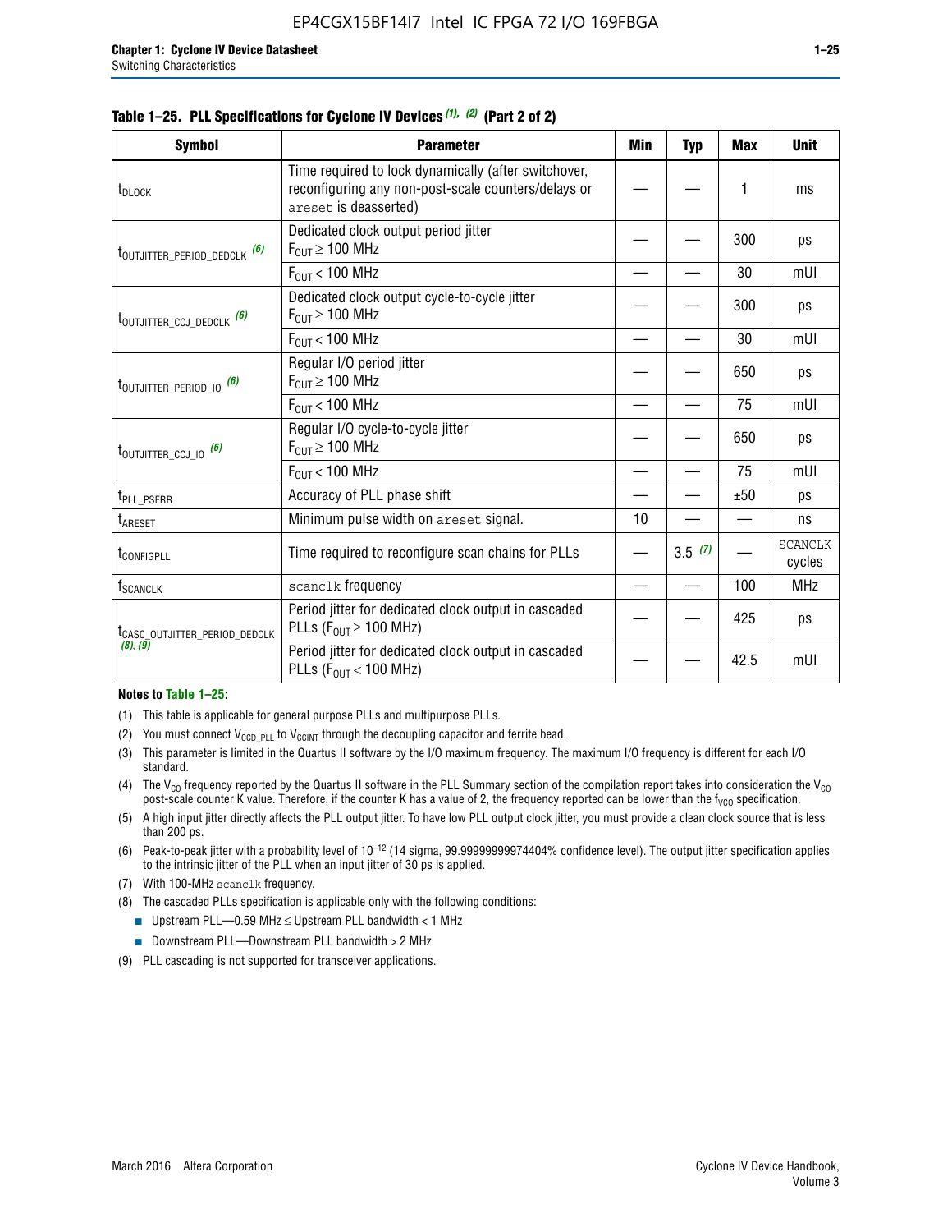**Table 1–25. PLL Specifications for Cyclone IV Devices (1), (2) (Part 2 of 2)**

| Symbol | Parameter | Min | Typ | Max | Unit |
|---|---|---|---|---|---|
| $t_{DLOCK}$ | Time required to lock dynamically (after switchover, reconfiguring any non-post-scale counters/delays or `areset` is deasserted) | — | — | 1 | ms |
| $t_{OUTJITTER\_PERIOD\_DEDCLK}$ (6) | Dedicated clock output period jitter $F_{OUT} \geq 100$ MHz | — | — | 300 | ps |
| | $F_{OUT} < 100$ MHz | — | — | 30 | mUI |
| $t_{OUTJITTER\_CCJ\_DEDCLK}$ (6) | Dedicated clock output cycle-to-cycle jitter $F_{OUT} \geq 100$ MHz | — | — | 300 | ps |
| | $F_{OUT} < 100$ MHz | — | — | 30 | mUI |
| $t_{OUTJITTER\_PERIOD\_IO}$ (6) | Regular I/O period jitter $F_{OUT} \geq 100$ MHz | — | — | 650 | ps |
| | $F_{OUT} < 100$ MHz | — | — | 75 | mUI |
| $t_{OUTJITTER\_CCJ\_IO}$ (6) | Regular I/O cycle-to-cycle jitter $F_{OUT} \geq 100$ MHz | — | — | 650 | ps |
| | $F_{OUT} < 100$ MHz | — | — | 75 | mUI |
| $t_{PLL\_PSERR}$ | Accuracy of PLL phase shift | — | — | ±50 | ps |
| $t_{ARESET}$ | Minimum pulse width on `areset` signal. | 10 | — | — | ns |
| $t_{CONFIGPLL}$ | Time required to reconfigure scan chains for PLLs | — | 3.5 (7) | — | SCANCLK cycles |
| $f_{SCANCLK}$ | `scanclk` frequency | — | — | 100 | MHz |
| $t_{CASC\_OUTJITTER\_PERIOD\_DEDCLK}$ (8), (9) | Period jitter for dedicated clock output in cascaded PLLs ($F_{OUT} \geq 100$ MHz) | — | — | 425 | ps |
| | Period jitter for dedicated clock output in cascaded PLLs ($F_{OUT} < 100$ MHz) | — | — | 42.5 | mUI |

**Notes to Table 1–25:**

(1) This table is applicable for general purpose PLLs and multipurpose PLLs.

(2) You must connect $V_{CCD\_PLL}$ to $V_{CCINT}$ through the decoupling capacitor and ferrite bead.

(3) This parameter is limited in the Quartus II software by the I/O maximum frequency. The maximum I/O frequency is different for each I/O standard.

(4) The $V_{CO}$ frequency reported by the Quartus II software in the PLL Summary section of the compilation report takes into consideration the $V_{CO}$ post-scale counter K value. Therefore, if the counter K has a value of 2, the frequency reported can be lower than the $f_{VCO}$ specification.

(5) A high input jitter directly affects the PLL output jitter. To have low PLL output clock jitter, you must provide a clean clock source that is less than 200 ps.

(6) Peak-to-peak jitter with a probability level of $10^{-12}$ (14 sigma, 99.99999999974404% confidence level). The output jitter specification applies to the intrinsic jitter of the PLL when an input jitter of 30 ps is applied.

(7) With 100-MHz `scanclk` frequency.

(8) The cascaded PLLs specification is applicable only with the following conditions:
- Upstream PLL—0.59 MHz ≤ Upstream PLL bandwidth < 1 MHz
- Downstream PLL—Downstream PLL bandwidth > 2 MHz

(9) PLL cascading is not supported for transceiver applications.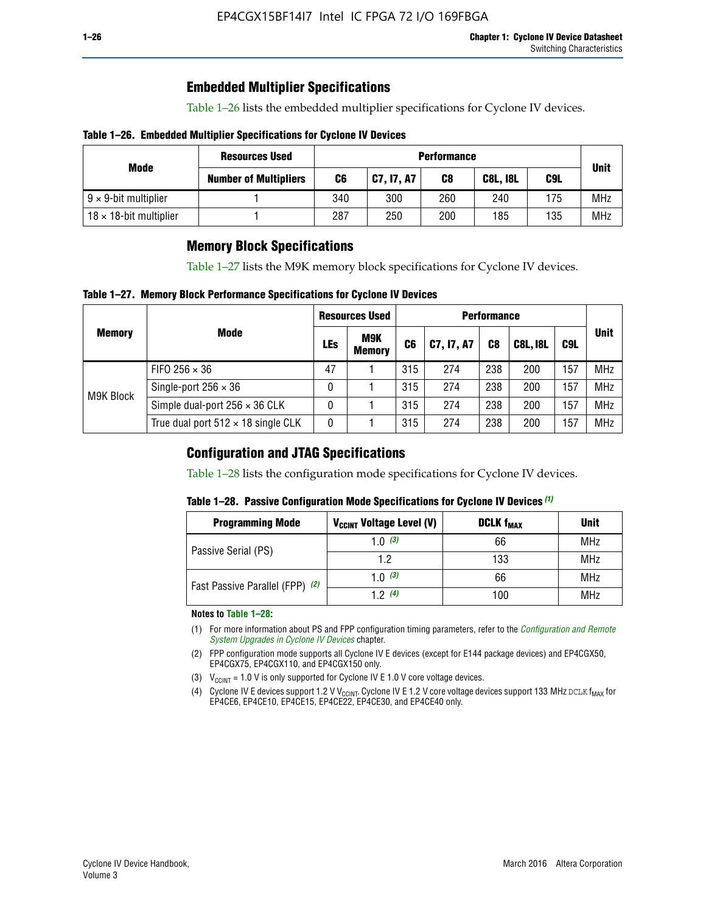## Embedded Multiplier Specifications

Table 1–26 lists the embedded multiplier specifications for Cyclone IV devices.

**Table 1–26. Embedded Multiplier Specifications for Cyclone IV Devices**

| Mode | Resources Used | Performance | | | | | Unit |
|---|---|---|---|---|---|---|---|
| | Number of Multipliers | C6 | C7, I7, A7 | C8 | C8L, I8L | C9L | |
| 9 × 9-bit multiplier | 1 | 340 | 300 | 260 | 240 | 175 | MHz |
| 18 × 18-bit multiplier | 1 | 287 | 250 | 200 | 185 | 135 | MHz |

## Memory Block Specifications

Table 1–27 lists the M9K memory block specifications for Cyclone IV devices.

**Table 1–27. Memory Block Performance Specifications for Cyclone IV Devices**

| Memory | Mode | Resources Used | | Performance | | | | | Unit |
|---|---|---|---|---|---|---|---|---|---|
| | | LEs | M9K Memory | C6 | C7, I7, A7 | C8 | C8L, I8L | C9L | |
| M9K Block | FIFO 256 × 36 | 47 | 1 | 315 | 274 | 238 | 200 | 157 | MHz |
| | Single-port 256 × 36 | 0 | 1 | 315 | 274 | 238 | 200 | 157 | MHz |
| | Simple dual-port 256 × 36 CLK | 0 | 1 | 315 | 274 | 238 | 200 | 157 | MHz |
| | True dual port 512 × 18 single CLK | 0 | 1 | 315 | 274 | 238 | 200 | 157 | MHz |

## Configuration and JTAG Specifications

Table 1–28 lists the configuration mode specifications for Cyclone IV devices.

**Table 1–28. Passive Configuration Mode Specifications for Cyclone IV Devices (1)**

| Programming Mode | $V_{CCINT}$ Voltage Level (V) | DCLK $f_{MAX}$ | Unit |
|---|---|---|---|
| Passive Serial (PS) | 1.0 (3) | 66 | MHz |
| | 1.2 | 133 | MHz |
| Fast Passive Parallel (FPP) (2) | 1.0 (3) | 66 | MHz |
| | 1.2 (4) | 100 | MHz |

**Notes to Table 1–28:**

(1) For more information about PS and FPP configuration timing parameters, refer to the *Configuration and Remote System Upgrades in Cyclone IV Devices* chapter.

(2) FPP configuration mode supports all Cyclone IV E devices (except for E144 package devices) and EP4CGX50, EP4CGX75, EP4CGX110, and EP4CGX150 only.

(3) $V_{CCINT}$ = 1.0 V is only supported for Cyclone IV E 1.0 V core voltage devices.

(4) Cyclone IV E devices support 1.2 V $V_{CCINT}$. Cyclone IV E 1.2 V core voltage devices support 133 MHz DCLK $f_{MAX}$ for EP4CE6, EP4CE10, EP4CE15, EP4CE22, EP4CE30, and EP4CE40 only.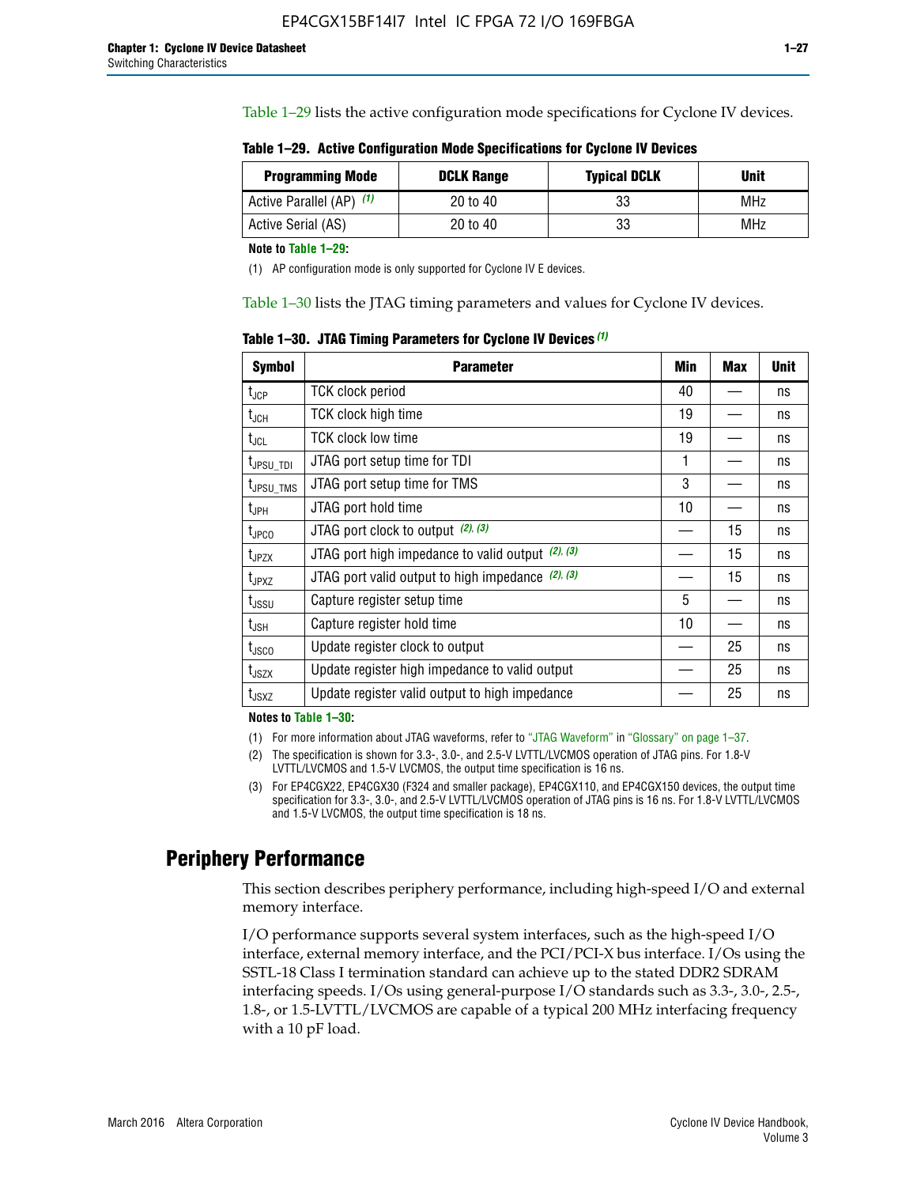Table 1–29 lists the active configuration mode specifications for Cyclone IV devices.

**Table 1–29. Active Configuration Mode Specifications for Cyclone IV Devices**

| Programming Mode | DCLK Range | Typical DCLK | Unit |
|---|---|---|---|
| Active Parallel (AP) (1) | 20 to 40 | 33 | MHz |
| Active Serial (AS) | 20 to 40 | 33 | MHz |

**Note to Table 1–29:**

(1) AP configuration mode is only supported for Cyclone IV E devices.

Table 1–30 lists the JTAG timing parameters and values for Cyclone IV devices.

**Table 1–30. JTAG Timing Parameters for Cyclone IV Devices (1)**

| Symbol | Parameter | Min | Max | Unit |
|---|---|---|---|---|
| $t_{JCP}$ | TCK clock period | 40 | — | ns |
| $t_{JCH}$ | TCK clock high time | 19 | — | ns |
| $t_{JCL}$ | TCK clock low time | 19 | — | ns |
| $t_{JPSU\_TDI}$ | JTAG port setup time for TDI | 1 | — | ns |
| $t_{JPSU\_TMS}$ | JTAG port setup time for TMS | 3 | — | ns |
| $t_{JPH}$ | JTAG port hold time | 10 | — | ns |
| $t_{JPCO}$ | JTAG port clock to output (2), (3) | — | 15 | ns |
| $t_{JPZX}$ | JTAG port high impedance to valid output (2), (3) | — | 15 | ns |
| $t_{JPXZ}$ | JTAG port valid output to high impedance (2), (3) | — | 15 | ns |
| $t_{JSSU}$ | Capture register setup time | 5 | — | ns |
| $t_{JSH}$ | Capture register hold time | 10 | — | ns |
| $t_{JSCO}$ | Update register clock to output | — | 25 | ns |
| $t_{JSZX}$ | Update register high impedance to valid output | — | 25 | ns |
| $t_{JSXZ}$ | Update register valid output to high impedance | — | 25 | ns |

**Notes to Table 1–30:**

(1) For more information about JTAG waveforms, refer to "JTAG Waveform" in "Glossary" on page 1–37.

(2) The specification is shown for 3.3-, 3.0-, and 2.5-V LVTTL/LVCMOS operation of JTAG pins. For 1.8-V LVTTL/LVCMOS and 1.5-V LVCMOS, the output time specification is 16 ns.

(3) For EP4CGX22, EP4CGX30 (F324 and smaller package), EP4CGX110, and EP4CGX150 devices, the output time specification for 3.3-, 3.0-, and 2.5-V LVTTL/LVCMOS operation of JTAG pins is 16 ns. For 1.8-V LVTTL/LVCMOS and 1.5-V LVCMOS, the output time specification is 18 ns.

## Periphery Performance

This section describes periphery performance, including high-speed I/O and external memory interface.

I/O performance supports several system interfaces, such as the high-speed I/O interface, external memory interface, and the PCI/PCI-X bus interface. I/Os using the SSTL-18 Class I termination standard can achieve up to the stated DDR2 SDRAM interfacing speeds. I/Os using general-purpose I/O standards such as 3.3-, 3.0-, 2.5-, 1.8-, or 1.5-LVTTL/LVCMOS are capable of a typical 200 MHz interfacing frequency with a 10 pF load.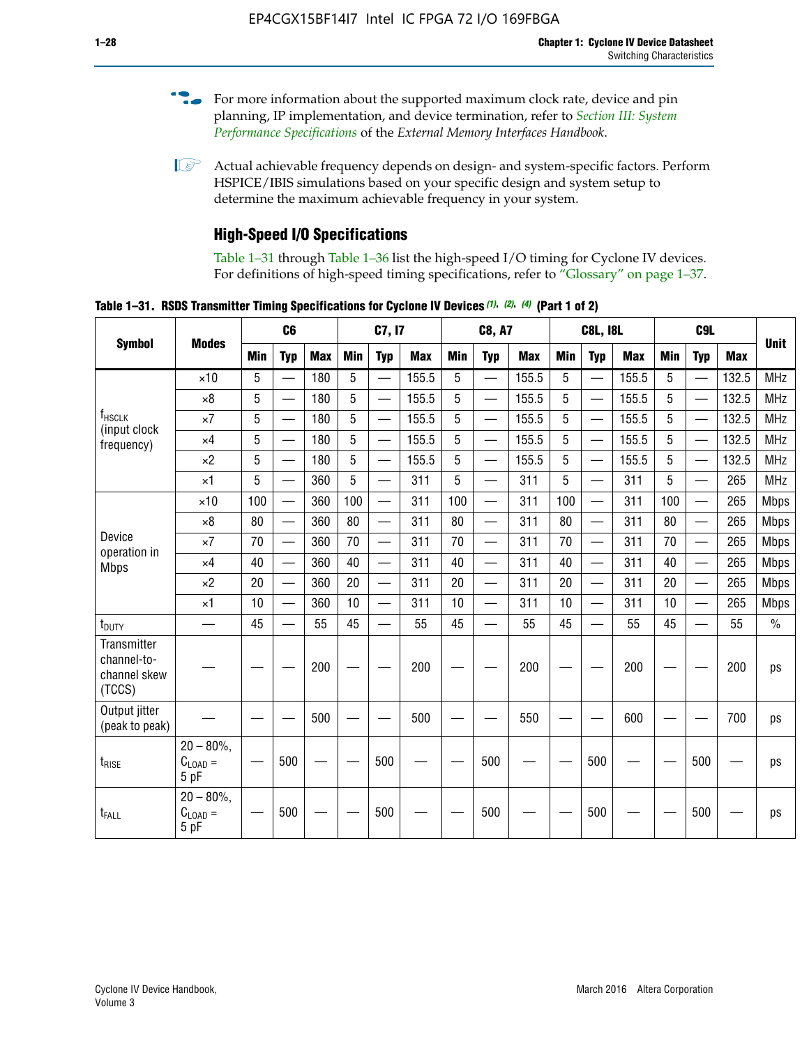For more information about the supported maximum clock rate, device and pin planning, IP implementation, and device termination, refer to *Section III: System Performance Specifications* of the *External Memory Interfaces Handbook*.

Actual achievable frequency depends on design- and system-specific factors. Perform HSPICE/IBIS simulations based on your specific design and system setup to determine the maximum achievable frequency in your system.

## High-Speed I/O Specifications

Table 1–31 through Table 1–36 list the high-speed I/O timing for Cyclone IV devices. For definitions of high-speed timing specifications, refer to "Glossary" on page 1–37.

**Table 1–31. RSDS Transmitter Timing Specifications for Cyclone IV Devices (1), (2), (4) (Part 1 of 2)**

| Symbol | Modes | C6 | | | C7, I7 | | | C8, A7 | | | C8L, I8L | | | C9L | | | Unit |
|---|---|---|---|---|---|---|---|---|---|---|---|---|---|---|---|---|---|
| | | Min | Typ | Max | Min | Typ | Max | Min | Typ | Max | Min | Typ | Max | Min | Typ | Max | |
| $f_{HSCLK}$ (input clock frequency) | ×10 | 5 | — | 180 | 5 | — | 155.5 | 5 | — | 155.5 | 5 | — | 155.5 | 5 | — | 132.5 | MHz |
| | ×8 | 5 | — | 180 | 5 | — | 155.5 | 5 | — | 155.5 | 5 | — | 155.5 | 5 | — | 132.5 | MHz |
| | ×7 | 5 | — | 180 | 5 | — | 155.5 | 5 | — | 155.5 | 5 | — | 155.5 | 5 | — | 132.5 | MHz |
| | ×4 | 5 | — | 180 | 5 | — | 155.5 | 5 | — | 155.5 | 5 | — | 155.5 | 5 | — | 132.5 | MHz |
| | ×2 | 5 | — | 180 | 5 | — | 155.5 | 5 | — | 155.5 | 5 | — | 155.5 | 5 | — | 132.5 | MHz |
| | ×1 | 5 | — | 360 | 5 | — | 311 | 5 | — | 311 | 5 | — | 311 | 5 | — | 265 | MHz |
| Device operation in Mbps | ×10 | 100 | — | 360 | 100 | — | 311 | 100 | — | 311 | 100 | — | 311 | 100 | — | 265 | Mbps |
| | ×8 | 80 | — | 360 | 80 | — | 311 | 80 | — | 311 | 80 | — | 311 | 80 | — | 265 | Mbps |
| | ×7 | 70 | — | 360 | 70 | — | 311 | 70 | — | 311 | 70 | — | 311 | 70 | — | 265 | Mbps |
| | ×4 | 40 | — | 360 | 40 | — | 311 | 40 | — | 311 | 40 | — | 311 | 40 | — | 265 | Mbps |
| | ×2 | 20 | — | 360 | 20 | — | 311 | 20 | — | 311 | 20 | — | 311 | 20 | — | 265 | Mbps |
| | ×1 | 10 | — | 360 | 10 | — | 311 | 10 | — | 311 | 10 | — | 311 | 10 | — | 265 | Mbps |
| $t_{DUTY}$ | — | 45 | — | 55 | 45 | — | 55 | 45 | — | 55 | 45 | — | 55 | 45 | — | 55 | % |
| Transmitter channel-to-channel skew (TCCS) | — | — | — | 200 | — | — | 200 | — | — | 200 | — | — | 200 | — | — | 200 | ps |
| Output jitter (peak to peak) | — | — | — | 500 | — | — | 500 | — | — | 550 | — | — | 600 | — | — | 700 | ps |
| $t_{RISE}$ | 20 – 80%, $C_{LOAD}$ = 5 pF | — | 500 | — | — | 500 | — | — | 500 | — | — | 500 | — | — | 500 | — | ps |
| $t_{FALL}$ | 20 – 80%, $C_{LOAD}$ = 5 pF | — | 500 | — | — | 500 | — | — | 500 | — | — | 500 | — | — | 500 | — | ps |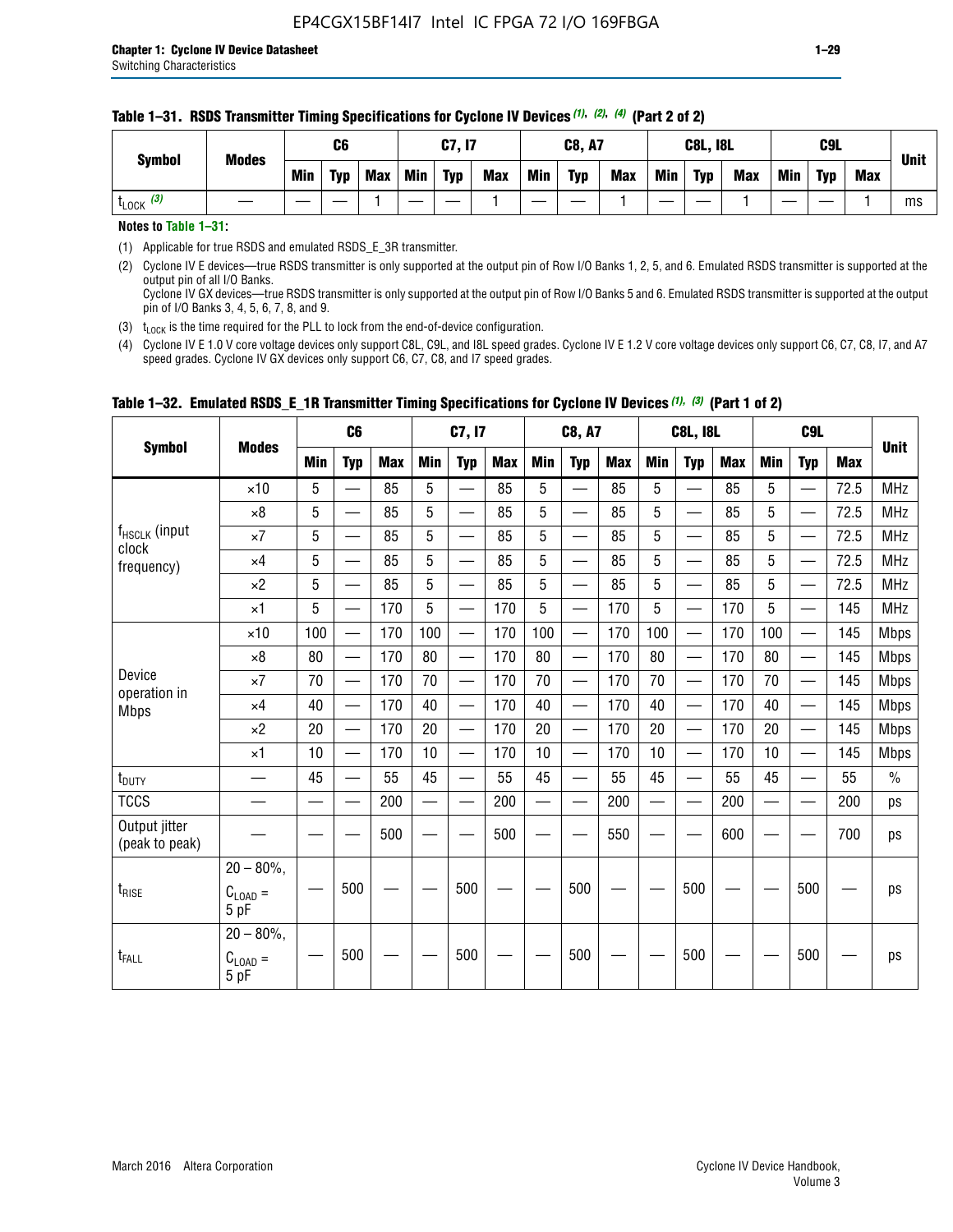**Table 1–31. RSDS Transmitter Timing Specifications for Cyclone IV Devices (1), (2), (4) (Part 2 of 2)**

| Symbol | Modes | C6 | | | C7, I7 | | | C8, A7 | | | C8L, I8L | | | C9L | | | Unit |
|---|---|---|---|---|---|---|---|---|---|---|---|---|---|---|---|---|---|
| | | Min | Typ | Max | Min | Typ | Max | Min | Typ | Max | Min | Typ | Max | Min | Typ | Max | |
| $t_{LOCK}$ (3) | — | — | — | 1 | — | — | 1 | — | — | 1 | — | — | 1 | — | — | 1 | ms |

**Notes to Table 1–31:**

(1) Applicable for true RSDS and emulated RSDS_E_3R transmitter.

(2) Cyclone IV E devices—true RSDS transmitter is only supported at the output pin of Row I/O Banks 1, 2, 5, and 6. Emulated RSDS transmitter is supported at the output pin of all I/O Banks.
Cyclone IV GX devices—true RSDS transmitter is only supported at the output pin of Row I/O Banks 5 and 6. Emulated RSDS transmitter is supported at the output pin of I/O Banks 3, 4, 5, 6, 7, 8, and 9.

(3) $t_{LOCK}$ is the time required for the PLL to lock from the end-of-device configuration.

(4) Cyclone IV E 1.0 V core voltage devices only support C8L, C9L, and I8L speed grades. Cyclone IV E 1.2 V core voltage devices only support C6, C7, C8, I7, and A7 speed grades. Cyclone IV GX devices only support C6, C7, C8, and I7 speed grades.

**Table 1–32. Emulated RSDS_E_1R Transmitter Timing Specifications for Cyclone IV Devices (1), (3) (Part 1 of 2)**

| Symbol | Modes | C6 | | | C7, I7 | | | C8, A7 | | | C8L, I8L | | | C9L | | | Unit |
|---|---|---|---|---|---|---|---|---|---|---|---|---|---|---|---|---|---|
| | | Min | Typ | Max | Min | Typ | Max | Min | Typ | Max | Min | Typ | Max | Min | Typ | Max | |
| $f_{HSCLK}$ (input clock frequency) | ×10 | 5 | — | 85 | 5 | — | 85 | 5 | — | 85 | 5 | — | 85 | 5 | — | 72.5 | MHz |
| | ×8 | 5 | — | 85 | 5 | — | 85 | 5 | — | 85 | 5 | — | 85 | 5 | — | 72.5 | MHz |
| | ×7 | 5 | — | 85 | 5 | — | 85 | 5 | — | 85 | 5 | — | 85 | 5 | — | 72.5 | MHz |
| | ×4 | 5 | — | 85 | 5 | — | 85 | 5 | — | 85 | 5 | — | 85 | 5 | — | 72.5 | MHz |
| | ×2 | 5 | — | 85 | 5 | — | 85 | 5 | — | 85 | 5 | — | 85 | 5 | — | 72.5 | MHz |
| | ×1 | 5 | — | 170 | 5 | — | 170 | 5 | — | 170 | 5 | — | 170 | 5 | — | 145 | MHz |
| Device operation in Mbps | ×10 | 100 | — | 170 | 100 | — | 170 | 100 | — | 170 | 100 | — | 170 | 100 | — | 145 | Mbps |
| | ×8 | 80 | — | 170 | 80 | — | 170 | 80 | — | 170 | 80 | — | 170 | 80 | — | 145 | Mbps |
| | ×7 | 70 | — | 170 | 70 | — | 170 | 70 | — | 170 | 70 | — | 170 | 70 | — | 145 | Mbps |
| | ×4 | 40 | — | 170 | 40 | — | 170 | 40 | — | 170 | 40 | — | 170 | 40 | — | 145 | Mbps |
| | ×2 | 20 | — | 170 | 20 | — | 170 | 20 | — | 170 | 20 | — | 170 | 20 | — | 145 | Mbps |
| | ×1 | 10 | — | 170 | 10 | — | 170 | 10 | — | 170 | 10 | — | 170 | 10 | — | 145 | Mbps |
| $t_{DUTY}$ | — | 45 | — | 55 | 45 | — | 55 | 45 | — | 55 | 45 | — | 55 | 45 | — | 55 | % |
| TCCS | — | — | — | 200 | — | — | 200 | — | — | 200 | — | — | 200 | — | — | 200 | ps |
| Output jitter (peak to peak) | — | — | — | 500 | — | — | 500 | — | — | 550 | — | — | 600 | — | — | 700 | ps |
| $t_{RISE}$ | 20 – 80%, $C_{LOAD}$ = 5 pF | — | 500 | — | — | 500 | — | — | 500 | — | — | 500 | — | — | 500 | — | ps |
| $t_{FALL}$ | 20 – 80%, $C_{LOAD}$ = 5 pF | — | 500 | — | — | 500 | — | — | 500 | — | — | 500 | — | — | 500 | — | ps |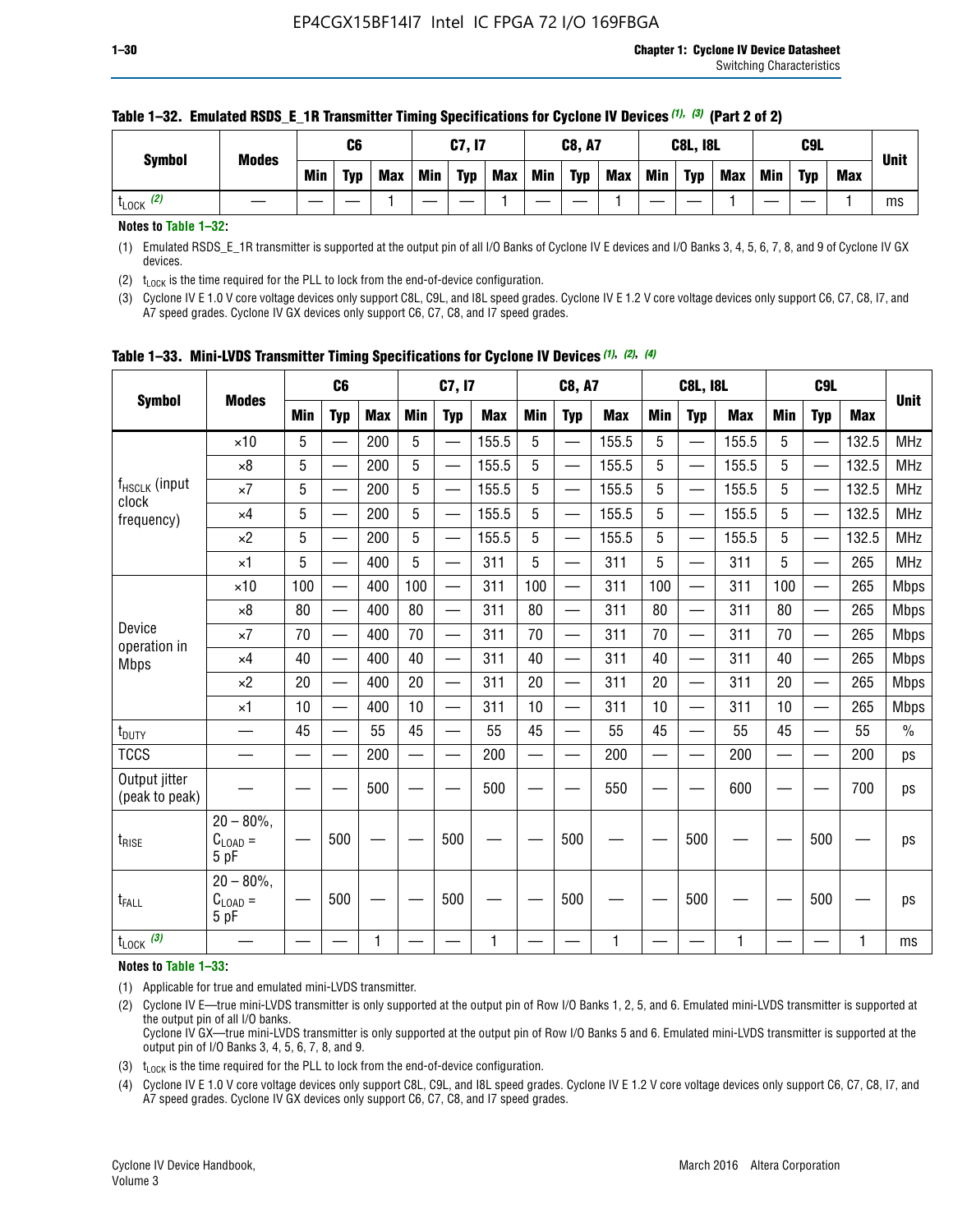### Table 1–32. Emulated RSDS_E_1R Transmitter Timing Specifications for Cyclone IV Devices (1), (3) (Part 2 of 2)

| Symbol | Modes | C6 | | | C7, I7 | | | C8, A7 | | | C8L, I8L | | | C9L | | | Unit |
|---|---|---|---|---|---|---|---|---|---|---|---|---|---|---|---|---|---|
| | | Min | Typ | Max | Min | Typ | Max | Min | Typ | Max | Min | Typ | Max | Min | Typ | Max | |
| $t_{LOCK}$ (2) | — | — | — | 1 | — | — | 1 | — | — | 1 | — | — | 1 | — | — | 1 | ms |

**Notes to Table 1–32:**

(1) Emulated RSDS_E_1R transmitter is supported at the output pin of all I/O Banks of Cyclone IV E devices and I/O Banks 3, 4, 5, 6, 7, 8, and 9 of Cyclone IV GX devices.

(2) $t_{LOCK}$ is the time required for the PLL to lock from the end-of-device configuration.

(3) Cyclone IV E 1.0 V core voltage devices only support C8L, C9L, and I8L speed grades. Cyclone IV E 1.2 V core voltage devices only support C6, C7, C8, I7, and A7 speed grades. Cyclone IV GX devices only support C6, C7, C8, and I7 speed grades.

### Table 1–33. Mini-LVDS Transmitter Timing Specifications for Cyclone IV Devices (1), (2), (4)

| Symbol | Modes | C6 | | | C7, I7 | | | C8, A7 | | | C8L, I8L | | | C9L | | | Unit |
|---|---|---|---|---|---|---|---|---|---|---|---|---|---|---|---|---|---|
| | | Min | Typ | Max | Min | Typ | Max | Min | Typ | Max | Min | Typ | Max | Min | Typ | Max | |
| $f_{HSCLK}$ (input clock frequency) | ×10 | 5 | — | 200 | 5 | — | 155.5 | 5 | — | 155.5 | 5 | — | 155.5 | 5 | — | 132.5 | MHz |
| | ×8 | 5 | — | 200 | 5 | — | 155.5 | 5 | — | 155.5 | 5 | — | 155.5 | 5 | — | 132.5 | MHz |
| | ×7 | 5 | — | 200 | 5 | — | 155.5 | 5 | — | 155.5 | 5 | — | 155.5 | 5 | — | 132.5 | MHz |
| | ×4 | 5 | — | 200 | 5 | — | 155.5 | 5 | — | 155.5 | 5 | — | 155.5 | 5 | — | 132.5 | MHz |
| | ×2 | 5 | — | 200 | 5 | — | 155.5 | 5 | — | 155.5 | 5 | — | 155.5 | 5 | — | 132.5 | MHz |
| | ×1 | 5 | — | 400 | 5 | — | 311 | 5 | — | 311 | 5 | — | 311 | 5 | — | 265 | MHz |
| Device operation in Mbps | ×10 | 100 | — | 400 | 100 | — | 311 | 100 | — | 311 | 100 | — | 311 | 100 | — | 265 | Mbps |
| | ×8 | 80 | — | 400 | 80 | — | 311 | 80 | — | 311 | 80 | — | 311 | 80 | — | 265 | Mbps |
| | ×7 | 70 | — | 400 | 70 | — | 311 | 70 | — | 311 | 70 | — | 311 | 70 | — | 265 | Mbps |
| | ×4 | 40 | — | 400 | 40 | — | 311 | 40 | — | 311 | 40 | — | 311 | 40 | — | 265 | Mbps |
| | ×2 | 20 | — | 400 | 20 | — | 311 | 20 | — | 311 | 20 | — | 311 | 20 | — | 265 | Mbps |
| | ×1 | 10 | — | 400 | 10 | — | 311 | 10 | — | 311 | 10 | — | 311 | 10 | — | 265 | Mbps |
| $t_{DUTY}$ | — | 45 | — | 55 | 45 | — | 55 | 45 | — | 55 | 45 | — | 55 | 45 | — | 55 | % |
| TCCS | — | — | — | 200 | — | — | 200 | — | — | 200 | — | — | 200 | — | — | 200 | ps |
| Output jitter (peak to peak) | — | — | — | 500 | — | — | 500 | — | — | 550 | — | — | 600 | — | — | 700 | ps |
| $t_{RISE}$ | 20 – 80%, $C_{LOAD}$ = 5 pF | — | 500 | — | — | 500 | — | — | 500 | — | — | 500 | — | — | 500 | — | ps |
| $t_{FALL}$ | 20 – 80%, $C_{LOAD}$ = 5 pF | — | 500 | — | — | 500 | — | — | 500 | — | — | 500 | — | — | 500 | — | ps |
| $t_{LOCK}$ (3) | — | — | — | 1 | — | — | 1 | — | — | 1 | — | — | 1 | — | — | 1 | ms |

**Notes to Table 1–33:**

(1) Applicable for true and emulated mini-LVDS transmitter.

(2) Cyclone IV E—true mini-LVDS transmitter is only supported at the output pin of Row I/O Banks 1, 2, 5, and 6. Emulated mini-LVDS transmitter is supported at the output pin of all I/O Banks.
Cyclone IV GX—true mini-LVDS transmitter is only supported at the output pin of Row I/O Banks 5 and 6. Emulated mini-LVDS transmitter is supported at the output pin of I/O Banks 3, 4, 5, 6, 7, 8, and 9.

(3) $t_{LOCK}$ is the time required for the PLL to lock from the end-of-device configuration.

(4) Cyclone IV E 1.0 V core voltage devices only support C8L, C9L, and I8L speed grades. Cyclone IV E 1.2 V core voltage devices only support C6, C7, C8, I7, and A7 speed grades. Cyclone IV GX devices only support C6, C7, C8, and I7 speed grades.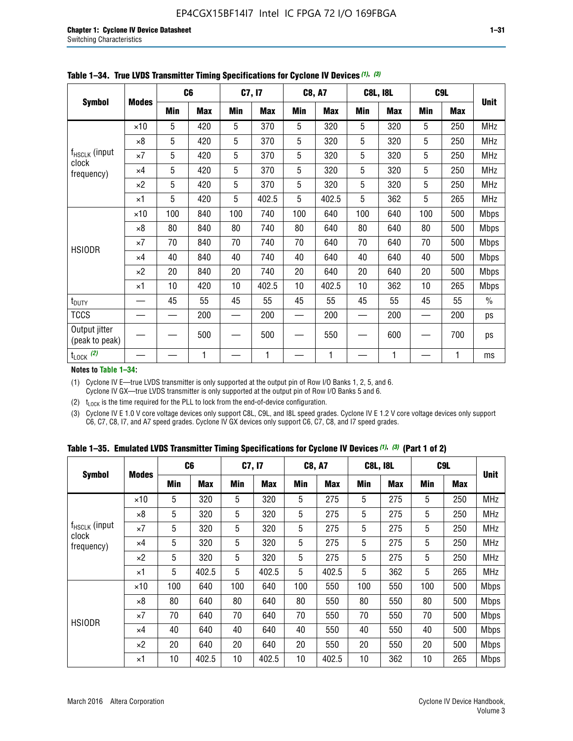**Table 1–34. True LVDS Transmitter Timing Specifications for Cyclone IV Devices (1), (3)**

| Symbol | Modes | C6 | | C7, I7 | | C8, A7 | | C8L, I8L | | C9L | | Unit |
|---|---|---|---|---|---|---|---|---|---|---|---|---|
| | | Min | Max | Min | Max | Min | Max | Min | Max | Min | Max | |
| $f_{HSCLK}$ (input clock frequency) | ×10 | 5 | 420 | 5 | 370 | 5 | 320 | 5 | 320 | 5 | 250 | MHz |
| | ×8 | 5 | 420 | 5 | 370 | 5 | 320 | 5 | 320 | 5 | 250 | MHz |
| | ×7 | 5 | 420 | 5 | 370 | 5 | 320 | 5 | 320 | 5 | 250 | MHz |
| | ×4 | 5 | 420 | 5 | 370 | 5 | 320 | 5 | 320 | 5 | 250 | MHz |
| | ×2 | 5 | 420 | 5 | 370 | 5 | 320 | 5 | 320 | 5 | 250 | MHz |
| | ×1 | 5 | 420 | 5 | 402.5 | 5 | 402.5 | 5 | 362 | 5 | 265 | MHz |
| HSIODR | ×10 | 100 | 840 | 100 | 740 | 100 | 640 | 100 | 640 | 100 | 500 | Mbps |
| | ×8 | 80 | 840 | 80 | 740 | 80 | 640 | 80 | 640 | 80 | 500 | Mbps |
| | ×7 | 70 | 840 | 70 | 740 | 70 | 640 | 70 | 640 | 70 | 500 | Mbps |
| | ×4 | 40 | 840 | 40 | 740 | 40 | 640 | 40 | 640 | 40 | 500 | Mbps |
| | ×2 | 20 | 840 | 20 | 740 | 20 | 640 | 20 | 640 | 20 | 500 | Mbps |
| | ×1 | 10 | 420 | 10 | 402.5 | 10 | 402.5 | 10 | 362 | 10 | 265 | Mbps |
| $t_{DUTY}$ | — | 45 | 55 | 45 | 55 | 45 | 55 | 45 | 55 | 45 | 55 | % |
| TCCS | — | — | 200 | — | 200 | — | 200 | — | 200 | — | 200 | ps |
| Output jitter (peak to peak) | — | — | 500 | — | 500 | — | 550 | — | 600 | — | 700 | ps |
| $t_{LOCK}$ (2) | — | — | 1 | — | 1 | — | 1 | — | 1 | — | 1 | ms |

**Notes to Table 1–34:**

(1) Cyclone IV E—true LVDS transmitter is only supported at the output pin of Row I/O Banks 1, 2, 5, and 6. Cyclone IV GX—true LVDS transmitter is only supported at the output pin of Row I/O Banks 5 and 6.

(2) $t_{LOCK}$ is the time required for the PLL to lock from the end-of-device configuration.

(3) Cyclone IV E 1.0 V core voltage devices only support C8L, C9L, and I8L speed grades. Cyclone IV E 1.2 V core voltage devices only support C6, C7, C8, I7, and A7 speed grades. Cyclone IV GX devices only support C6, C7, C8, and I7 speed grades.

**Table 1–35. Emulated LVDS Transmitter Timing Specifications for Cyclone IV Devices (1), (3) (Part 1 of 2)**

| Symbol | Modes | C6 | | C7, I7 | | C8, A7 | | C8L, I8L | | C9L | | Unit |
|---|---|---|---|---|---|---|---|---|---|---|---|---|
| | | Min | Max | Min | Max | Min | Max | Min | Max | Min | Max | |
| $f_{HSCLK}$ (input clock frequency) | ×10 | 5 | 320 | 5 | 320 | 5 | 275 | 5 | 275 | 5 | 250 | MHz |
| | ×8 | 5 | 320 | 5 | 320 | 5 | 275 | 5 | 275 | 5 | 250 | MHz |
| | ×7 | 5 | 320 | 5 | 320 | 5 | 275 | 5 | 275 | 5 | 250 | MHz |
| | ×4 | 5 | 320 | 5 | 320 | 5 | 275 | 5 | 275 | 5 | 250 | MHz |
| | ×2 | 5 | 320 | 5 | 320 | 5 | 275 | 5 | 275 | 5 | 250 | MHz |
| | ×1 | 5 | 402.5 | 5 | 402.5 | 5 | 402.5 | 5 | 362 | 5 | 265 | MHz |
| HSIODR | ×10 | 100 | 640 | 100 | 640 | 100 | 550 | 100 | 550 | 100 | 500 | Mbps |
| | ×8 | 80 | 640 | 80 | 640 | 80 | 550 | 80 | 550 | 80 | 500 | Mbps |
| | ×7 | 70 | 640 | 70 | 640 | 70 | 550 | 70 | 550 | 70 | 500 | Mbps |
| | ×4 | 40 | 640 | 40 | 640 | 40 | 550 | 40 | 550 | 40 | 500 | Mbps |
| | ×2 | 20 | 640 | 20 | 640 | 20 | 550 | 20 | 550 | 20 | 500 | Mbps |
| | ×1 | 10 | 402.5 | 10 | 402.5 | 10 | 402.5 | 10 | 362 | 10 | 265 | Mbps |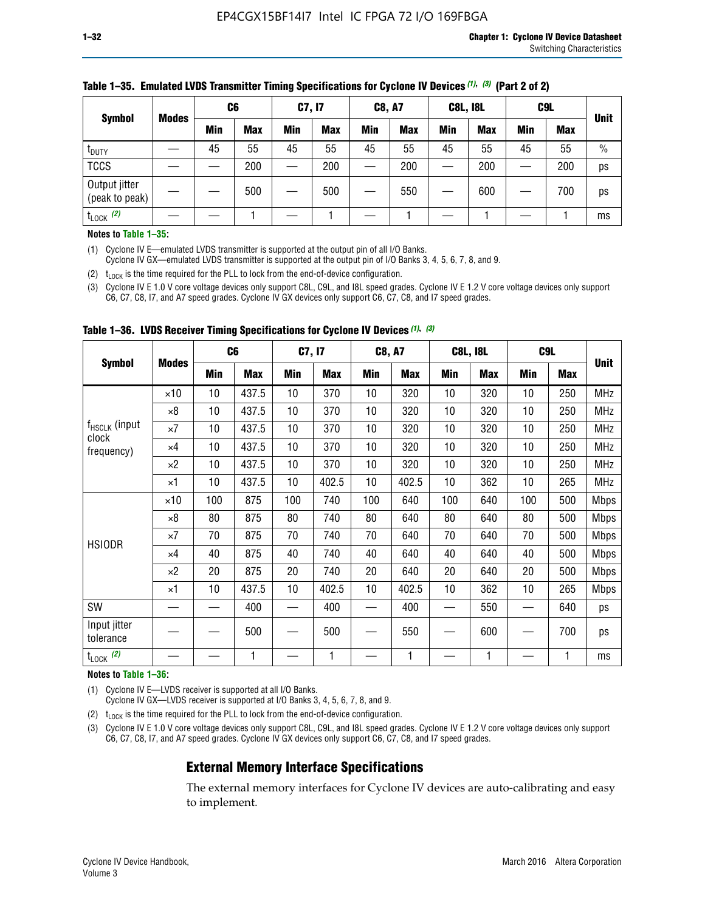**Table 1–35. Emulated LVDS Transmitter Timing Specifications for Cyclone IV Devices (1), (3) (Part 2 of 2)**

| Symbol | Modes | C6 | | C7, I7 | | C8, A7 | | C8L, I8L | | C9L | | Unit |
|---|---|---|---|---|---|---|---|---|---|---|---|---|
| | | Min | Max | Min | Max | Min | Max | Min | Max | Min | Max | |
| $t_{DUTY}$ | — | 45 | 55 | 45 | 55 | 45 | 55 | 45 | 55 | 45 | 55 | % |
| TCCS | — | — | 200 | — | 200 | — | 200 | — | 200 | — | 200 | ps |
| Output jitter (peak to peak) | — | — | 500 | — | 500 | — | 550 | — | 600 | — | 700 | ps |
| $t_{LOCK}$ (2) | — | — | 1 | — | 1 | — | 1 | — | 1 | — | 1 | ms |

**Notes to Table 1–35:**

(1) Cyclone IV E—emulated LVDS transmitter is supported at the output pin of all I/O Banks.
Cyclone IV GX—emulated LVDS transmitter is supported at the output pin of I/O Banks 3, 4, 5, 6, 7, 8, and 9.

(2) $t_{LOCK}$ is the time required for the PLL to lock from the end-of-device configuration.

(3) Cyclone IV E 1.0 V core voltage devices only support C8L, C9L, and I8L speed grades. Cyclone IV E 1.2 V core voltage devices only support C6, C7, C8, I7, and A7 speed grades. Cyclone IV GX devices only support C6, C7, C8, and I7 speed grades.

**Table 1–36. LVDS Receiver Timing Specifications for Cyclone IV Devices (1), (3)**

| Symbol | Modes | C6 | | C7, I7 | | C8, A7 | | C8L, I8L | | C9L | | Unit |
|---|---|---|---|---|---|---|---|---|---|---|---|---|
| | | Min | Max | Min | Max | Min | Max | Min | Max | Min | Max | |
| $f_{HSCLK}$ (input clock frequency) | ×10 | 10 | 437.5 | 10 | 370 | 10 | 320 | 10 | 320 | 10 | 250 | MHz |
| | ×8 | 10 | 437.5 | 10 | 370 | 10 | 320 | 10 | 320 | 10 | 250 | MHz |
| | ×7 | 10 | 437.5 | 10 | 370 | 10 | 320 | 10 | 320 | 10 | 250 | MHz |
| | ×4 | 10 | 437.5 | 10 | 370 | 10 | 320 | 10 | 320 | 10 | 250 | MHz |
| | ×2 | 10 | 437.5 | 10 | 370 | 10 | 320 | 10 | 320 | 10 | 250 | MHz |
| | ×1 | 10 | 437.5 | 10 | 402.5 | 10 | 402.5 | 10 | 362 | 10 | 265 | MHz |
| HSIODR | ×10 | 100 | 875 | 100 | 740 | 100 | 640 | 100 | 640 | 100 | 500 | Mbps |
| | ×8 | 80 | 875 | 80 | 740 | 80 | 640 | 80 | 640 | 80 | 500 | Mbps |
| | ×7 | 70 | 875 | 70 | 740 | 70 | 640 | 70 | 640 | 70 | 500 | Mbps |
| | ×4 | 40 | 875 | 40 | 740 | 40 | 640 | 40 | 640 | 40 | 500 | Mbps |
| | ×2 | 20 | 875 | 20 | 740 | 20 | 640 | 20 | 640 | 20 | 500 | Mbps |
| | ×1 | 10 | 437.5 | 10 | 402.5 | 10 | 402.5 | 10 | 362 | 10 | 265 | Mbps |
| SW | — | — | 400 | — | 400 | — | 400 | — | 550 | — | 640 | ps |
| Input jitter tolerance | — | — | 500 | — | 500 | — | 550 | — | 600 | — | 700 | ps |
| $t_{LOCK}$ (2) | — | — | 1 | — | 1 | — | 1 | — | 1 | — | 1 | ms |

**Notes to Table 1–36:**

(1) Cyclone IV E—LVDS receiver is supported at all I/O Banks.
Cyclone IV GX—LVDS receiver is supported at I/O Banks 3, 4, 5, 6, 7, 8, and 9.

(2) $t_{LOCK}$ is the time required for the PLL to lock from the end-of-device configuration.

(3) Cyclone IV E 1.0 V core voltage devices only support C8L, C9L, and I8L speed grades. Cyclone IV E 1.2 V core voltage devices only support C6, C7, C8, I7, and A7 speed grades. Cyclone IV GX devices only support C6, C7, C8, and I7 speed grades.

## External Memory Interface Specifications

The external memory interfaces for Cyclone IV devices are auto-calibrating and easy to implement.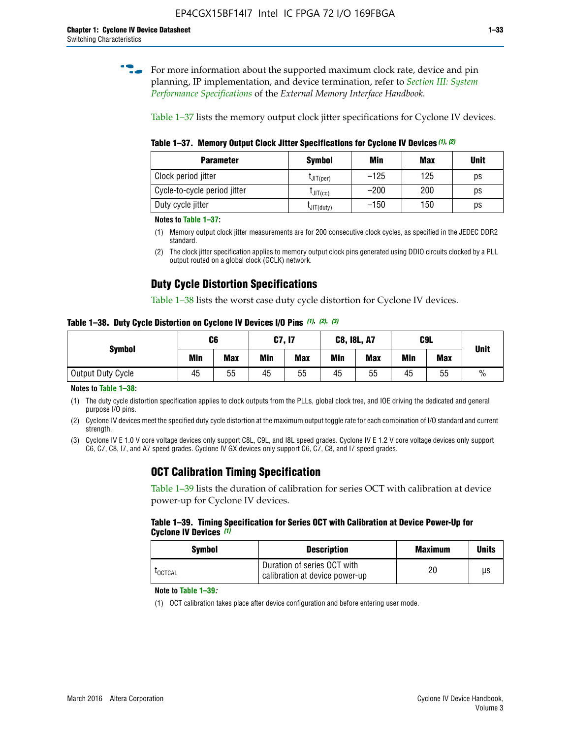For more information about the supported maximum clock rate, device and pin planning, IP implementation, and device termination, refer to *Section III: System Performance Specifications* of the *External Memory Interface Handbook*.

Table 1–37 lists the memory output clock jitter specifications for Cyclone IV devices.

**Table 1–37. Memory Output Clock Jitter Specifications for Cyclone IV Devices (1), (2)**

| Parameter | Symbol | Min | Max | Unit |
|---|---|---|---|---|
| Clock period jitter | $t_{JIT(per)}$ | –125 | 125 | ps |
| Cycle-to-cycle period jitter | $t_{JIT(cc)}$ | –200 | 200 | ps |
| Duty cycle jitter | $t_{JIT(duty)}$ | –150 | 150 | ps |

**Notes to Table 1–37:**

(1) Memory output clock jitter measurements are for 200 consecutive clock cycles, as specified in the JEDEC DDR2 standard.

(2) The clock jitter specification applies to memory output clock pins generated using DDIO circuits clocked by a PLL output routed on a global clock (GCLK) network.

## Duty Cycle Distortion Specifications

Table 1–38 lists the worst case duty cycle distortion for Cyclone IV devices.

**Table 1–38. Duty Cycle Distortion on Cyclone IV Devices I/O Pins (1), (2), (3)**

| Symbol | C6 | | C7, I7 | | C8, I8L, A7 | | C9L | | Unit |
|---|---|---|---|---|---|---|---|---|---|
| | Min | Max | Min | Max | Min | Max | Min | Max | |
| Output Duty Cycle | 45 | 55 | 45 | 55 | 45 | 55 | 45 | 55 | % |

**Notes to Table 1–38:**

(1) The duty cycle distortion specification applies to clock outputs from the PLLs, global clock tree, and IOE driving the dedicated and general purpose I/O pins.

(2) Cyclone IV devices meet the specified duty cycle distortion at the maximum output toggle rate for each combination of I/O standard and current strength.

(3) Cyclone IV E 1.0 V core voltage devices only support C8L, C9L, and I8L speed grades. Cyclone IV E 1.2 V core voltage devices only support C6, C7, C8, I7, and A7 speed grades. Cyclone IV GX devices only support C6, C7, C8, and I7 speed grades.

## OCT Calibration Timing Specification

Table 1–39 lists the duration of calibration for series OCT with calibration at device power-up for Cyclone IV devices.

**Table 1–39. Timing Specification for Series OCT with Calibration at Device Power-Up for Cyclone IV Devices (1)**

| Symbol | Description | Maximum | Units |
|---|---|---|---|
| $t_{OCTCAL}$ | Duration of series OCT with calibration at device power-up | 20 | µs |

**Note to Table 1–39:**

(1) OCT calibration takes place after device configuration and before entering user mode.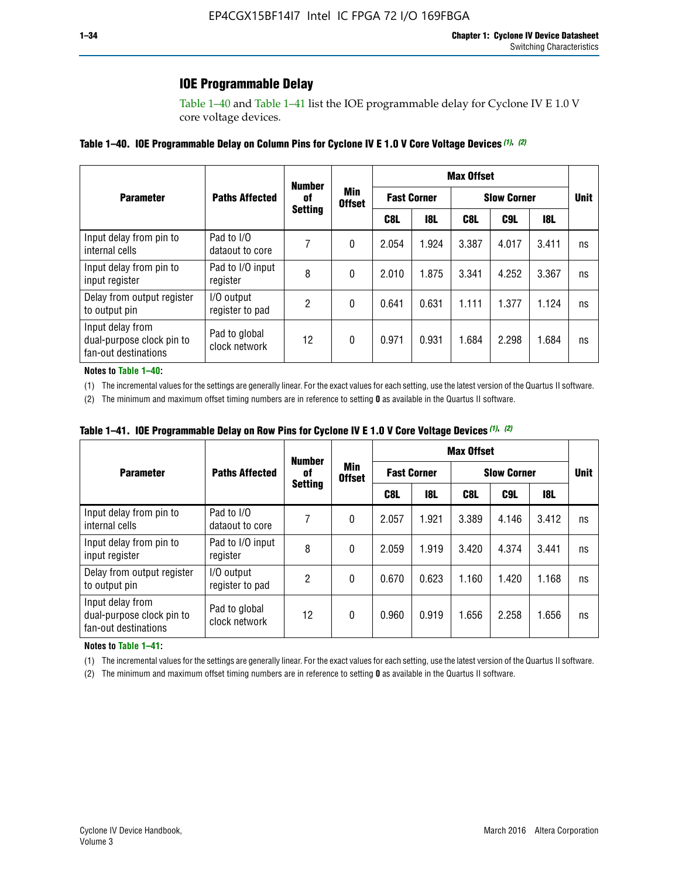## IOE Programmable Delay

Table 1–40 and Table 1–41 list the IOE programmable delay for Cyclone IV E 1.0 V core voltage devices.

**Table 1–40. IOE Programmable Delay on Column Pins for Cyclone IV E 1.0 V Core Voltage Devices (1), (2)**

| Parameter | Paths Affected | Number of Setting | Min Offset | Max Offset | | | | | Unit |
|---|---|---|---|---|---|---|---|---|---|
| | | | | Fast Corner | | Slow Corner | | | |
| | | | | C8L | I8L | C8L | C9L | I8L | |
| Input delay from pin to internal cells | Pad to I/O dataout to core | 7 | 0 | 2.054 | 1.924 | 3.387 | 4.017 | 3.411 | ns |
| Input delay from pin to input register | Pad to I/O input register | 8 | 0 | 2.010 | 1.875 | 3.341 | 4.252 | 3.367 | ns |
| Delay from output register to output pin | I/O output register to pad | 2 | 0 | 0.641 | 0.631 | 1.111 | 1.377 | 1.124 | ns |
| Input delay from dual-purpose clock pin to fan-out destinations | Pad to global clock network | 12 | 0 | 0.971 | 0.931 | 1.684 | 2.298 | 1.684 | ns |

**Notes to Table 1–40:**

(1) The incremental values for the settings are generally linear. For the exact values for each setting, use the latest version of the Quartus II software.

(2) The minimum and maximum offset timing numbers are in reference to setting **0** as available in the Quartus II software.

**Table 1–41. IOE Programmable Delay on Row Pins for Cyclone IV E 1.0 V Core Voltage Devices (1), (2)**

| Parameter | Paths Affected | Number of Setting | Min Offset | Max Offset | | | | | Unit |
|---|---|---|---|---|---|---|---|---|---|
| | | | | Fast Corner | | Slow Corner | | | |
| | | | | C8L | I8L | C8L | C9L | I8L | |
| Input delay from pin to internal cells | Pad to I/O dataout to core | 7 | 0 | 2.057 | 1.921 | 3.389 | 4.146 | 3.412 | ns |
| Input delay from pin to input register | Pad to I/O input register | 8 | 0 | 2.059 | 1.919 | 3.420 | 4.374 | 3.441 | ns |
| Delay from output register to output pin | I/O output register to pad | 2 | 0 | 0.670 | 0.623 | 1.160 | 1.420 | 1.168 | ns |
| Input delay from dual-purpose clock pin to fan-out destinations | Pad to global clock network | 12 | 0 | 0.960 | 0.919 | 1.656 | 2.258 | 1.656 | ns |

**Notes to Table 1–41:**

(1) The incremental values for the settings are generally linear. For the exact values for each setting, use the latest version of the Quartus II software.

(2) The minimum and maximum offset timing numbers are in reference to setting **0** as available in the Quartus II software.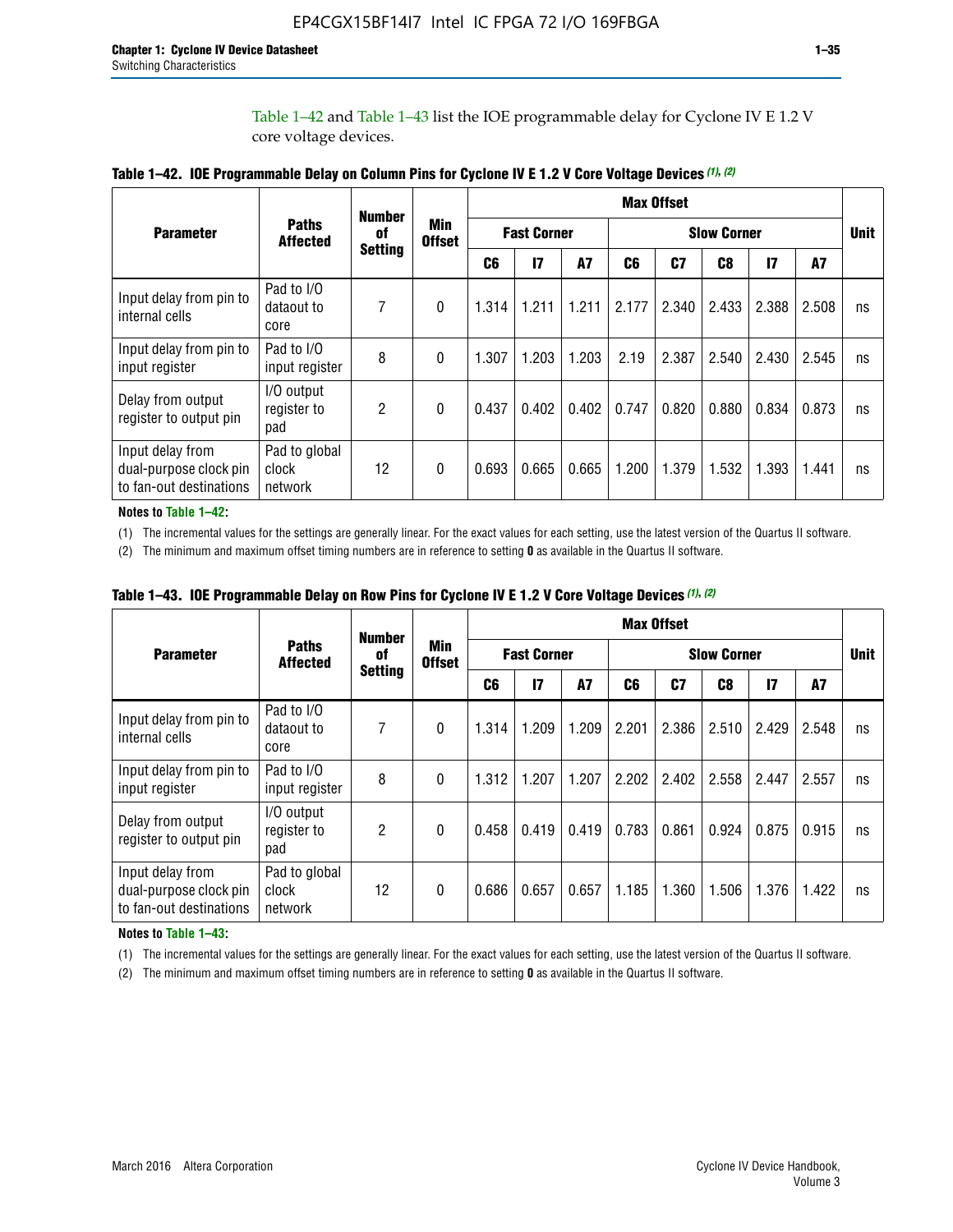Table 1–42 and Table 1–43 list the IOE programmable delay for Cyclone IV E 1.2 V core voltage devices.

**Table 1–42. IOE Programmable Delay on Column Pins for Cyclone IV E 1.2 V Core Voltage Devices (1), (2)**

| Parameter | Paths Affected | Number of Setting | Min Offset | Max Offset | | | | | | | | Unit |
|---|---|---|---|---|---|---|---|---|---|---|---|---|
| | | | | Fast Corner | | | Slow Corner | | | | | |
| | | | | C6 | I7 | A7 | C6 | C7 | C8 | I7 | A7 | |
| Input delay from pin to internal cells | Pad to I/O dataout to core | 7 | 0 | 1.314 | 1.211 | 1.211 | 2.177 | 2.340 | 2.433 | 2.388 | 2.508 | ns |
| Input delay from pin to input register | Pad to I/O input register | 8 | 0 | 1.307 | 1.203 | 1.203 | 2.19 | 2.387 | 2.540 | 2.430 | 2.545 | ns |
| Delay from output register to output pin | I/O output register to pad | 2 | 0 | 0.437 | 0.402 | 0.402 | 0.747 | 0.820 | 0.880 | 0.834 | 0.873 | ns |
| Input delay from dual-purpose clock pin to fan-out destinations | Pad to global clock network | 12 | 0 | 0.693 | 0.665 | 0.665 | 1.200 | 1.379 | 1.532 | 1.393 | 1.441 | ns |

**Notes to Table 1–42:**

(1) The incremental values for the settings are generally linear. For the exact values for each setting, use the latest version of the Quartus II software.

(2) The minimum and maximum offset timing numbers are in reference to setting **0** as available in the Quartus II software.

**Table 1–43. IOE Programmable Delay on Row Pins for Cyclone IV E 1.2 V Core Voltage Devices (1), (2)**

| Parameter | Paths Affected | Number of Setting | Min Offset | Max Offset | | | | | | | | Unit |
|---|---|---|---|---|---|---|---|---|---|---|---|---|
| | | | | Fast Corner | | | Slow Corner | | | | | |
| | | | | C6 | I7 | A7 | C6 | C7 | C8 | I7 | A7 | |
| Input delay from pin to internal cells | Pad to I/O dataout to core | 7 | 0 | 1.314 | 1.209 | 1.209 | 2.201 | 2.386 | 2.510 | 2.429 | 2.548 | ns |
| Input delay from pin to input register | Pad to I/O input register | 8 | 0 | 1.312 | 1.207 | 1.207 | 2.202 | 2.402 | 2.558 | 2.447 | 2.557 | ns |
| Delay from output register to output pin | I/O output register to pad | 2 | 0 | 0.458 | 0.419 | 0.419 | 0.783 | 0.861 | 0.924 | 0.875 | 0.915 | ns |
| Input delay from dual-purpose clock pin to fan-out destinations | Pad to global clock network | 12 | 0 | 0.686 | 0.657 | 0.657 | 1.185 | 1.360 | 1.506 | 1.376 | 1.422 | ns |

**Notes to Table 1–43:**

(1) The incremental values for the settings are generally linear. For the exact values for each setting, use the latest version of the Quartus II software.

(2) The minimum and maximum offset timing numbers are in reference to setting **0** as available in the Quartus II software.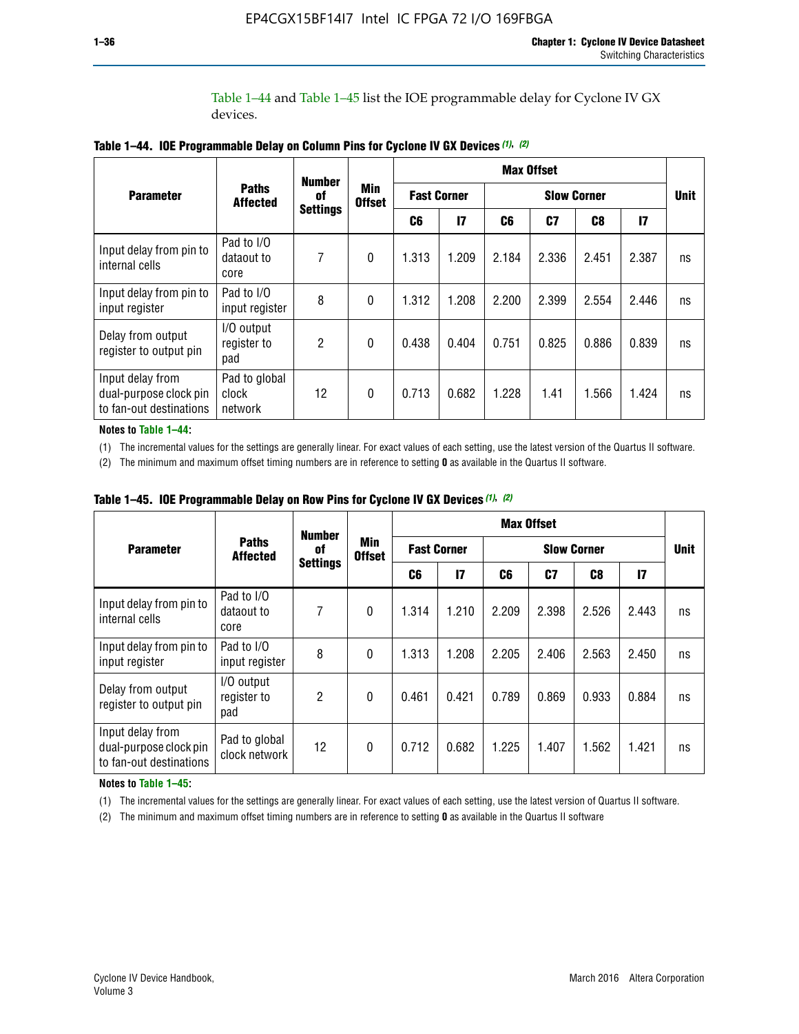Table 1–44 and Table 1–45 list the IOE programmable delay for Cyclone IV GX devices.

**Table 1–44. IOE Programmable Delay on Column Pins for Cyclone IV GX Devices (1), (2)**

| Parameter | Paths Affected | Number of Settings | Min Offset | Max Offset | | | | | | Unit |
|---|---|---|---|---|---|---|---|---|---|---|
| | | | | Fast Corner | | Slow Corner | | | | |
| | | | | C6 | I7 | C6 | C7 | C8 | I7 | |
| Input delay from pin to internal cells | Pad to I/O dataout to core | 7 | 0 | 1.313 | 1.209 | 2.184 | 2.336 | 2.451 | 2.387 | ns |
| Input delay from pin to input register | Pad to I/O input register | 8 | 0 | 1.312 | 1.208 | 2.200 | 2.399 | 2.554 | 2.446 | ns |
| Delay from output register to output pin | I/O output register to pad | 2 | 0 | 0.438 | 0.404 | 0.751 | 0.825 | 0.886 | 0.839 | ns |
| Input delay from dual-purpose clock pin to fan-out destinations | Pad to global clock network | 12 | 0 | 0.713 | 0.682 | 1.228 | 1.41 | 1.566 | 1.424 | ns |

**Notes to Table 1–44:**

(1) The incremental values for the settings are generally linear. For exact values of each setting, use the latest version of the Quartus II software.

(2) The minimum and maximum offset timing numbers are in reference to setting **0** as available in the Quartus II software.

**Table 1–45. IOE Programmable Delay on Row Pins for Cyclone IV GX Devices (1), (2)**

| Parameter | Paths Affected | Number of Settings | Min Offset | Max Offset | | | | | | Unit |
|---|---|---|---|---|---|---|---|---|---|---|
| | | | | Fast Corner | | Slow Corner | | | | |
| | | | | C6 | I7 | C6 | C7 | C8 | I7 | |
| Input delay from pin to internal cells | Pad to I/O dataout to core | 7 | 0 | 1.314 | 1.210 | 2.209 | 2.398 | 2.526 | 2.443 | ns |
| Input delay from pin to input register | Pad to I/O input register | 8 | 0 | 1.313 | 1.208 | 2.205 | 2.406 | 2.563 | 2.450 | ns |
| Delay from output register to output pin | I/O output register to pad | 2 | 0 | 0.461 | 0.421 | 0.789 | 0.869 | 0.933 | 0.884 | ns |
| Input delay from dual-purpose clock pin to fan-out destinations | Pad to global clock network | 12 | 0 | 0.712 | 0.682 | 1.225 | 1.407 | 1.562 | 1.421 | ns |

**Notes to Table 1–45:**

(1) The incremental values for the settings are generally linear. For exact values of each setting, use the latest version of Quartus II software.

(2) The minimum and maximum offset timing numbers are in reference to setting **0** as available in the Quartus II software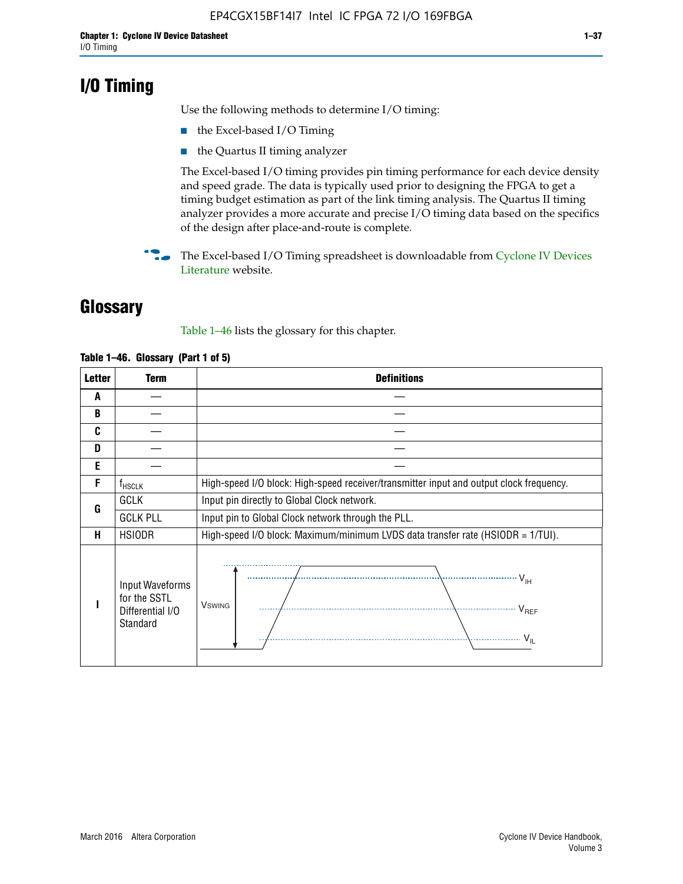# I/O Timing

Use the following methods to determine I/O timing:

- the Excel-based I/O Timing
- the Quartus II timing analyzer

The Excel-based I/O timing provides pin timing performance for each device density and speed grade. The data is typically used prior to designing the FPGA to get a timing budget estimation as part of the link timing analysis. The Quartus II timing analyzer provides a more accurate and precise I/O timing data based on the specifics of the design after place-and-route is complete.

The Excel-based I/O Timing spreadsheet is downloadable from Cyclone IV Devices Literature website.

# Glossary

Table 1–46 lists the glossary for this chapter.

**Table 1–46. Glossary (Part 1 of 5)**

| Letter | Term | Definitions |
|---|---|---|
| A | — | — |
| B | — | — |
| C | — | — |
| D | — | — |
| E | — | — |
| F | $f_{HSCLK}$ | High-speed I/O block: High-speed receiver/transmitter input and output clock frequency. |
| G | GCLK | Input pin directly to Global Clock network. |
| | GCLK PLL | Input pin to Global Clock network through the PLL. |
| H | HSIODR | High-speed I/O block: Maximum/minimum LVDS data transfer rate (HSIODR = 1/TUI). |
| I | Input Waveforms for the SSTL Differential I/O Standard | $V_{SWING}$, $V_{IH}$, $V_{REF}$, $V_{IL}$ |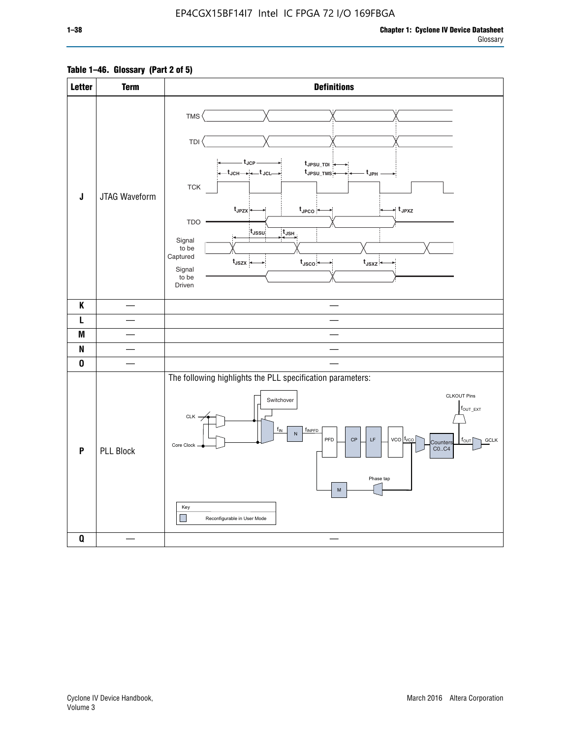**Table 1–46. Glossary (Part 2 of 5)**

| Letter | Term | Definitions |
|---|---|---|
| J | JTAG Waveform | TMS, TDI, TCK, TDO, Signal to be Captured, Signal to be Driven waveforms with timing parameters $t_{JCP}$, $t_{JCH}$, $t_{JCL}$, $t_{JPSU\_TDI}$, $t_{JPSU\_TMS}$, $t_{JPH}$, $t_{JPZX}$, $t_{JPCO}$, $t_{JPXZ}$, $t_{JSSU}$, $t_{JSH}$, $t_{JSZX}$, $t_{JSCO}$, $t_{JSXZ}$ |
| K | — | — |
| L | — | — |
| M | — | — |
| N | — | — |
| O | — | — |
| P | PLL Block | The following highlights the PLL specification parameters: (PLL block diagram: CLK, Core Clock, Switchover, $f_{IN}$, N, $f_{INPFD}$, PFD, CP, LF, VCO, $f_{VCO}$, Counters C0..C4, $f_{OUT}$, GCLK, CLKOUT Pins, $f_{OUT\_EXT}$, Phase tap, M. Key: Reconfigurable in User Mode) |
| Q | — | — |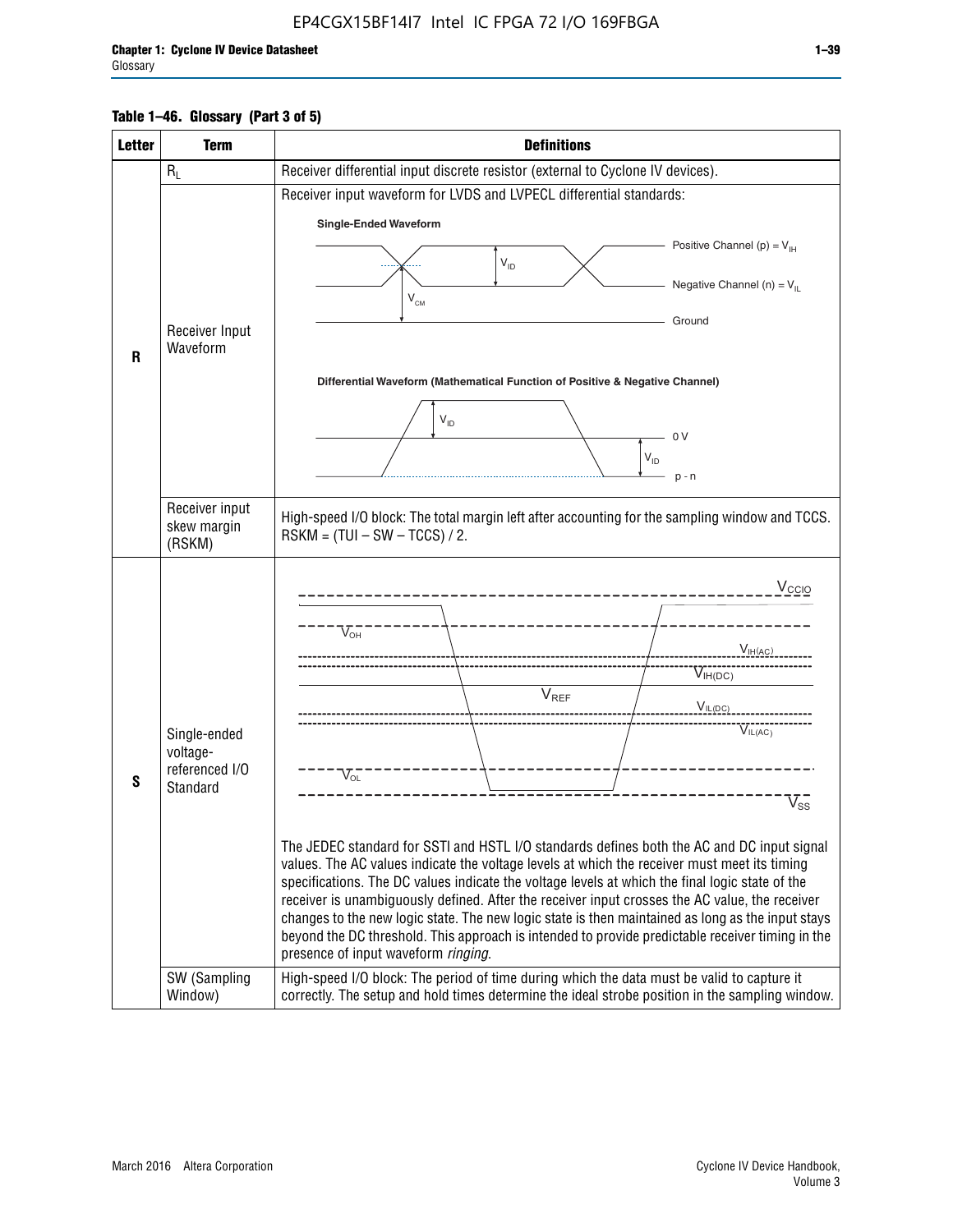**Table 1–46. Glossary (Part 3 of 5)**

| Letter | Term | Definitions |
|---|---|---|
| R | $R_L$ | Receiver differential input discrete resistor (external to Cyclone IV devices). |
| | Receiver Input Waveform | Receiver input waveform for LVDS and LVPECL differential standards:<br>**Single-Ended Waveform**: Positive Channel (p) = $V_{IH}$; Negative Channel (n) = $V_{IL}$; $V_{ID}$; $V_{CM}$; Ground<br>**Differential Waveform (Mathematical Function of Positive & Negative Channel)**: $V_{ID}$; 0 V; $V_{ID}$; p - n |
| | Receiver input skew margin (RSKM) | High-speed I/O block: The total margin left after accounting for the sampling window and TCCS. RSKM = (TUI – SW – TCCS) / 2. |
| S | Single-ended voltage-referenced I/O Standard | $V_{CCIO}$, $V_{OH}$, $V_{IH(AC)}$, $V_{IH(DC)}$, $V_{REF}$, $V_{IL(DC)}$, $V_{IL(AC)}$, $V_{OL}$, $V_{SS}$<br><br>The JEDEC standard for SSTl and HSTL I/O standards defines both the AC and DC input signal values. The AC values indicate the voltage levels at which the receiver must meet its timing specifications. The DC values indicate the voltage levels at which the final logic state of the receiver is unambiguously defined. After the receiver input crosses the AC value, the receiver changes to the new logic state. The new logic state is then maintained as long as the input stays beyond the DC threshold. This approach is intended to provide predictable receiver timing in the presence of input waveform *ringing*. |
| | SW (Sampling Window) | High-speed I/O block: The period of time during which the data must be valid to capture it correctly. The setup and hold times determine the ideal strobe position in the sampling window. |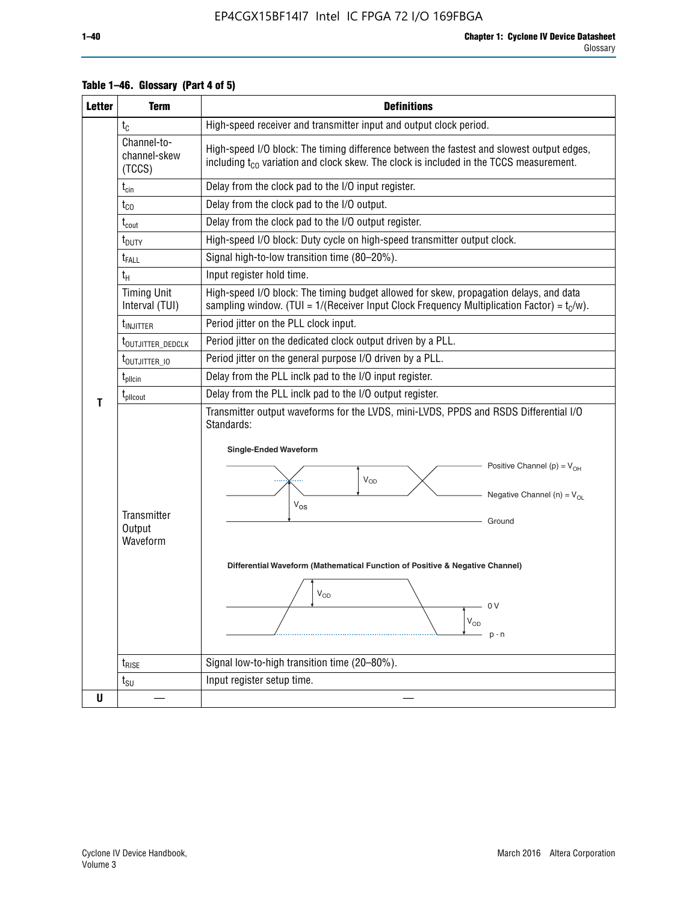**Table 1–46. Glossary (Part 4 of 5)**

| Letter | Term | Definitions |
|---|---|---|
| T | $t_C$ | High-speed receiver and transmitter input and output clock period. |
| | Channel-to-channel-skew (TCCS) | High-speed I/O block: The timing difference between the fastest and slowest output edges, including $t_{CO}$ variation and clock skew. The clock is included in the TCCS measurement. |
| | $t_{cin}$ | Delay from the clock pad to the I/O input register. |
| | $t_{CO}$ | Delay from the clock pad to the I/O output. |
| | $t_{cout}$ | Delay from the clock pad to the I/O output register. |
| | $t_{DUTY}$ | High-speed I/O block: Duty cycle on high-speed transmitter output clock. |
| | $t_{FALL}$ | Signal high-to-low transition time (80–20%). |
| | $t_H$ | Input register hold time. |
| | Timing Unit Interval (TUI) | High-speed I/O block: The timing budget allowed for skew, propagation delays, and data sampling window. (TUI = 1/(Receiver Input Clock Frequency Multiplication Factor) = $t_C/w$). |
| | $t_{INJITTER}$ | Period jitter on the PLL clock input. |
| | $t_{OUTJITTER\_DEDCLK}$ | Period jitter on the dedicated clock output driven by a PLL. |
| | $t_{OUTJITTER\_IO}$ | Period jitter on the general purpose I/O driven by a PLL. |
| | $t_{pllcin}$ | Delay from the PLL inclk pad to the I/O input register. |
| | $t_{pllcout}$ | Delay from the PLL inclk pad to the I/O output register. |
| | Transmitter Output Waveform | Transmitter output waveforms for the LVDS, mini-LVDS, PPDS and RSDS Differential I/O Standards: **Single-Ended Waveform** (Positive Channel (p) = $V_{OH}$; Negative Channel (n) = $V_{OL}$; $V_{OD}$; $V_{OS}$; Ground) **Differential Waveform (Mathematical Function of Positive & Negative Channel)** ($V_{OD}$; 0 V; $V_{OD}$; p - n) |
| | $t_{RISE}$ | Signal low-to-high transition time (20–80%). |
| | $t_{SU}$ | Input register setup time. |
| U | — | — |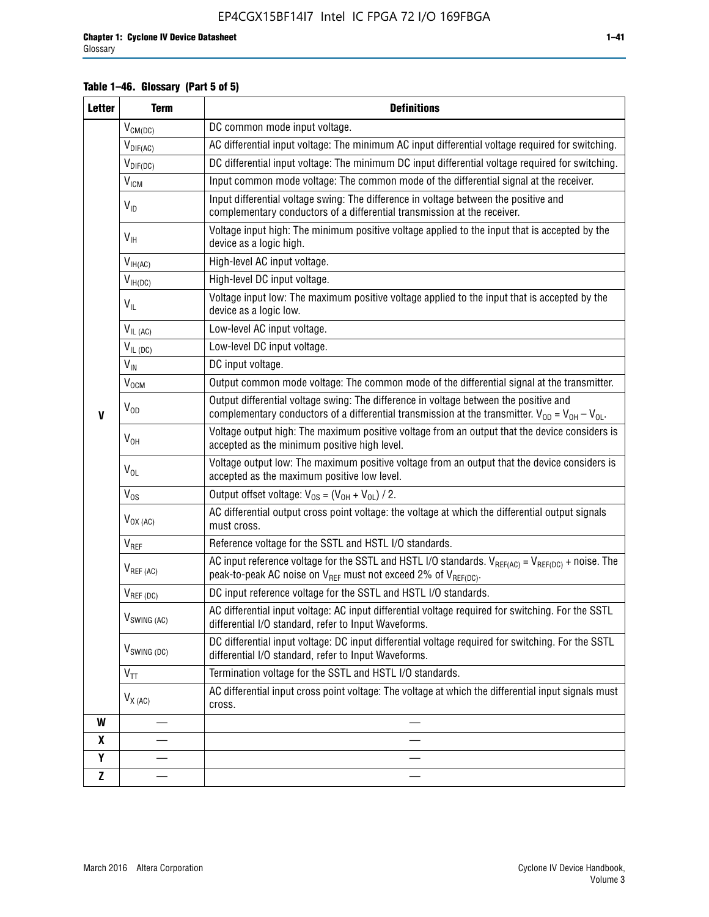**Table 1–46. Glossary (Part 5 of 5)**

| Letter | Term | Definitions |
|---|---|---|
| V | $V_{CM(DC)}$ | DC common mode input voltage. |
| | $V_{DIF(AC)}$ | AC differential input voltage: The minimum AC input differential voltage required for switching. |
| | $V_{DIF(DC)}$ | DC differential input voltage: The minimum DC input differential voltage required for switching. |
| | $V_{ICM}$ | Input common mode voltage: The common mode of the differential signal at the receiver. |
| | $V_{ID}$ | Input differential voltage swing: The difference in voltage between the positive and complementary conductors of a differential transmission at the receiver. |
| | $V_{IH}$ | Voltage input high: The minimum positive voltage applied to the input that is accepted by the device as a logic high. |
| | $V_{IH(AC)}$ | High-level AC input voltage. |
| | $V_{IH(DC)}$ | High-level DC input voltage. |
| | $V_{IL}$ | Voltage input low: The maximum positive voltage applied to the input that is accepted by the device as a logic low. |
| | $V_{IL\ (AC)}$ | Low-level AC input voltage. |
| | $V_{IL\ (DC)}$ | Low-level DC input voltage. |
| | $V_{IN}$ | DC input voltage. |
| | $V_{OCM}$ | Output common mode voltage: The common mode of the differential signal at the transmitter. |
| | $V_{OD}$ | Output differential voltage swing: The difference in voltage between the positive and complementary conductors of a differential transmission at the transmitter. $V_{OD} = V_{OH} - V_{OL}$. |
| | $V_{OH}$ | Voltage output high: The maximum positive voltage from an output that the device considers is accepted as the minimum positive high level. |
| | $V_{OL}$ | Voltage output low: The maximum positive voltage from an output that the device considers is accepted as the maximum positive low level. |
| | $V_{OS}$ | Output offset voltage: $V_{OS} = (V_{OH} + V_{OL}) / 2$. |
| | $V_{OX\ (AC)}$ | AC differential output cross point voltage: the voltage at which the differential output signals must cross. |
| | $V_{REF}$ | Reference voltage for the SSTL and HSTL I/O standards. |
| | $V_{REF\ (AC)}$ | AC input reference voltage for the SSTL and HSTL I/O standards. $V_{REF(AC)} = V_{REF(DC)}$ + noise. The peak-to-peak AC noise on $V_{REF}$ must not exceed 2% of $V_{REF(DC)}$. |
| | $V_{REF\ (DC)}$ | DC input reference voltage for the SSTL and HSTL I/O standards. |
| | $V_{SWING\ (AC)}$ | AC differential input voltage: AC input differential voltage required for switching. For the SSTL differential I/O standard, refer to Input Waveforms. |
| | $V_{SWING\ (DC)}$ | DC differential input voltage: DC input differential voltage required for switching. For the SSTL differential I/O standard, refer to Input Waveforms. |
| | $V_{TT}$ | Termination voltage for the SSTL and HSTL I/O standards. |
| | $V_{X\ (AC)}$ | AC differential input cross point voltage: The voltage at which the differential input signals must cross. |
| W | — | — |
| X | — | — |
| Y | — | — |
| Z | — | — |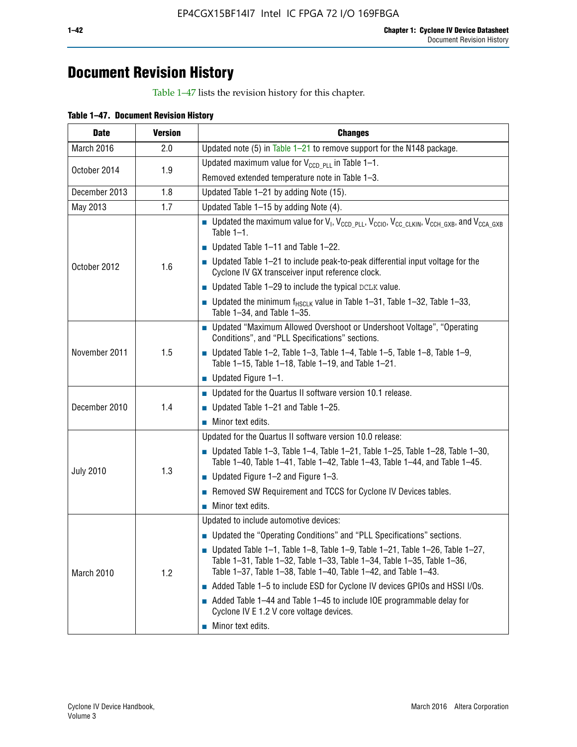# Document Revision History

Table 1–47 lists the revision history for this chapter.

**Table 1–47. Document Revision History**

| Date | Version | Changes |
|---|---|---|
| March 2016 | 2.0 | Updated note (5) in Table 1–21 to remove support for the N148 package. |
| October 2014 | 1.9 | Updated maximum value for $V_{CCD\_PLL}$ in Table 1–1.<br>Removed extended temperature note in Table 1–3. |
| December 2013 | 1.8 | Updated Table 1–21 by adding Note (15). |
| May 2013 | 1.7 | Updated Table 1–15 by adding Note (4). |
| October 2012 | 1.6 | ■ Updated the maximum value for $V_I$, $V_{CCD\_PLL}$, $V_{CCIO}$, $V_{CC\_CLKIN}$, $V_{CCH\_GXB}$, and $V_{CCA\_GXB}$ Table 1–1.<br>■ Updated Table 1–11 and Table 1–22.<br>■ Updated Table 1–21 to include peak-to-peak differential input voltage for the Cyclone IV GX transceiver input reference clock.<br>■ Updated Table 1–29 to include the typical DCLK value.<br>■ Updated the minimum $f_{HSCLK}$ value in Table 1–31, Table 1–32, Table 1–33, Table 1–34, and Table 1–35. |
| November 2011 | 1.5 | ■ Updated "Maximum Allowed Overshoot or Undershoot Voltage", "Operating Conditions", and "PLL Specifications" sections.<br>■ Updated Table 1–2, Table 1–3, Table 1–4, Table 1–5, Table 1–8, Table 1–9, Table 1–15, Table 1–18, Table 1–19, and Table 1–21.<br>■ Updated Figure 1–1. |
| December 2010 | 1.4 | ■ Updated for the Quartus II software version 10.1 release.<br>■ Updated Table 1–21 and Table 1–25.<br>■ Minor text edits. |
| July 2010 | 1.3 | Updated for the Quartus II software version 10.0 release:<br>■ Updated Table 1–3, Table 1–4, Table 1–21, Table 1–25, Table 1–28, Table 1–30, Table 1–40, Table 1–41, Table 1–42, Table 1–43, Table 1–44, and Table 1–45.<br>■ Updated Figure 1–2 and Figure 1–3.<br>■ Removed SW Requirement and TCCS for Cyclone IV Devices tables.<br>■ Minor text edits. |
| March 2010 | 1.2 | Updated to include automotive devices:<br>■ Updated the "Operating Conditions" and "PLL Specifications" sections.<br>■ Updated Table 1–1, Table 1–8, Table 1–9, Table 1–21, Table 1–26, Table 1–27, Table 1–31, Table 1–32, Table 1–33, Table 1–34, Table 1–35, Table 1–36, Table 1–37, Table 1–38, Table 1–40, Table 1–42, and Table 1–43.<br>■ Added Table 1–5 to include ESD for Cyclone IV devices GPIOs and HSSI I/Os.<br>■ Added Table 1–44 and Table 1–45 to include IOE programmable delay for Cyclone IV E 1.2 V core voltage devices.<br>■ Minor text edits. |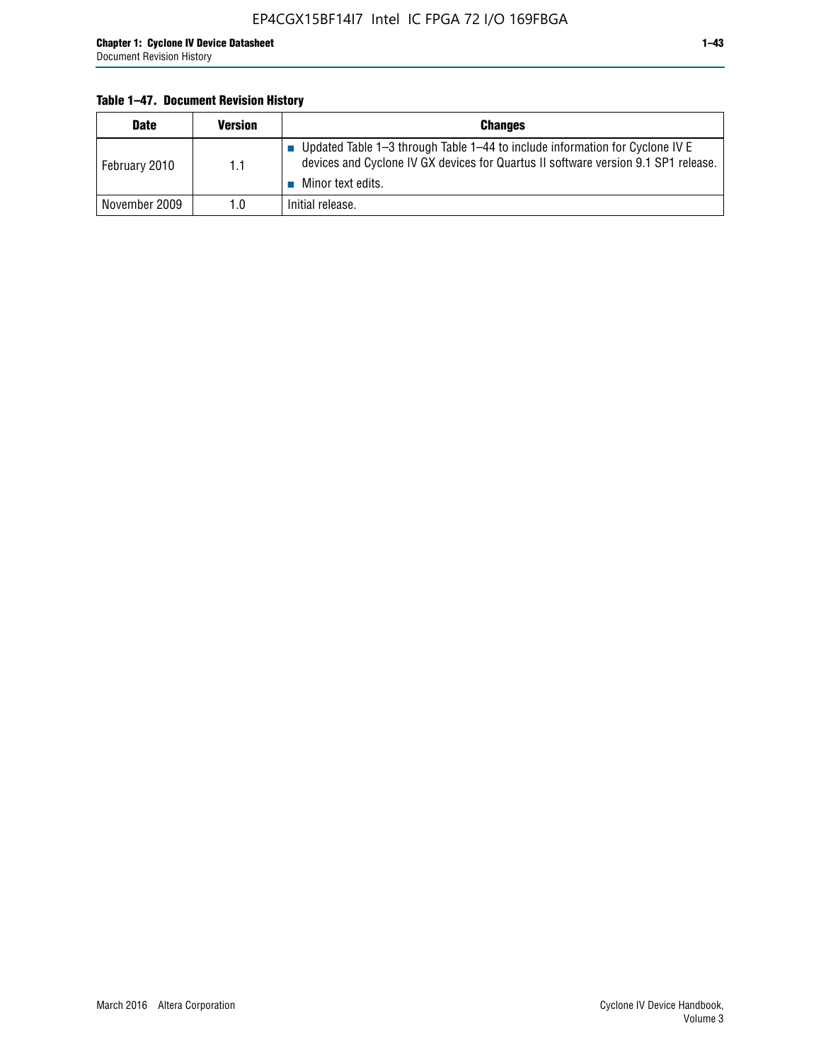**Table 1–47. Document Revision History**

| Date | Version | Changes |
|---|---|---|
| February 2010 | 1.1 | ■ Updated Table 1–3 through Table 1–44 to include information for Cyclone IV E devices and Cyclone IV GX devices for Quartus II software version 9.1 SP1 release.<br>■ Minor text edits. |
| November 2009 | 1.0 | Initial release. |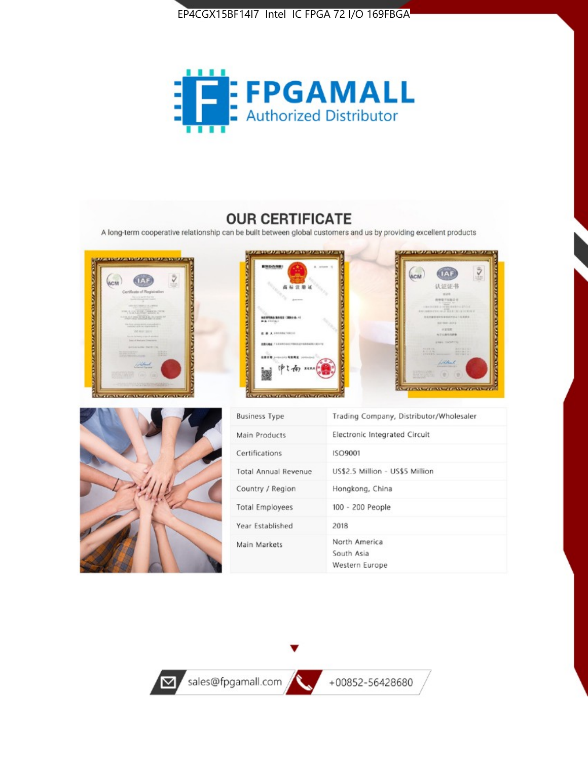FPGAMALL

Authorized Distributor

## OUR CERTIFICATE

A long-term cooperative relationship can be built between global customers and us by providing excellent products

| | |
|---|---|
| Business Type | Trading Company, Distributor/Wholesaler |
| Main Products | Electronic Integrated Circuit |
| Certifications | ISO9001 |
| Total Annual Revenue | US$2.5 Million - US$5 Million |
| Country / Region | Hongkong, China |
| Total Employees | 100 - 200 People |
| Year Established | 2018 |
| Main Markets | North America<br>South Asia<br>Western Europe |

sales@fpgamall.com

+00852-56428680